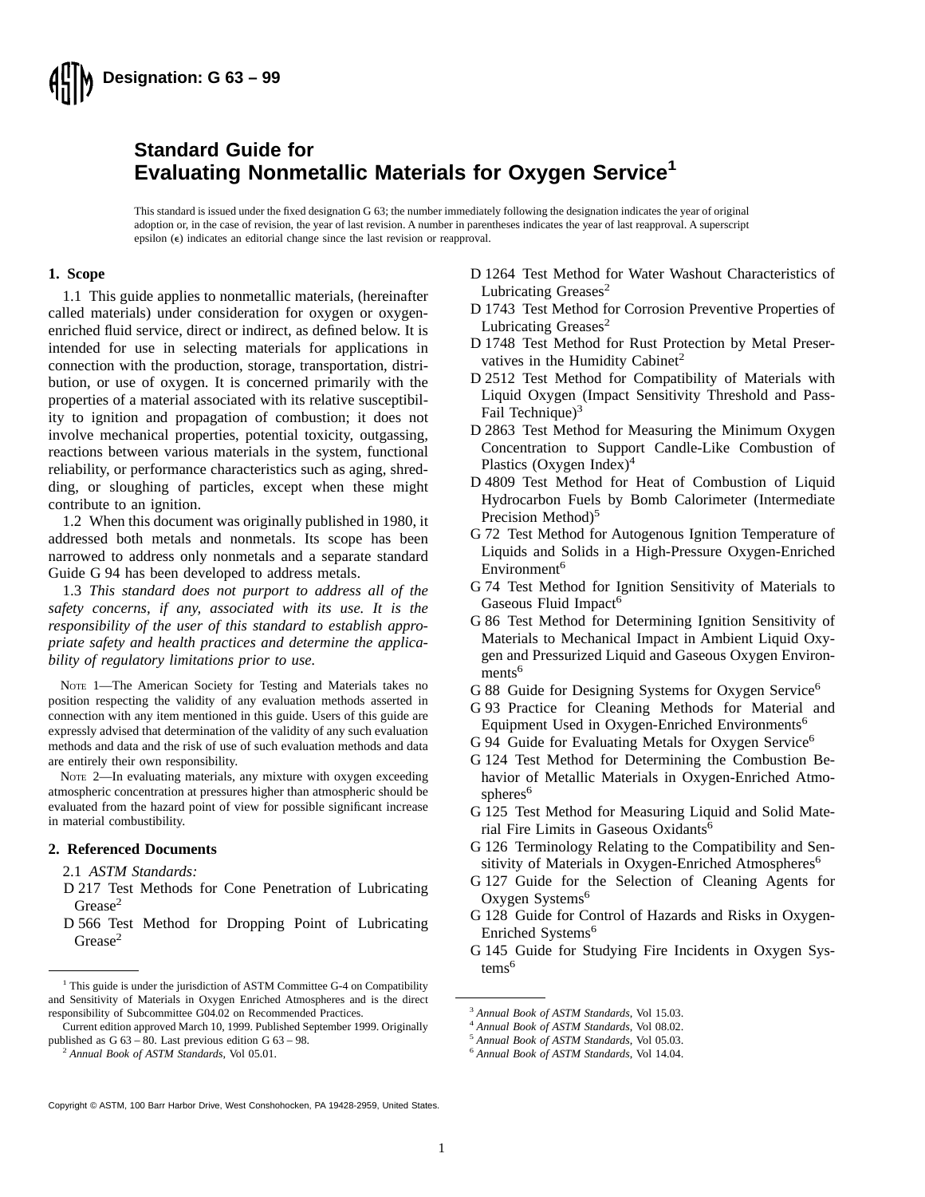**Designation: G 63 – 99**

# Standard Guide for Evaluating Nonmetallic Materials for Oxygen Service[1]

This standard is issued under the fixed designation G 63; the number immediately following the designation indicates the year of original adoption or, in the case of revision, the year of last revision. A number in parentheses indicates the year of last reapproval. A superscript epsilon (ε) indicates an editorial change since the last revision or reapproval.

## 1. Scope

1.1 This guide applies to nonmetallic materials, (hereinafter called materials) under consideration for oxygen or oxygen-enriched fluid service, direct or indirect, as defined below. It is intended for use in selecting materials for applications in connection with the production, storage, transportation, distribution, or use of oxygen. It is concerned primarily with the properties of a material associated with its relative susceptibility to ignition and propagation of combustion; it does not involve mechanical properties, potential toxicity, outgassing, reactions between various materials in the system, functional reliability, or performance characteristics such as aging, shredding, or sloughing of particles, except when these might contribute to an ignition.

1.2 When this document was originally published in 1980, it addressed both metals and nonmetals. Its scope has been narrowed to address only nonmetals and a separate standard Guide G 94 has been developed to address metals.

1.3 *This standard does not purport to address all of the safety concerns, if any, associated with its use. It is the responsibility of the user of this standard to establish appropriate safety and health practices and determine the applicability of regulatory limitations prior to use.*

NOTE 1—The American Society for Testing and Materials takes no position respecting the validity of any evaluation methods asserted in connection with any item mentioned in this guide. Users of this guide are expressly advised that determination of the validity of any such evaluation methods and data and the risk of use of such evaluation methods and data are entirely their own responsibility.

NOTE 2—In evaluating materials, any mixture with oxygen exceeding atmospheric concentration at pressures higher than atmospheric should be evaluated from the hazard point of view for possible significant increase in material combustibility.

## 2. Referenced Documents

2.1 *ASTM Standards:*

D 217 Test Methods for Cone Penetration of Lubricating Grease[2]

D 566 Test Method for Dropping Point of Lubricating Grease[2]

D 1264 Test Method for Water Washout Characteristics of Lubricating Greases[2]

D 1743 Test Method for Corrosion Preventive Properties of Lubricating Greases[2]

D 1748 Test Method for Rust Protection by Metal Preservatives in the Humidity Cabinet[2]

D 2512 Test Method for Compatibility of Materials with Liquid Oxygen (Impact Sensitivity Threshold and Pass-Fail Technique)[3]

D 2863 Test Method for Measuring the Minimum Oxygen Concentration to Support Candle-Like Combustion of Plastics (Oxygen Index)[4]

D 4809 Test Method for Heat of Combustion of Liquid Hydrocarbon Fuels by Bomb Calorimeter (Intermediate Precision Method)[5]

G 72 Test Method for Autogenous Ignition Temperature of Liquids and Solids in a High-Pressure Oxygen-Enriched Environment[6]

G 74 Test Method for Ignition Sensitivity of Materials to Gaseous Fluid Impact[6]

G 86 Test Method for Determining Ignition Sensitivity of Materials to Mechanical Impact in Ambient Liquid Oxygen and Pressurized Liquid and Gaseous Oxygen Environments[6]

G 88 Guide for Designing Systems for Oxygen Service[6]

G 93 Practice for Cleaning Methods for Material and Equipment Used in Oxygen-Enriched Environments[6]

G 94 Guide for Evaluating Metals for Oxygen Service[6]

G 124 Test Method for Determining the Combustion Behavior of Metallic Materials in Oxygen-Enriched Atmospheres[6]

G 125 Test Method for Measuring Liquid and Solid Material Fire Limits in Gaseous Oxidants[6]

G 126 Terminology Relating to the Compatibility and Sensitivity of Materials in Oxygen-Enriched Atmospheres[6]

G 127 Guide for the Selection of Cleaning Agents for Oxygen Systems[6]

G 128 Guide for Control of Hazards and Risks in Oxygen-Enriched Systems[6]

G 145 Guide for Studying Fire Incidents in Oxygen Systems[6]

---

[1] This guide is under the jurisdiction of ASTM Committee G-4 on Compatibility and Sensitivity of Materials in Oxygen Enriched Atmospheres and is the direct responsibility of Subcommittee G04.02 on Recommended Practices.

Current edition approved March 10, 1999. Published September 1999. Originally published as G 63 – 80. Last previous edition G 63 – 98.

[2] *Annual Book of ASTM Standards*, Vol 05.01.

[3] *Annual Book of ASTM Standards*, Vol 15.03.

[4] *Annual Book of ASTM Standards*, Vol 08.02.

[5] *Annual Book of ASTM Standards*, Vol 05.03.

[6] *Annual Book of ASTM Standards*, Vol 14.04.

Copyright © ASTM, 100 Barr Harbor Drive, West Conshohocken, PA 19428-2959, United States.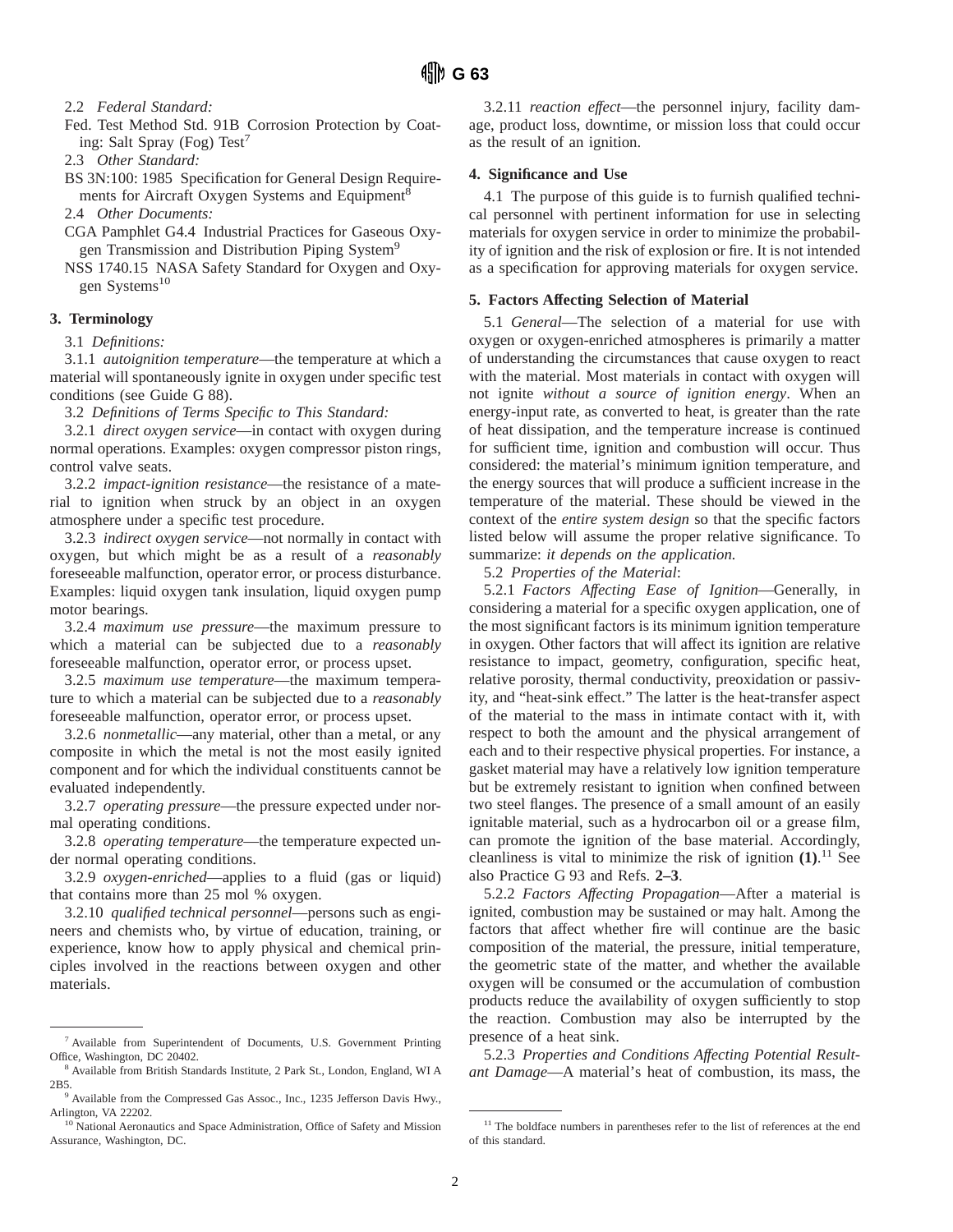2.2 *Federal Standard:*

Fed. Test Method Std. 91B Corrosion Protection by Coating: Salt Spray (Fog) Test[7]

2.3 *Other Standard:*

BS 3N:100: 1985 Specification for General Design Requirements for Aircraft Oxygen Systems and Equipment[8]

2.4 *Other Documents:*

CGA Pamphlet G4.4 Industrial Practices for Gaseous Oxygen Transmission and Distribution Piping System[9]

NSS 1740.15 NASA Safety Standard for Oxygen and Oxygen Systems[10]

## 3. Terminology

3.1 *Definitions:*

3.1.1 *autoignition temperature*—the temperature at which a material will spontaneously ignite in oxygen under specific test conditions (see Guide G 88).

3.2 *Definitions of Terms Specific to This Standard:*

3.2.1 *direct oxygen service*—in contact with oxygen during normal operations. Examples: oxygen compressor piston rings, control valve seats.

3.2.2 *impact-ignition resistance*—the resistance of a material to ignition when struck by an object in an oxygen atmosphere under a specific test procedure.

3.2.3 *indirect oxygen service*—not normally in contact with oxygen, but which might be as a result of a *reasonably* foreseeable malfunction, operator error, or process disturbance. Examples: liquid oxygen tank insulation, liquid oxygen pump motor bearings.

3.2.4 *maximum use pressure*—the maximum pressure to which a material can be subjected due to a *reasonably* foreseeable malfunction, operator error, or process upset.

3.2.5 *maximum use temperature*—the maximum temperature to which a material can be subjected due to a *reasonably* foreseeable malfunction, operator error, or process upset.

3.2.6 *nonmetallic*—any material, other than a metal, or any composite in which the metal is not the most easily ignited component and for which the individual constituents cannot be evaluated independently.

3.2.7 *operating pressure*—the pressure expected under normal operating conditions.

3.2.8 *operating temperature*—the temperature expected under normal operating conditions.

3.2.9 *oxygen-enriched*—applies to a fluid (gas or liquid) that contains more than 25 mol % oxygen.

3.2.10 *qualified technical personnel*—persons such as engineers and chemists who, by virtue of education, training, or experience, know how to apply physical and chemical principles involved in the reactions between oxygen and other materials.

3.2.11 *reaction effect*—the personnel injury, facility damage, product loss, downtime, or mission loss that could occur as the result of an ignition.

## 4. Significance and Use

4.1 The purpose of this guide is to furnish qualified technical personnel with pertinent information for use in selecting materials for oxygen service in order to minimize the probability of ignition and the risk of explosion or fire. It is not intended as a specification for approving materials for oxygen service.

## 5. Factors Affecting Selection of Material

5.1 *General*—The selection of a material for use with oxygen or oxygen-enriched atmospheres is primarily a matter of understanding the circumstances that cause oxygen to react with the material. Most materials in contact with oxygen will not ignite *without a source of ignition energy*. When an energy-input rate, as converted to heat, is greater than the rate of heat dissipation, and the temperature increase is continued for sufficient time, ignition and combustion will occur. Thus considered: the material's minimum ignition temperature, and the energy sources that will produce a sufficient increase in the temperature of the material. These should be viewed in the context of the *entire system design* so that the specific factors listed below will assume the proper relative significance. To summarize: *it depends on the application.*

5.2 *Properties of the Material*:

5.2.1 *Factors Affecting Ease of Ignition*—Generally, in considering a material for a specific oxygen application, one of the most significant factors is its minimum ignition temperature in oxygen. Other factors that will affect its ignition are relative resistance to impact, geometry, configuration, specific heat, relative porosity, thermal conductivity, preoxidation or passivity, and "heat-sink effect." The latter is the heat-transfer aspect of the material to the mass in intimate contact with it, with respect to both the amount and the physical arrangement of each and to their respective physical properties. For instance, a gasket material may have a relatively low ignition temperature but be extremely resistant to ignition when confined between two steel flanges. The presence of a small amount of an easily ignitable material, such as a hydrocarbon oil or a grease film, can promote the ignition of the base material. Accordingly, cleanliness is vital to minimize the risk of ignition **(1)**.[11] See also Practice G 93 and Refs. **2–3**.

5.2.2 *Factors Affecting Propagation*—After a material is ignited, combustion may be sustained or may halt. Among the factors that affect whether fire will continue are the basic composition of the material, the pressure, initial temperature, the geometric state of the matter, and whether the available oxygen will be consumed or the accumulation of combustion products reduce the availability of oxygen sufficiently to stop the reaction. Combustion may also be interrupted by the presence of a heat sink.

5.2.3 *Properties and Conditions Affecting Potential Resultant Damage*—A material's heat of combustion, its mass, the

---

[7] Available from Superintendent of Documents, U.S. Government Printing Office, Washington, DC 20402.

[8] Available from British Standards Institute, 2 Park St., London, England, WI A 2B5.

[9] Available from the Compressed Gas Assoc., Inc., 1235 Jefferson Davis Hwy., Arlington, VA 22202.

[10] National Aeronautics and Space Administration, Office of Safety and Mission Assurance, Washington, DC.

[11] The boldface numbers in parentheses refer to the list of references at the end of this standard.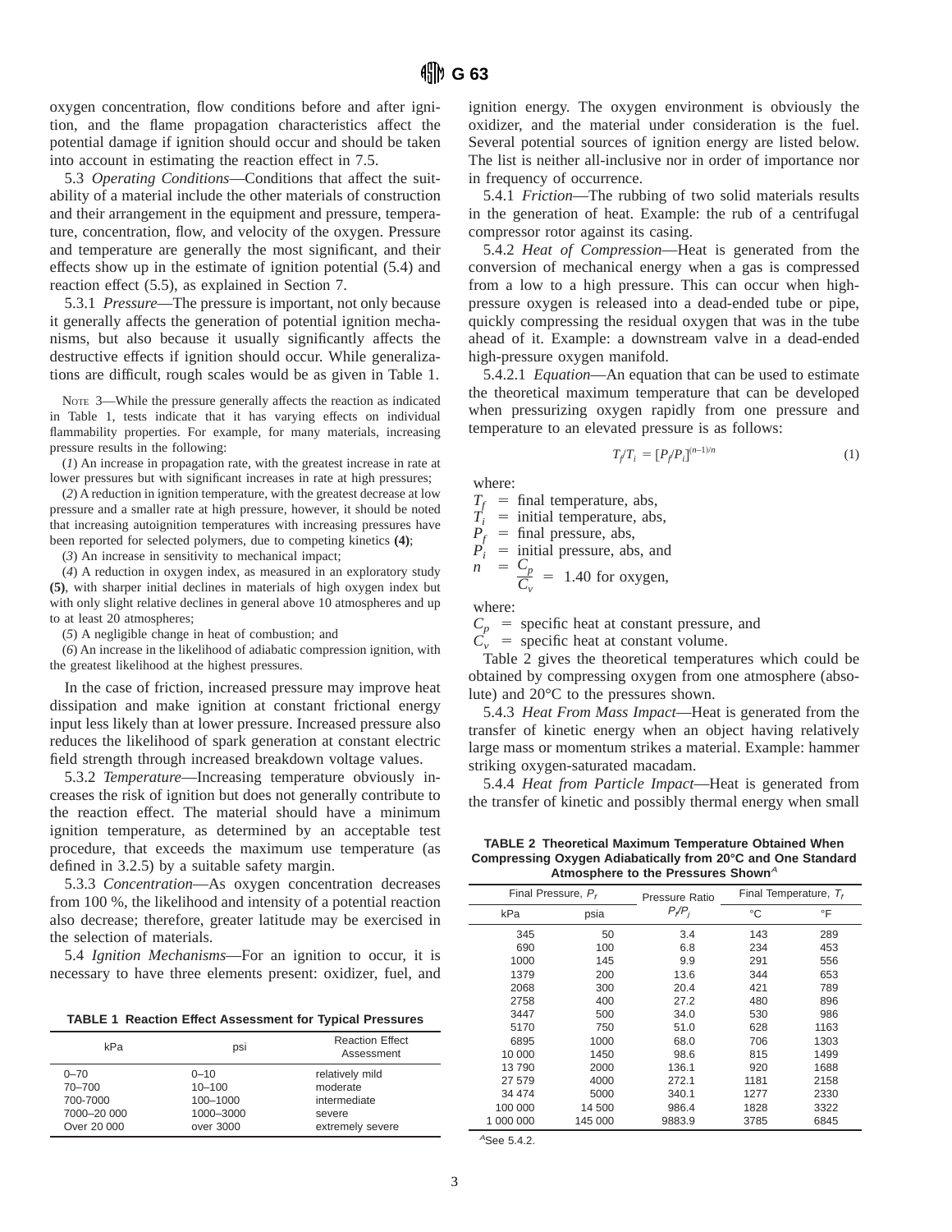oxygen concentration, flow conditions before and after ignition, and the flame propagation characteristics affect the potential damage if ignition should occur and should be taken into account in estimating the reaction effect in 7.5.

5.3 *Operating Conditions*—Conditions that affect the suitability of a material include the other materials of construction and their arrangement in the equipment and pressure, temperature, concentration, flow, and velocity of the oxygen. Pressure and temperature are generally the most significant, and their effects show up in the estimate of ignition potential (5.4) and reaction effect (5.5), as explained in Section 7.

5.3.1 *Pressure*—The pressure is important, not only because it generally affects the generation of potential ignition mechanisms, but also because it usually significantly affects the destructive effects if ignition should occur. While generalizations are difficult, rough scales would be as given in Table 1.

NOTE 3—While the pressure generally affects the reaction as indicated in Table 1, tests indicate that it has varying effects on individual flammability properties. For example, for many materials, increasing pressure results in the following:

(*1*) An increase in propagation rate, with the greatest increase in rate at lower pressures but with significant increases in rate at high pressures;

(*2*) A reduction in ignition temperature, with the greatest decrease at low pressure and a smaller rate at high pressure, however, it should be noted that increasing autoignition temperatures with increasing pressures have been reported for selected polymers, due to competing kinetics **(4)**;

(*3*) An increase in sensitivity to mechanical impact;

(*4*) A reduction in oxygen index, as measured in an exploratory study **(5)**, with sharper initial declines in materials of high oxygen index but with only slight relative declines in general above 10 atmospheres and up to at least 20 atmospheres;

(*5*) A negligible change in heat of combustion; and

(*6*) An increase in the likelihood of adiabatic compression ignition, with the greatest likelihood at the highest pressures.

In the case of friction, increased pressure may improve heat dissipation and make ignition at constant frictional energy input less likely than at lower pressure. Increased pressure also reduces the likelihood of spark generation at constant electric field strength through increased breakdown voltage values.

5.3.2 *Temperature*—Increasing temperature obviously increases the risk of ignition but does not generally contribute to the reaction effect. The material should have a minimum ignition temperature, as determined by an acceptable test procedure, that exceeds the maximum use temperature (as defined in 3.2.5) by a suitable safety margin.

5.3.3 *Concentration*—As oxygen concentration decreases from 100 %, the likelihood and intensity of a potential reaction also decrease; therefore, greater latitude may be exercised in the selection of materials.

5.4 *Ignition Mechanisms*—For an ignition to occur, it is necessary to have three elements present: oxidizer, fuel, and ignition energy. The oxygen environment is obviously the oxidizer, and the material under consideration is the fuel. Several potential sources of ignition energy are listed below. The list is neither all-inclusive nor in order of importance nor in frequency of occurrence.

**TABLE 1 Reaction Effect Assessment for Typical Pressures**

| kPa | psi | Reaction Effect Assessment |
|---|---|---|
| 0–70 | 0–10 | relatively mild |
| 70–700 | 10–100 | moderate |
| 700-7000 | 100–1000 | intermediate |
| 7000–20 000 | 1000–3000 | severe |
| Over 20 000 | over 3000 | extremely severe |

5.4.1 *Friction*—The rubbing of two solid materials results in the generation of heat. Example: the rub of a centrifugal compressor rotor against its casing.

5.4.2 *Heat of Compression*—Heat is generated from the conversion of mechanical energy when a gas is compressed from a low to a high pressure. This can occur when high-pressure oxygen is released into a dead-ended tube or pipe, quickly compressing the residual oxygen that was in the tube ahead of it. Example: a downstream valve in a dead-ended high-pressure oxygen manifold.

5.4.2.1 *Equation*—An equation that can be used to estimate the theoretical maximum temperature that can be developed when pressurizing oxygen rapidly from one pressure and temperature to an elevated pressure is as follows:

$$T_f/T_i = [P_f/P_i]^{(n-1)/n} \tag{1}$$

where:

$T_f$ = final temperature, abs,
$T_i$ = initial temperature, abs,
$P_f$ = final pressure, abs,
$P_i$ = initial pressure, abs, and
$n = \frac{C_p}{C_v} = 1.40$ for oxygen,

where:

$C_p$ = specific heat at constant pressure, and
$C_v$ = specific heat at constant volume.

Table 2 gives the theoretical temperatures which could be obtained by compressing oxygen from one atmosphere (absolute) and 20°C to the pressures shown.

5.4.3 *Heat From Mass Impact*—Heat is generated from the transfer of kinetic energy when an object having relatively large mass or momentum strikes a material. Example: hammer striking oxygen-saturated macadam.

5.4.4 *Heat from Particle Impact*—Heat is generated from the transfer of kinetic and possibly thermal energy when small

**TABLE 2 Theoretical Maximum Temperature Obtained When Compressing Oxygen Adiabatically from 20°C and One Standard Atmosphere to the Pressures Shown**[A]

| Final Pressure, $P_f$ | | Pressure Ratio $P_f/P_i$ | Final Temperature, $T_f$ | |
|---|---|---|---|---|
| kPa | psia | | °C | °F |
| 345 | 50 | 3.4 | 143 | 289 |
| 690 | 100 | 6.8 | 234 | 453 |
| 1000 | 145 | 9.9 | 291 | 556 |
| 1379 | 200 | 13.6 | 344 | 653 |
| 2068 | 300 | 20.4 | 421 | 789 |
| 2758 | 400 | 27.2 | 480 | 896 |
| 3447 | 500 | 34.0 | 530 | 986 |
| 5170 | 750 | 51.0 | 628 | 1163 |
| 6895 | 1000 | 68.0 | 706 | 1303 |
| 10 000 | 1450 | 98.6 | 815 | 1499 |
| 13 790 | 2000 | 136.1 | 920 | 1688 |
| 27 579 | 4000 | 272.1 | 1181 | 2158 |
| 34 474 | 5000 | 340.1 | 1277 | 2330 |
| 100 000 | 14 500 | 986.4 | 1828 | 3322 |
| 1 000 000 | 145 000 | 9883.9 | 3785 | 6845 |

[A] See 5.4.2.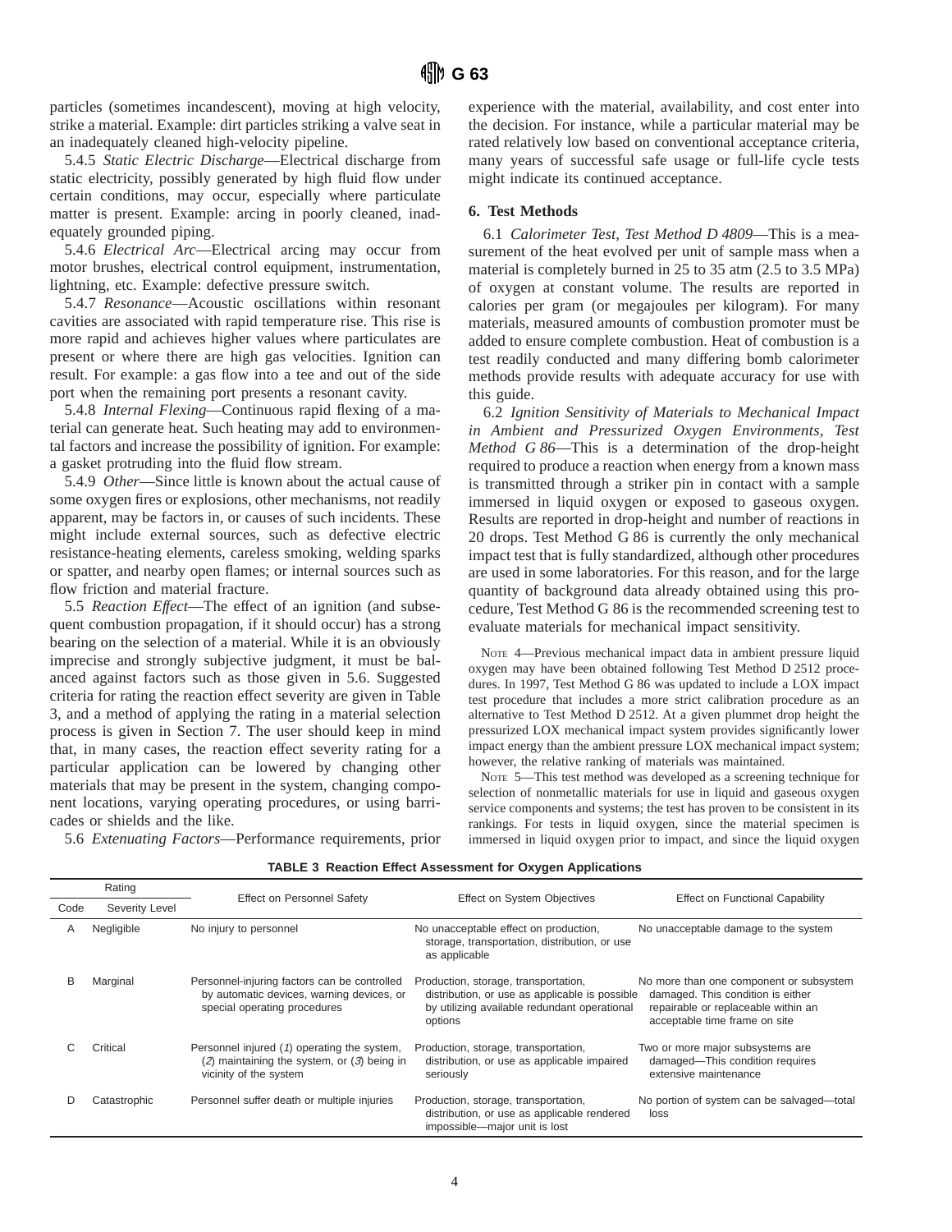particles (sometimes incandescent), moving at high velocity, strike a material. Example: dirt particles striking a valve seat in an inadequately cleaned high-velocity pipeline.

5.4.5 *Static Electric Discharge*—Electrical discharge from static electricity, possibly generated by high fluid flow under certain conditions, may occur, especially where particulate matter is present. Example: arcing in poorly cleaned, inadequately grounded piping.

5.4.6 *Electrical Arc*—Electrical arcing may occur from motor brushes, electrical control equipment, instrumentation, lightning, etc. Example: defective pressure switch.

5.4.7 *Resonance*—Acoustic oscillations within resonant cavities are associated with rapid temperature rise. This rise is more rapid and achieves higher values where particulates are present or where there are high gas velocities. Ignition can result. For example: a gas flow into a tee and out of the side port when the remaining port presents a resonant cavity.

5.4.8 *Internal Flexing*—Continuous rapid flexing of a material can generate heat. Such heating may add to environmental factors and increase the possibility of ignition. For example: a gasket protruding into the fluid flow stream.

5.4.9 *Other*—Since little is known about the actual cause of some oxygen fires or explosions, other mechanisms, not readily apparent, may be factors in, or causes of such incidents. These might include external sources, such as defective electric resistance-heating elements, careless smoking, welding sparks or spatter, and nearby open flames; or internal sources such as flow friction and material fracture.

5.5 *Reaction Effect*—The effect of an ignition (and subsequent combustion propagation, if it should occur) has a strong bearing on the selection of a material. While it is an obviously imprecise and strongly subjective judgment, it must be balanced against factors such as those given in 5.6. Suggested criteria for rating the reaction effect severity are given in Table 3, and a method of applying the rating in a material selection process is given in Section 7. The user should keep in mind that, in many cases, the reaction effect severity rating for a particular application can be lowered by changing other materials that may be present in the system, changing component locations, varying operating procedures, or using barricades or shields and the like.

5.6 *Extenuating Factors*—Performance requirements, prior experience with the material, availability, and cost enter into the decision. For instance, while a particular material may be rated relatively low based on conventional acceptance criteria, many years of successful safe usage or full-life cycle tests might indicate its continued acceptance.

## 6. Test Methods

6.1 *Calorimeter Test, Test Method D 4809*—This is a measurement of the heat evolved per unit of sample mass when a material is completely burned in 25 to 35 atm (2.5 to 3.5 MPa) of oxygen at constant volume. The results are reported in calories per gram (or megajoules per kilogram). For many materials, measured amounts of combustion promoter must be added to ensure complete combustion. Heat of combustion is a test readily conducted and many differing bomb calorimeter methods provide results with adequate accuracy for use with this guide.

6.2 *Ignition Sensitivity of Materials to Mechanical Impact in Ambient and Pressurized Oxygen Environments, Test Method G 86*—This is a determination of the drop-height required to produce a reaction when energy from a known mass is transmitted through a striker pin in contact with a sample immersed in liquid oxygen or exposed to gaseous oxygen. Results are reported in drop-height and number of reactions in 20 drops. Test Method G 86 is currently the only mechanical impact test that is fully standardized, although other procedures are used in some laboratories. For this reason, and for the large quantity of background data already obtained using this procedure, Test Method G 86 is the recommended screening test to evaluate materials for mechanical impact sensitivity.

NOTE 4—Previous mechanical impact data in ambient pressure liquid oxygen may have been obtained following Test Method D 2512 procedures. In 1997, Test Method G 86 was updated to include a LOX impact test procedure that includes a more strict calibration procedure as an alternative to Test Method D 2512. At a given plummet drop height the pressurized LOX mechanical impact system provides significantly lower impact energy than the ambient pressure LOX mechanical impact system; however, the relative ranking of materials was maintained.

NOTE 5—This test method was developed as a screening technique for selection of nonmetallic materials for use in liquid and gaseous oxygen service components and systems; the test has proven to be consistent in its rankings. For tests in liquid oxygen, since the material specimen is immersed in liquid oxygen prior to impact, and since the liquid oxygen

**TABLE 3 Reaction Effect Assessment for Oxygen Applications**

| Rating | | Effect on Personnel Safety | Effect on System Objectives | Effect on Functional Capability |
|---|---|---|---|---|
| Code | Severity Level | | | |
| A | Negligible | No injury to personnel | No unacceptable effect on production, storage, transportation, distribution, or use as applicable | No unacceptable damage to the system |
| B | Marginal | Personnel-injuring factors can be controlled by automatic devices, warning devices, or special operating procedures | Production, storage, transportation, distribution, or use as applicable is possible by utilizing available redundant operational options | No more than one component or subsystem damaged. This condition is either repairable or replaceable within an acceptable time frame on site |
| C | Critical | Personnel injured (*1*) operating the system, (*2*) maintaining the system, or (*3*) being in vicinity of the system | Production, storage, transportation, distribution, or use as applicable impaired seriously | Two or more major subsystems are damaged—This condition requires extensive maintenance |
| D | Catastrophic | Personnel suffer death or multiple injuries | Production, storage, transportation, distribution, or use as applicable rendered impossible—major unit is lost | No portion of system can be salvaged—total loss |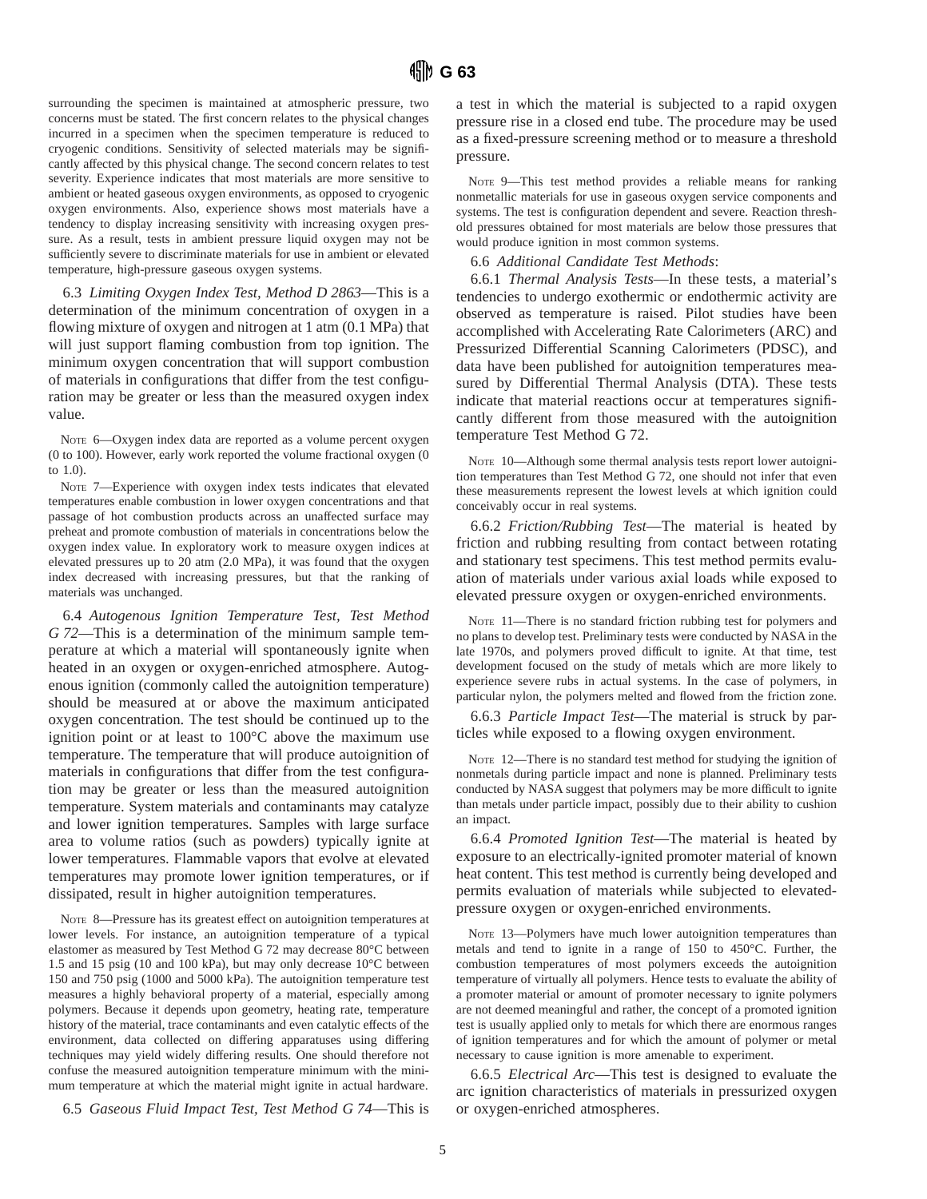surrounding the specimen is maintained at atmospheric pressure, two concerns must be stated. The first concern relates to the physical changes incurred in a specimen when the specimen temperature is reduced to cryogenic conditions. Sensitivity of selected materials may be significantly affected by this physical change. The second concern relates to test severity. Experience indicates that most materials are more sensitive to ambient or heated gaseous oxygen environments, as opposed to cryogenic oxygen environments. Also, experience shows most materials have a tendency to display increasing sensitivity with increasing oxygen pressure. As a result, tests in ambient pressure liquid oxygen may not be sufficiently severe to discriminate materials for use in ambient or elevated temperature, high-pressure gaseous oxygen systems.

6.3 *Limiting Oxygen Index Test, Method D 2863*—This is a determination of the minimum concentration of oxygen in a flowing mixture of oxygen and nitrogen at 1 atm (0.1 MPa) that will just support flaming combustion from top ignition. The minimum oxygen concentration that will support combustion of materials in configurations that differ from the test configuration may be greater or less than the measured oxygen index value.

NOTE 6—Oxygen index data are reported as a volume percent oxygen (0 to 100). However, early work reported the volume fractional oxygen (0 to 1.0).

NOTE 7—Experience with oxygen index tests indicates that elevated temperatures enable combustion in lower oxygen concentrations and that passage of hot combustion products across an unaffected surface may preheat and promote combustion of materials in concentrations below the oxygen index value. In exploratory work to measure oxygen indices at elevated pressures up to 20 atm (2.0 MPa), it was found that the oxygen index decreased with increasing pressures, but that the ranking of materials was unchanged.

6.4 *Autogenous Ignition Temperature Test, Test Method G 72*—This is a determination of the minimum sample temperature at which a material will spontaneously ignite when heated in an oxygen or oxygen-enriched atmosphere. Autogenous ignition (commonly called the autoignition temperature) should be measured at or above the maximum anticipated oxygen concentration. The test should be continued up to the ignition point or at least to 100°C above the maximum use temperature. The temperature that will produce autoignition of materials in configurations that differ from the test configuration may be greater or less than the measured autoignition temperature. System materials and contaminants may catalyze and lower ignition temperatures. Samples with large surface area to volume ratios (such as powders) typically ignite at lower temperatures. Flammable vapors that evolve at elevated temperatures may promote lower ignition temperatures, or if dissipated, result in higher autoignition temperatures.

NOTE 8—Pressure has its greatest effect on autoignition temperatures at lower levels. For instance, an autoignition temperature of a typical elastomer as measured by Test Method G 72 may decrease 80°C between 1.5 and 15 psig (10 and 100 kPa), but may only decrease 10°C between 150 and 750 psig (1000 and 5000 kPa). The autoignition temperature test measures a highly behavioral property of a material, especially among polymers. Because it depends upon geometry, heating rate, temperature history of the material, trace contaminants and even catalytic effects of the environment, data collected on differing apparatuses using differing techniques may yield widely differing results. One should therefore not confuse the measured autoignition temperature minimum with the minimum temperature at which the material might ignite in actual hardware.

6.5 *Gaseous Fluid Impact Test, Test Method G 74*—This is a test in which the material is subjected to a rapid oxygen pressure rise in a closed end tube. The procedure may be used as a fixed-pressure screening method or to measure a threshold pressure.

NOTE 9—This test method provides a reliable means for ranking nonmetallic materials for use in gaseous oxygen service components and systems. The test is configuration dependent and severe. Reaction threshold pressures obtained for most materials are below those pressures that would produce ignition in most common systems.

6.6 *Additional Candidate Test Methods*:

6.6.1 *Thermal Analysis Tests*—In these tests, a material's tendencies to undergo exothermic or endothermic activity are observed as temperature is raised. Pilot studies have been accomplished with Accelerating Rate Calorimeters (ARC) and Pressurized Differential Scanning Calorimeters (PDSC), and data have been published for autoignition temperatures measured by Differential Thermal Analysis (DTA). These tests indicate that material reactions occur at temperatures significantly different from those measured with the autoignition temperature Test Method G 72.

NOTE 10—Although some thermal analysis tests report lower autoignition temperatures than Test Method G 72, one should not infer that even these measurements represent the lowest levels at which ignition could conceivably occur in real systems.

6.6.2 *Friction/Rubbing Test*—The material is heated by friction and rubbing resulting from contact between rotating and stationary test specimens. This test method permits evaluation of materials under various axial loads while exposed to elevated pressure oxygen or oxygen-enriched environments.

NOTE 11—There is no standard friction rubbing test for polymers and no plans to develop test. Preliminary tests were conducted by NASA in the late 1970s, and polymers proved difficult to ignite. At that time, test development focused on the study of metals which are more likely to experience severe rubs in actual systems. In the case of polymers, in particular nylon, the polymers melted and flowed from the friction zone.

6.6.3 *Particle Impact Test*—The material is struck by particles while exposed to a flowing oxygen environment.

NOTE 12—There is no standard test method for studying the ignition of nonmetals during particle impact and none is planned. Preliminary tests conducted by NASA suggest that polymers may be more difficult to ignite than metals under particle impact, possibly due to their ability to cushion an impact.

6.6.4 *Promoted Ignition Test*—The material is heated by exposure to an electrically-ignited promoter material of known heat content. This test method is currently being developed and permits evaluation of materials while subjected to elevated-pressure oxygen or oxygen-enriched environments.

NOTE 13—Polymers have much lower autoignition temperatures than metals and tend to ignite in a range of 150 to 450°C. Further, the combustion temperatures of most polymers exceeds the autoignition temperature of virtually all polymers. Hence tests to evaluate the ability of a promoter material or amount of promoter necessary to ignite polymers are not deemed meaningful and rather, the concept of a promoted ignition test is usually applied only to metals for which there are enormous ranges of ignition temperatures and for which the amount of polymer or metal necessary to cause ignition is more amenable to experiment.

6.6.5 *Electrical Arc*—This test is designed to evaluate the arc ignition characteristics of materials in pressurized oxygen or oxygen-enriched atmospheres.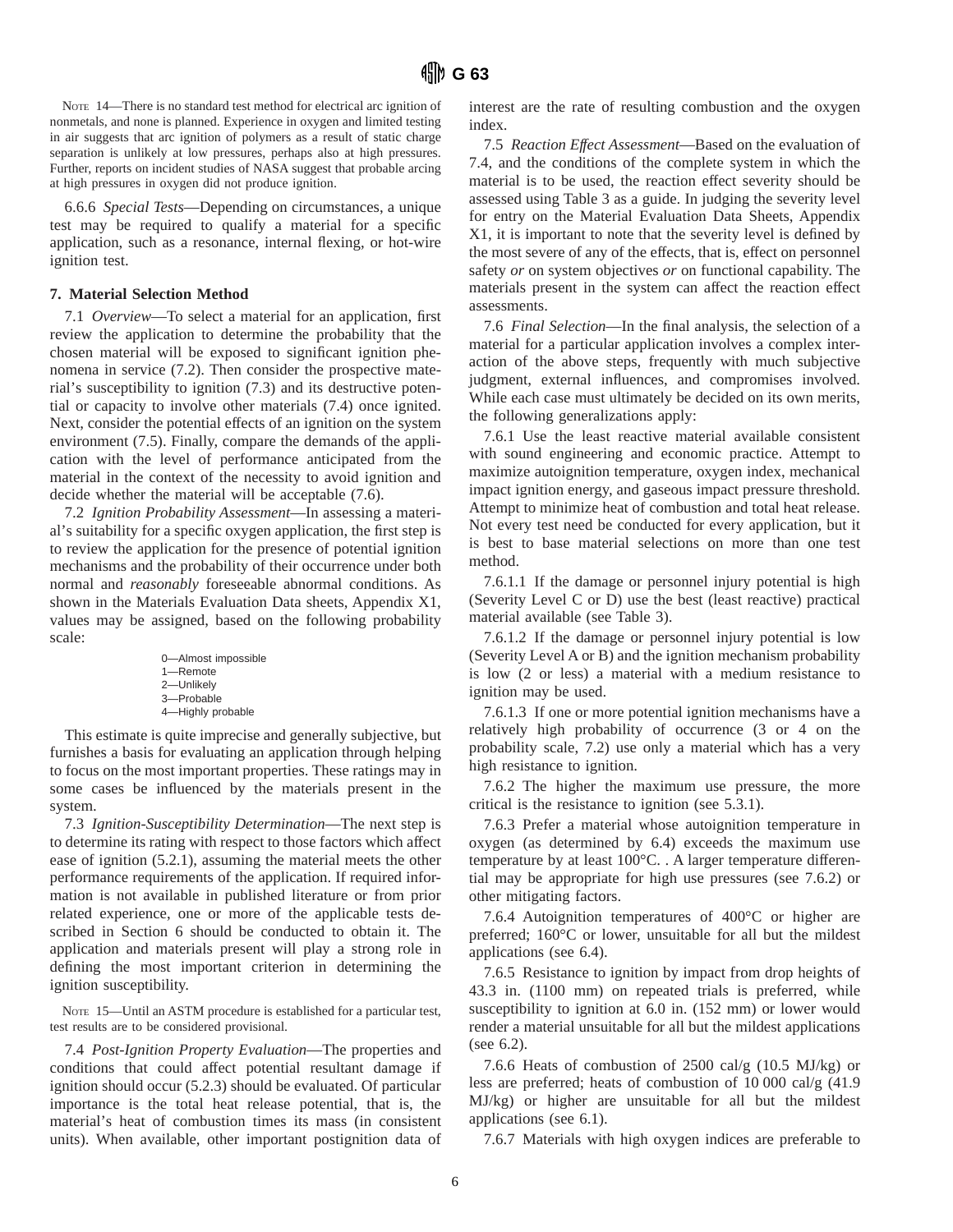NOTE 14—There is no standard test method for electrical arc ignition of nonmetals, and none is planned. Experience in oxygen and limited testing in air suggests that arc ignition of polymers as a result of static charge separation is unlikely at low pressures, perhaps also at high pressures. Further, reports on incident studies of NASA suggest that probable arcing at high pressures in oxygen did not produce ignition.

6.6.6 *Special Tests*—Depending on circumstances, a unique test may be required to qualify a material for a specific application, such as a resonance, internal flexing, or hot-wire ignition test.

## 7. Material Selection Method

7.1 *Overview*—To select a material for an application, first review the application to determine the probability that the chosen material will be exposed to significant ignition phenomena in service (7.2). Then consider the prospective material's susceptibility to ignition (7.3) and its destructive potential or capacity to involve other materials (7.4) once ignited. Next, consider the potential effects of an ignition on the system environment (7.5). Finally, compare the demands of the application with the level of performance anticipated from the material in the context of the necessity to avoid ignition and decide whether the material will be acceptable (7.6).

7.2 *Ignition Probability Assessment*—In assessing a material's suitability for a specific oxygen application, the first step is to review the application for the presence of potential ignition mechanisms and the probability of their occurrence under both normal and *reasonably* foreseeable abnormal conditions. As shown in the Materials Evaluation Data sheets, Appendix X1, values may be assigned, based on the following probability scale:

0—Almost impossible
1—Remote
2—Unlikely
3—Probable
4—Highly probable

This estimate is quite imprecise and generally subjective, but furnishes a basis for evaluating an application through helping to focus on the most important properties. These ratings may in some cases be influenced by the materials present in the system.

7.3 *Ignition-Susceptibility Determination*—The next step is to determine its rating with respect to those factors which affect ease of ignition (5.2.1), assuming the material meets the other performance requirements of the application. If required information is not available in published literature or from prior related experience, one or more of the applicable tests described in Section 6 should be conducted to obtain it. The application and materials present will play a strong role in defining the most important criterion in determining the ignition susceptibility.

NOTE 15—Until an ASTM procedure is established for a particular test, test results are to be considered provisional.

7.4 *Post-Ignition Property Evaluation*—The properties and conditions that could affect potential resultant damage if ignition should occur (5.2.3) should be evaluated. Of particular importance is the total heat release potential, that is, the material's heat of combustion times its mass (in consistent units). When available, other important postignition data of interest are the rate of resulting combustion and the oxygen index.

7.5 *Reaction Effect Assessment*—Based on the evaluation of 7.4, and the conditions of the complete system in which the material is to be used, the reaction effect severity should be assessed using Table 3 as a guide. In judging the severity level for entry on the Material Evaluation Data Sheets, Appendix X1, it is important to note that the severity level is defined by the most severe of any of the effects, that is, effect on personnel safety *or* on system objectives *or* on functional capability. The materials present in the system can affect the reaction effect assessments.

7.6 *Final Selection*—In the final analysis, the selection of a material for a particular application involves a complex interaction of the above steps, frequently with much subjective judgment, external influences, and compromises involved. While each case must ultimately be decided on its own merits, the following generalizations apply:

7.6.1 Use the least reactive material available consistent with sound engineering and economic practice. Attempt to maximize autoignition temperature, oxygen index, mechanical impact ignition energy, and gaseous impact pressure threshold. Attempt to minimize heat of combustion and total heat release. Not every test need be conducted for every application, but it is best to base material selections on more than one test method.

7.6.1.1 If the damage or personnel injury potential is high (Severity Level C or D) use the best (least reactive) practical material available (see Table 3).

7.6.1.2 If the damage or personnel injury potential is low (Severity Level A or B) and the ignition mechanism probability is low (2 or less) a material with a medium resistance to ignition may be used.

7.6.1.3 If one or more potential ignition mechanisms have a relatively high probability of occurrence (3 or 4 on the probability scale, 7.2) use only a material which has a very high resistance to ignition.

7.6.2 The higher the maximum use pressure, the more critical is the resistance to ignition (see 5.3.1).

7.6.3 Prefer a material whose autoignition temperature in oxygen (as determined by 6.4) exceeds the maximum use temperature by at least 100°C. . A larger temperature differential may be appropriate for high use pressures (see 7.6.2) or other mitigating factors.

7.6.4 Autoignition temperatures of 400°C or higher are preferred; 160°C or lower, unsuitable for all but the mildest applications (see 6.4).

7.6.5 Resistance to ignition by impact from drop heights of 43.3 in. (1100 mm) on repeated trials is preferred, while susceptibility to ignition at 6.0 in. (152 mm) or lower would render a material unsuitable for all but the mildest applications (see 6.2).

7.6.6 Heats of combustion of 2500 cal/g (10.5 MJ/kg) or less are preferred; heats of combustion of 10 000 cal/g (41.9 MJ/kg) or higher are unsuitable for all but the mildest applications (see 6.1).

7.6.7 Materials with high oxygen indices are preferable to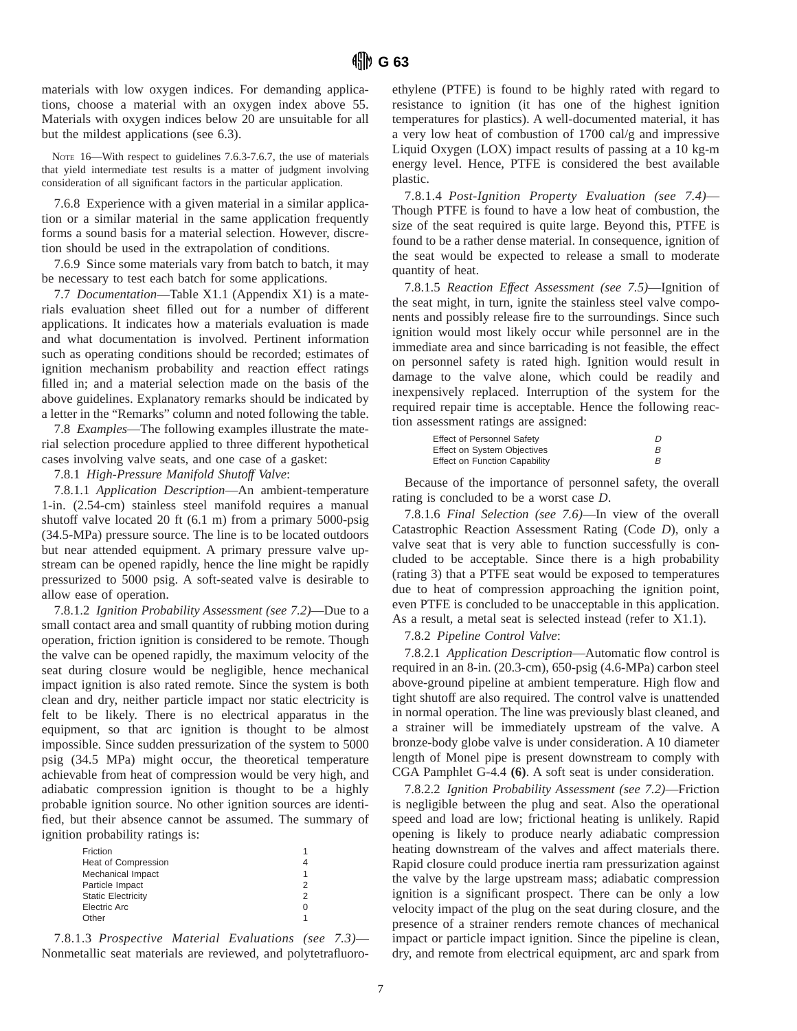materials with low oxygen indices. For demanding applications, choose a material with an oxygen index above 55. Materials with oxygen indices below 20 are unsuitable for all but the mildest applications (see 6.3).

NOTE 16—With respect to guidelines 7.6.3-7.6.7, the use of materials that yield intermediate test results is a matter of judgment involving consideration of all significant factors in the particular application.

7.6.8 Experience with a given material in a similar application or a similar material in the same application frequently forms a sound basis for a material selection. However, discretion should be used in the extrapolation of conditions.

7.6.9 Since some materials vary from batch to batch, it may be necessary to test each batch for some applications.

7.7 *Documentation*—Table X1.1 (Appendix X1) is a materials evaluation sheet filled out for a number of different applications. It indicates how a materials evaluation is made and what documentation is involved. Pertinent information such as operating conditions should be recorded; estimates of ignition mechanism probability and reaction effect ratings filled in; and a material selection made on the basis of the above guidelines. Explanatory remarks should be indicated by a letter in the "Remarks" column and noted following the table.

7.8 *Examples*—The following examples illustrate the material selection procedure applied to three different hypothetical cases involving valve seats, and one case of a gasket:

7.8.1 *High-Pressure Manifold Shutoff Valve*:

7.8.1.1 *Application Description*—An ambient-temperature 1-in. (2.54-cm) stainless steel manifold requires a manual shutoff valve located 20 ft (6.1 m) from a primary 5000-psig (34.5-MPa) pressure source. The line is to be located outdoors but near attended equipment. A primary pressure valve upstream can be opened rapidly, hence the line might be rapidly pressurized to 5000 psig. A soft-seated valve is desirable to allow ease of operation.

7.8.1.2 *Ignition Probability Assessment (see 7.2)*—Due to a small contact area and small quantity of rubbing motion during operation, friction ignition is considered to be remote. Though the valve can be opened rapidly, the maximum velocity of the seat during closure would be negligible, hence mechanical impact ignition is also rated remote. Since the system is both clean and dry, neither particle impact nor static electricity is felt to be likely. There is no electrical apparatus in the equipment, so that arc ignition is thought to be almost impossible. Since sudden pressurization of the system to 5000 psig (34.5 MPa) might occur, the theoretical temperature achievable from heat of compression would be very high, and adiabatic compression ignition is thought to be a highly probable ignition source. No other ignition sources are identified, but their absence cannot be assumed. The summary of ignition probability ratings is:

| | |
|---|---|
| Friction | 1 |
| Heat of Compression | 4 |
| Mechanical Impact | 1 |
| Particle Impact | 2 |
| Static Electricity | 2 |
| Electric Arc | 0 |
| Other | 1 |

7.8.1.3 *Prospective Material Evaluations (see 7.3)*—Nonmetallic seat materials are reviewed, and polytetrafluoroethylene (PTFE) is found to be highly rated with regard to resistance to ignition (it has one of the highest ignition temperatures for plastics). A well-documented material, it has a very low heat of combustion of 1700 cal/g and impressive Liquid Oxygen (LOX) impact results of passing at a 10 kg-m energy level. Hence, PTFE is considered the best available plastic.

7.8.1.4 *Post-Ignition Property Evaluation (see 7.4)*—Though PTFE is found to have a low heat of combustion, the size of the seat required is quite large. Beyond this, PTFE is found to be a rather dense material. In consequence, ignition of the seat would be expected to release a small to moderate quantity of heat.

7.8.1.5 *Reaction Effect Assessment (see 7.5)*—Ignition of the seat might, in turn, ignite the stainless steel valve components and possibly release fire to the surroundings. Since such ignition would most likely occur while personnel are in the immediate area and since barricading is not feasible, the effect on personnel safety is rated high. Ignition would result in damage to the valve alone, which could be readily and inexpensively replaced. Interruption of the system for the required repair time is acceptable. Hence the following reaction assessment ratings are assigned:

| | |
|---|---|
| Effect of Personnel Safety | *D* |
| Effect on System Objectives | *B* |
| Effect on Function Capability | *B* |

Because of the importance of personnel safety, the overall rating is concluded to be a worst case *D*.

7.8.1.6 *Final Selection (see 7.6)*—In view of the overall Catastrophic Reaction Assessment Rating (Code *D*), only a valve seat that is very able to function successfully is concluded to be acceptable. Since there is a high probability (rating 3) that a PTFE seat would be exposed to temperatures due to heat of compression approaching the ignition point, even PTFE is concluded to be unacceptable in this application. As a result, a metal seat is selected instead (refer to X1.1).

7.8.2 *Pipeline Control Valve*:

7.8.2.1 *Application Description*—Automatic flow control is required in an 8-in. (20.3-cm), 650-psig (4.6-MPa) carbon steel above-ground pipeline at ambient temperature. High flow and tight shutoff are also required. The control valve is unattended in normal operation. The line was previously blast cleaned, and a strainer will be immediately upstream of the valve. A bronze-body globe valve is under consideration. A 10 diameter length of Monel pipe is present downstream to comply with CGA Pamphlet G-4.4 **(6)**. A soft seat is under consideration.

7.8.2.2 *Ignition Probability Assessment (see 7.2)*—Friction is negligible between the plug and seat. Also the operational speed and load are low; frictional heating is unlikely. Rapid opening is likely to produce nearly adiabatic compression heating downstream of the valves and affect materials there. Rapid closure could produce inertia ram pressurization against the valve by the large upstream mass; adiabatic compression ignition is a significant prospect. There can be only a low velocity impact of the plug on the seat during closure, and the presence of a strainer renders remote chances of mechanical impact or particle impact ignition. Since the pipeline is clean, dry, and remote from electrical equipment, arc and spark from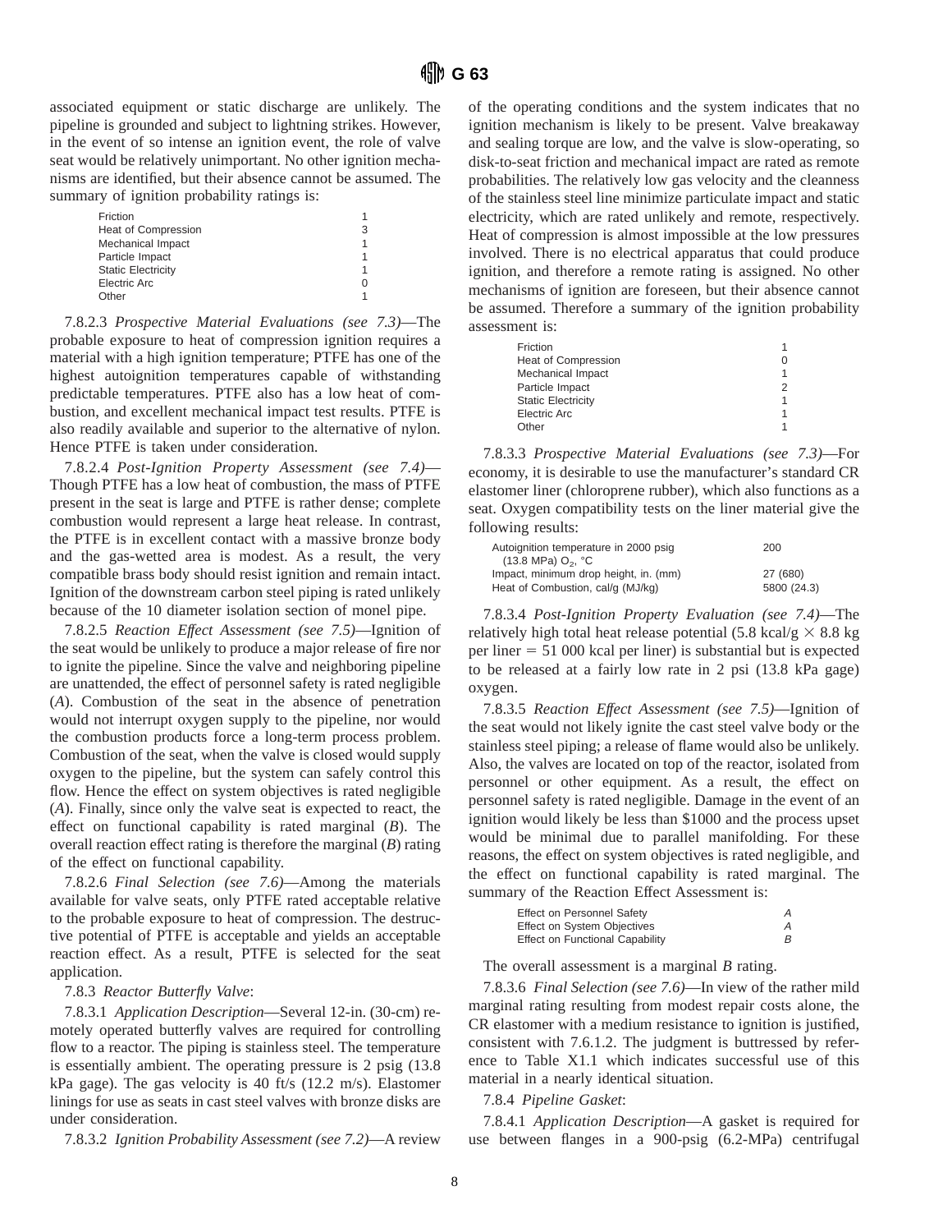associated equipment or static discharge are unlikely. The pipeline is grounded and subject to lightning strikes. However, in the event of so intense an ignition event, the role of valve seat would be relatively unimportant. No other ignition mechanisms are identified, but their absence cannot be assumed. The summary of ignition probability ratings is:

| | |
|---|---|
| Friction | 1 |
| Heat of Compression | 3 |
| Mechanical Impact | 1 |
| Particle Impact | 1 |
| Static Electricity | 1 |
| Electric Arc | 0 |
| Other | 1 |

7.8.2.3 *Prospective Material Evaluations (see 7.3)*—The probable exposure to heat of compression ignition requires a material with a high ignition temperature; PTFE has one of the highest autoignition temperatures capable of withstanding predictable temperatures. PTFE also has a low heat of combustion, and excellent mechanical impact test results. PTFE is also readily available and superior to the alternative of nylon. Hence PTFE is taken under consideration.

7.8.2.4 *Post-Ignition Property Assessment (see 7.4)*—Though PTFE has a low heat of combustion, the mass of PTFE present in the seat is large and PTFE is rather dense; complete combustion would represent a large heat release. In contrast, the PTFE is in excellent contact with a massive bronze body and the gas-wetted area is modest. As a result, the very compatible brass body should resist ignition and remain intact. Ignition of the downstream carbon steel piping is rated unlikely because of the 10 diameter isolation section of monel pipe.

7.8.2.5 *Reaction Effect Assessment (see 7.5)*—Ignition of the seat would be unlikely to produce a major release of fire nor to ignite the pipeline. Since the valve and neighboring pipeline are unattended, the effect of personnel safety is rated negligible (*A*). Combustion of the seat in the absence of penetration would not interrupt oxygen supply to the pipeline, nor would the combustion products force a long-term process problem. Combustion of the seat, when the valve is closed would supply oxygen to the pipeline, but the system can safely control this flow. Hence the effect on system objectives is rated negligible (*A*). Finally, since only the valve seat is expected to react, the effect on functional capability is rated marginal (*B*). The overall reaction effect rating is therefore the marginal (*B*) rating of the effect on functional capability.

7.8.2.6 *Final Selection (see 7.6)*—Among the materials available for valve seats, only PTFE rated acceptable relative to the probable exposure to heat of compression. The destructive potential of PTFE is acceptable and yields an acceptable reaction effect. As a result, PTFE is selected for the seat application.

7.8.3 *Reactor Butterfly Valve*:

7.8.3.1 *Application Description*—Several 12-in. (30-cm) remotely operated butterfly valves are required for controlling flow to a reactor. The piping is stainless steel. The temperature is essentially ambient. The operating pressure is 2 psig (13.8 kPa gage). The gas velocity is 40 ft/s (12.2 m/s). Elastomer linings for use as seats in cast steel valves with bronze disks are under consideration.

7.8.3.2 *Ignition Probability Assessment (see 7.2)*—A review of the operating conditions and the system indicates that no ignition mechanism is likely to be present. Valve breakaway and sealing torque are low, and the valve is slow-operating, so disk-to-seat friction and mechanical impact are rated as remote probabilities. The relatively low gas velocity and the cleanness of the stainless steel line minimize particulate impact and static electricity, which are rated unlikely and remote, respectively. Heat of compression is almost impossible at the low pressures involved. There is no electrical apparatus that could produce ignition, and therefore a remote rating is assigned. No other mechanisms of ignition are foreseen, but their absence cannot be assumed. Therefore a summary of the ignition probability assessment is:

| | |
|---|---|
| Friction | 1 |
| Heat of Compression | 0 |
| Mechanical Impact | 1 |
| Particle Impact | 2 |
| Static Electricity | 1 |
| Electric Arc | 1 |
| Other | 1 |

7.8.3.3 *Prospective Material Evaluations (see 7.3)*—For economy, it is desirable to use the manufacturer's standard CR elastomer liner (chloroprene rubber), which also functions as a seat. Oxygen compatibility tests on the liner material give the following results:

| | |
|---|---|
| Autoignition temperature in 2000 psig (13.8 MPa) $O_2$, °C | 200 |
| Impact, minimum drop height, in. (mm) | 27 (680) |
| Heat of Combustion, cal/g (MJ/kg) | 5800 (24.3) |

7.8.3.4 *Post-Ignition Property Evaluation (see 7.4)*—The relatively high total heat release potential (5.8 kcal/g $\times$ 8.8 kg per liner = 51 000 kcal per liner) is substantial but is expected to be released at a fairly low rate in 2 psi (13.8 kPa gage) oxygen.

7.8.3.5 *Reaction Effect Assessment (see 7.5)*—Ignition of the seat would not likely ignite the cast steel valve body or the stainless steel piping; a release of flame would also be unlikely. Also, the valves are located on top of the reactor, isolated from personnel or other equipment. As a result, the effect on personnel safety is rated negligible. Damage in the event of an ignition would likely be less than $1000 and the process upset would be minimal due to parallel manifolding. For these reasons, the effect on system objectives is rated negligible, and the effect on functional capability is rated marginal. The summary of the Reaction Effect Assessment is:

| | |
|---|---|
| Effect on Personnel Safety | *A* |
| Effect on System Objectives | *A* |
| Effect on Functional Capability | *B* |

The overall assessment is a marginal *B* rating.

7.8.3.6 *Final Selection (see 7.6)*—In view of the rather mild marginal rating resulting from modest repair costs alone, the CR elastomer with a medium resistance to ignition is justified, consistent with 7.6.1.2. The judgment is buttressed by reference to Table X1.1 which indicates successful use of this material in a nearly identical situation.

7.8.4 *Pipeline Gasket*:

7.8.4.1 *Application Description*—A gasket is required for use between flanges in a 900-psig (6.2-MPa) centrifugal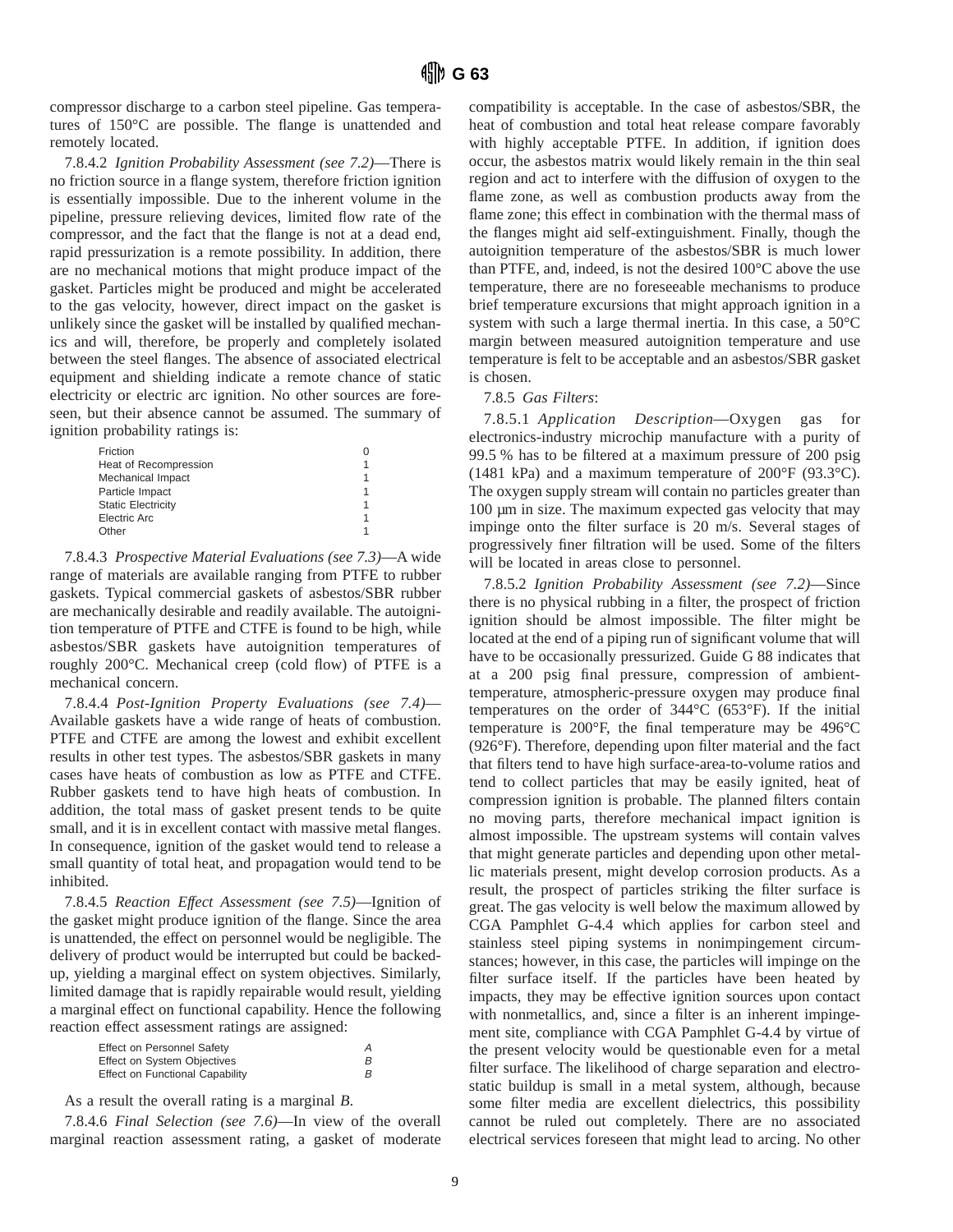compressor discharge to a carbon steel pipeline. Gas temperatures of 150°C are possible. The flange is unattended and remotely located.

7.8.4.2 *Ignition Probability Assessment (see 7.2)*—There is no friction source in a flange system, therefore friction ignition is essentially impossible. Due to the inherent volume in the pipeline, pressure relieving devices, limited flow rate of the compressor, and the fact that the flange is not at a dead end, rapid pressurization is a remote possibility. In addition, there are no mechanical motions that might produce impact of the gasket. Particles might be produced and might be accelerated to the gas velocity, however, direct impact on the gasket is unlikely since the gasket will be installed by qualified mechanics and will, therefore, be properly and completely isolated between the steel flanges. The absence of associated electrical equipment and shielding indicate a remote chance of static electricity or electric arc ignition. No other sources are foreseen, but their absence cannot be assumed. The summary of ignition probability ratings is:

| | |
|---|---|
| Friction | 0 |
| Heat of Recompression | 1 |
| Mechanical Impact | 1 |
| Particle Impact | 1 |
| Static Electricity | 1 |
| Electric Arc | 1 |
| Other | 1 |

7.8.4.3 *Prospective Material Evaluations (see 7.3)*—A wide range of materials are available ranging from PTFE to rubber gaskets. Typical commercial gaskets of asbestos/SBR rubber are mechanically desirable and readily available. The autoignition temperature of PTFE and CTFE is found to be high, while asbestos/SBR gaskets have autoignition temperatures of roughly 200°C. Mechanical creep (cold flow) of PTFE is a mechanical concern.

7.8.4.4 *Post-Ignition Property Evaluations (see 7.4)*—Available gaskets have a wide range of heats of combustion. PTFE and CTFE are among the lowest and exhibit excellent results in other test types. The asbestos/SBR gaskets in many cases have heats of combustion as low as PTFE and CTFE. Rubber gaskets tend to have high heats of combustion. In addition, the total mass of gasket present tends to be quite small, and it is in excellent contact with massive metal flanges. In consequence, ignition of the gasket would tend to release a small quantity of total heat, and propagation would tend to be inhibited.

7.8.4.5 *Reaction Effect Assessment (see 7.5)*—Ignition of the gasket might produce ignition of the flange. Since the area is unattended, the effect on personnel would be negligible. The delivery of product would be interrupted but could be backed-up, yielding a marginal effect on system objectives. Similarly, limited damage that is rapidly repairable would result, yielding a marginal effect on functional capability. Hence the following reaction effect assessment ratings are assigned:

| | |
|---|---|
| Effect on Personnel Safety | *A* |
| Effect on System Objectives | *B* |
| Effect on Functional Capability | *B* |

As a result the overall rating is a marginal *B*.

7.8.4.6 *Final Selection (see 7.6)*—In view of the overall marginal reaction assessment rating, a gasket of moderate compatibility is acceptable. In the case of asbestos/SBR, the heat of combustion and total heat release compare favorably with highly acceptable PTFE. In addition, if ignition does occur, the asbestos matrix would likely remain in the thin seal region and act to interfere with the diffusion of oxygen to the flame zone, as well as combustion products away from the flame zone; this effect in combination with the thermal mass of the flanges might aid self-extinguishment. Finally, though the autoignition temperature of the asbestos/SBR is much lower than PTFE, and, indeed, is not the desired 100°C above the use temperature, there are no foreseeable mechanisms to produce brief temperature excursions that might approach ignition in a system with such a large thermal inertia. In this case, a 50°C margin between measured autoignition temperature and use temperature is felt to be acceptable and an asbestos/SBR gasket is chosen.

7.8.5 *Gas Filters*:

7.8.5.1 *Application Description*—Oxygen gas for electronics-industry microchip manufacture with a purity of 99.5 % has to be filtered at a maximum pressure of 200 psig (1481 kPa) and a maximum temperature of 200°F (93.3°C). The oxygen supply stream will contain no particles greater than 100 µm in size. The maximum expected gas velocity that may impinge onto the filter surface is 20 m/s. Several stages of progressively finer filtration will be used. Some of the filters will be located in areas close to personnel.

7.8.5.2 *Ignition Probability Assessment (see 7.2)*—Since there is no physical rubbing in a filter, the prospect of friction ignition should be almost impossible. The filter might be located at the end of a piping run of significant volume that will have to be occasionally pressurized. Guide G 88 indicates that at a 200 psig final pressure, compression of ambient-temperature, atmospheric-pressure oxygen may produce final temperatures on the order of 344°C (653°F). If the initial temperature is 200°F, the final temperature may be 496°C (926°F). Therefore, depending upon filter material and the fact that filters tend to have high surface-area-to-volume ratios and tend to collect particles that may be easily ignited, heat of compression ignition is probable. The planned filters contain no moving parts, therefore mechanical impact ignition is almost impossible. The upstream systems will contain valves that might generate particles and depending upon other metallic materials present, might develop corrosion products. As a result, the prospect of particles striking the filter surface is great. The gas velocity is well below the maximum allowed by CGA Pamphlet G-4.4 which applies for carbon steel and stainless steel piping systems in nonimpingement circumstances; however, in this case, the particles will impinge on the filter surface itself. If the particles have been heated by impacts, they may be effective ignition sources upon contact with nonmetallics, and, since a filter is an inherent impingement site, compliance with CGA Pamphlet G-4.4 by virtue of the present velocity would be questionable even for a metal filter surface. The likelihood of charge separation and electrostatic buildup is small in a metal system, although, because some filter media are excellent dielectrics, this possibility cannot be ruled out completely. There are no associated electrical services foreseen that might lead to arcing. No other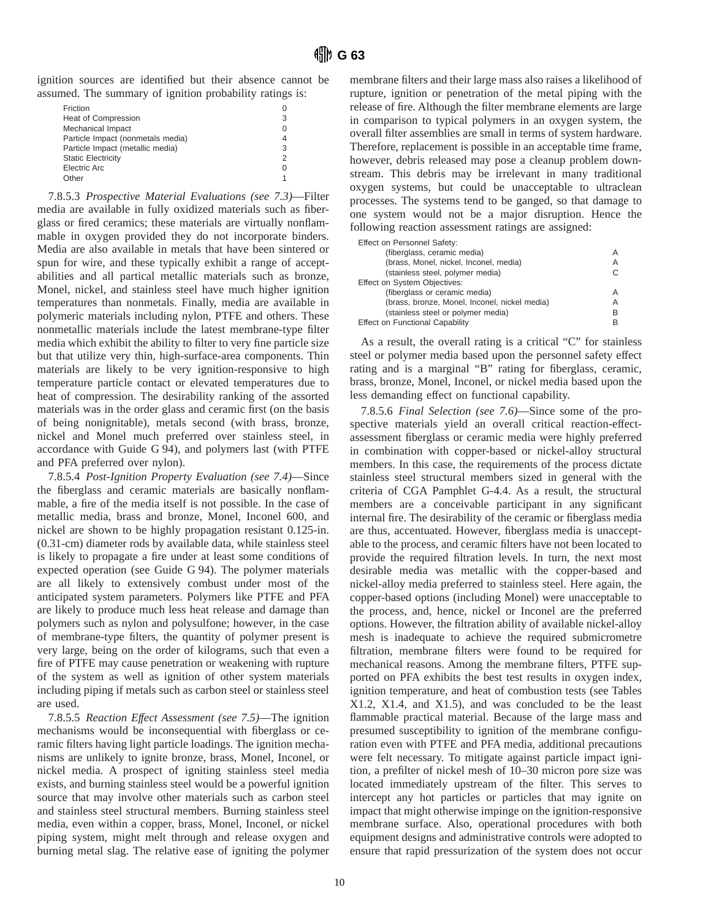ignition sources are identified but their absence cannot be assumed. The summary of ignition probability ratings is:

| | |
|---|---|
| Friction | 0 |
| Heat of Compression | 3 |
| Mechanical Impact | 0 |
| Particle Impact (nonmetals media) | 4 |
| Particle Impact (metallic media) | 3 |
| Static Electricity | 2 |
| Electric Arc | 0 |
| Other | 1 |

7.8.5.3 *Prospective Material Evaluations (see 7.3)*—Filter media are available in fully oxidized materials such as fiberglass or fired ceramics; these materials are virtually nonflammable in oxygen provided they do not incorporate binders. Media are also available in metals that have been sintered or spun for wire, and these typically exhibit a range of acceptabilities and all partical metallic materials such as bronze, Monel, nickel, and stainless steel have much higher ignition temperatures than nonmetals. Finally, media are available in polymeric materials including nylon, PTFE and others. These nonmetallic materials include the latest membrane-type filter media which exhibit the ability to filter to very fine particle size but that utilize very thin, high-surface-area components. Thin materials are likely to be very ignition-responsive to high temperature particle contact or elevated temperatures due to heat of compression. The desirability ranking of the assorted materials was in the order glass and ceramic first (on the basis of being nonignitable), metals second (with brass, bronze, nickel and Monel much preferred over stainless steel, in accordance with Guide G 94), and polymers last (with PTFE and PFA preferred over nylon).

7.8.5.4 *Post-Ignition Property Evaluation (see 7.4)*—Since the fiberglass and ceramic materials are basically nonflammable, a fire of the media itself is not possible. In the case of metallic media, brass and bronze, Monel, Inconel 600, and nickel are shown to be highly propagation resistant 0.125-in. (0.31-cm) diameter rods by available data, while stainless steel is likely to propagate a fire under at least some conditions of expected operation (see Guide G 94). The polymer materials are all likely to extensively combust under most of the anticipated system parameters. Polymers like PTFE and PFA are likely to produce much less heat release and damage than polymers such as nylon and polysulfone; however, in the case of membrane-type filters, the quantity of polymer present is very large, being on the order of kilograms, such that even a fire of PTFE may cause penetration or weakening with rupture of the system as well as ignition of other system materials including piping if metals such as carbon steel or stainless steel are used.

7.8.5.5 *Reaction Effect Assessment (see 7.5)*—The ignition mechanisms would be inconsequential with fiberglass or ceramic filters having light particle loadings. The ignition mechanisms are unlikely to ignite bronze, brass, Monel, Inconel, or nickel media. A prospect of igniting stainless steel media exists, and burning stainless steel would be a powerful ignition source that may involve other materials such as carbon steel and stainless steel structural members. Burning stainless steel media, even within a copper, brass, Monel, Inconel, or nickel piping system, might melt through and release oxygen and burning metal slag. The relative ease of igniting the polymer membrane filters and their large mass also raises a likelihood of rupture, ignition or penetration of the metal piping with the release of fire. Although the filter membrane elements are large in comparison to typical polymers in an oxygen system, the overall filter assemblies are small in terms of system hardware. Therefore, replacement is possible in an acceptable time frame, however, debris released may pose a cleanup problem downstream. This debris may be irrelevant in many traditional oxygen systems, but could be unacceptable to ultraclean processes. The systems tend to be ganged, so that damage to one system would not be a major disruption. Hence the following reaction assessment ratings are assigned:

| | |
|---|---|
| Effect on Personnel Safety: | |
| (fiberglass, ceramic media) | A |
| (brass, Monel, nickel, Inconel, media) | A |
| (stainless steel, polymer media) | C |
| Effect on System Objectives: | |
| (fiberglass or ceramic media) | A |
| (brass, bronze, Monel, Inconel, nickel media) | A |
| (stainless steel or polymer media) | B |
| Effect on Functional Capability | B |

As a result, the overall rating is a critical "C" for stainless steel or polymer media based upon the personnel safety effect rating and is a marginal "B" rating for fiberglass, ceramic, brass, bronze, Monel, Inconel, or nickel media based upon the less demanding effect on functional capability.

7.8.5.6 *Final Selection (see 7.6)*—Since some of the prospective materials yield an overall critical reaction-effect-assessment fiberglass or ceramic media were highly preferred in combination with copper-based or nickel-alloy structural members. In this case, the requirements of the process dictate stainless steel structural members sized in general with the criteria of CGA Pamphlet G-4.4. As a result, the structural members are a conceivable participant in any significant internal fire. The desirability of the ceramic or fiberglass media are thus, accentuated. However, fiberglass media is unacceptable to the process, and ceramic filters have not been located to provide the required filtration levels. In turn, the next most desirable media was metallic with the copper-based and nickel-alloy media preferred to stainless steel. Here again, the copper-based options (including Monel) were unacceptable to the process, and, hence, nickel or Inconel are the preferred options. However, the filtration ability of available nickel-alloy mesh is inadequate to achieve the required submicrometre filtration, membrane filters were found to be required for mechanical reasons. Among the membrane filters, PTFE supported on PFA exhibits the best test results in oxygen index, ignition temperature, and heat of combustion tests (see Tables X1.2, X1.4, and X1.5), and was concluded to be the least flammable practical material. Because of the large mass and presumed susceptibility to ignition of the membrane configuration even with PTFE and PFA media, additional precautions were felt necessary. To mitigate against particle impact ignition, a prefilter of nickel mesh of 10–30 micron pore size was located immediately upstream of the filter. This serves to intercept any hot particles or particles that may ignite on impact that might otherwise impinge on the ignition-responsive membrane surface. Also, operational procedures with both equipment designs and administrative controls were adopted to ensure that rapid pressurization of the system does not occur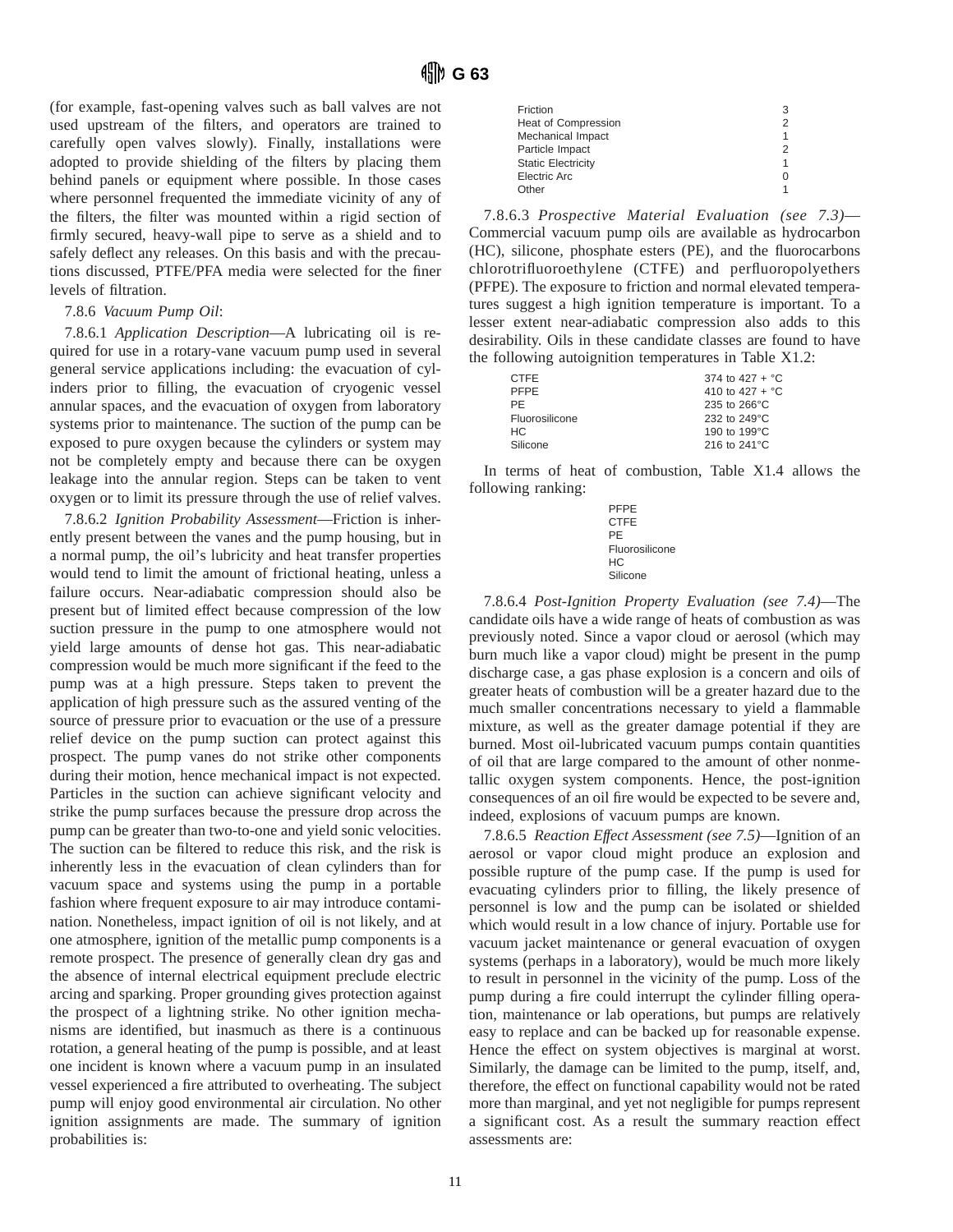(for example, fast-opening valves such as ball valves are not used upstream of the filters, and operators are trained to carefully open valves slowly). Finally, installations were adopted to provide shielding of the filters by placing them behind panels or equipment where possible. In those cases where personnel frequented the immediate vicinity of any of the filters, the filter was mounted within a rigid section of firmly secured, heavy-wall pipe to serve as a shield and to safely deflect any releases. On this basis and with the precautions discussed, PTFE/PFA media were selected for the finer levels of filtration.

7.8.6 *Vacuum Pump Oil*:

7.8.6.1 *Application Description*—A lubricating oil is required for use in a rotary-vane vacuum pump used in several general service applications including: the evacuation of cylinders prior to filling, the evacuation of cryogenic vessel annular spaces, and the evacuation of oxygen from laboratory systems prior to maintenance. The suction of the pump can be exposed to pure oxygen because the cylinders or system may not be completely empty and because there can be oxygen leakage into the annular region. Steps can be taken to vent oxygen or to limit its pressure through the use of relief valves.

7.8.6.2 *Ignition Probability Assessment*—Friction is inherently present between the vanes and the pump housing, but in a normal pump, the oil's lubricity and heat transfer properties would tend to limit the amount of frictional heating, unless a failure occurs. Near-adiabatic compression should also be present but of limited effect because compression of the low suction pressure in the pump to one atmosphere would not yield large amounts of dense hot gas. This near-adiabatic compression would be much more significant if the feed to the pump was at a high pressure. Steps taken to prevent the application of high pressure such as the assured venting of the source of pressure prior to evacuation or the use of a pressure relief device on the pump suction can protect against this prospect. The pump vanes do not strike other components during their motion, hence mechanical impact is not expected. Particles in the suction can achieve significant velocity and strike the pump surfaces because the pressure drop across the pump can be greater than two-to-one and yield sonic velocities. The suction can be filtered to reduce this risk, and the risk is inherently less in the evacuation of clean cylinders than for vacuum space and systems using the pump in a portable fashion where frequent exposure to air may introduce contamination. Nonetheless, impact ignition of oil is not likely, and at one atmosphere, ignition of the metallic pump components is a remote prospect. The presence of generally clean dry gas and the absence of internal electrical equipment preclude electric arcing and sparking. Proper grounding gives protection against the prospect of a lightning strike. No other ignition mechanisms are identified, but inasmuch as there is a continuous rotation, a general heating of the pump is possible, and at least one incident is known where a vacuum pump in an insulated vessel experienced a fire attributed to overheating. The subject pump will enjoy good environmental air circulation. No other ignition assignments are made. The summary of ignition probabilities is:

| | |
|---|---|
| Friction | 3 |
| Heat of Compression | 2 |
| Mechanical Impact | 1 |
| Particle Impact | 2 |
| Static Electricity | 1 |
| Electric Arc | 0 |
| Other | 1 |

7.8.6.3 *Prospective Material Evaluation (see 7.3)*—Commercial vacuum pump oils are available as hydrocarbon (HC), silicone, phosphate esters (PE), and the fluorocarbons chlorotrifluoroethylene (CTFE) and perfluoropolyethers (PFPE). The exposure to friction and normal elevated temperatures suggest a high ignition temperature is important. To a lesser extent near-adiabatic compression also adds to this desirability. Oils in these candidate classes are found to have the following autoignition temperatures in Table X1.2:

| | |
|---|---|
| CTFE | 374 to 427 + °C |
| PFPE | 410 to 427 + °C |
| PE | 235 to 266°C |
| Fluorosilicone | 232 to 249°C |
| HC | 190 to 199°C |
| Silicone | 216 to 241°C |

In terms of heat of combustion, Table X1.4 allows the following ranking:

PFPE
CTFE
PE
Fluorosilicone
HC
Silicone

7.8.6.4 *Post-Ignition Property Evaluation (see 7.4)*—The candidate oils have a wide range of heats of combustion as was previously noted. Since a vapor cloud or aerosol (which may burn much like a vapor cloud) might be present in the pump discharge case, a gas phase explosion is a concern and oils of greater heats of combustion will be a greater hazard due to the much smaller concentrations necessary to yield a flammable mixture, as well as the greater damage potential if they are burned. Most oil-lubricated vacuum pumps contain quantities of oil that are large compared to the amount of other nonmetallic oxygen system components. Hence, the post-ignition consequences of an oil fire would be expected to be severe and, indeed, explosions of vacuum pumps are known.

7.8.6.5 *Reaction Effect Assessment (see 7.5)*—Ignition of an aerosol or vapor cloud might produce an explosion and possible rupture of the pump case. If the pump is used for evacuating cylinders prior to filling, the likely presence of personnel is low and the pump can be isolated or shielded which would result in a low chance of injury. Portable use for vacuum jacket maintenance or general evacuation of oxygen systems (perhaps in a laboratory), would be much more likely to result in personnel in the vicinity of the pump. Loss of the pump during a fire could interrupt the cylinder filling operation, maintenance or lab operations, but pumps are relatively easy to replace and can be backed up for reasonable expense. Hence the effect on system objectives is marginal at worst. Similarly, the damage can be limited to the pump, itself, and, therefore, the effect on functional capability would not be rated more than marginal, and yet not negligible for pumps represent a significant cost. As a result the summary reaction effect assessments are: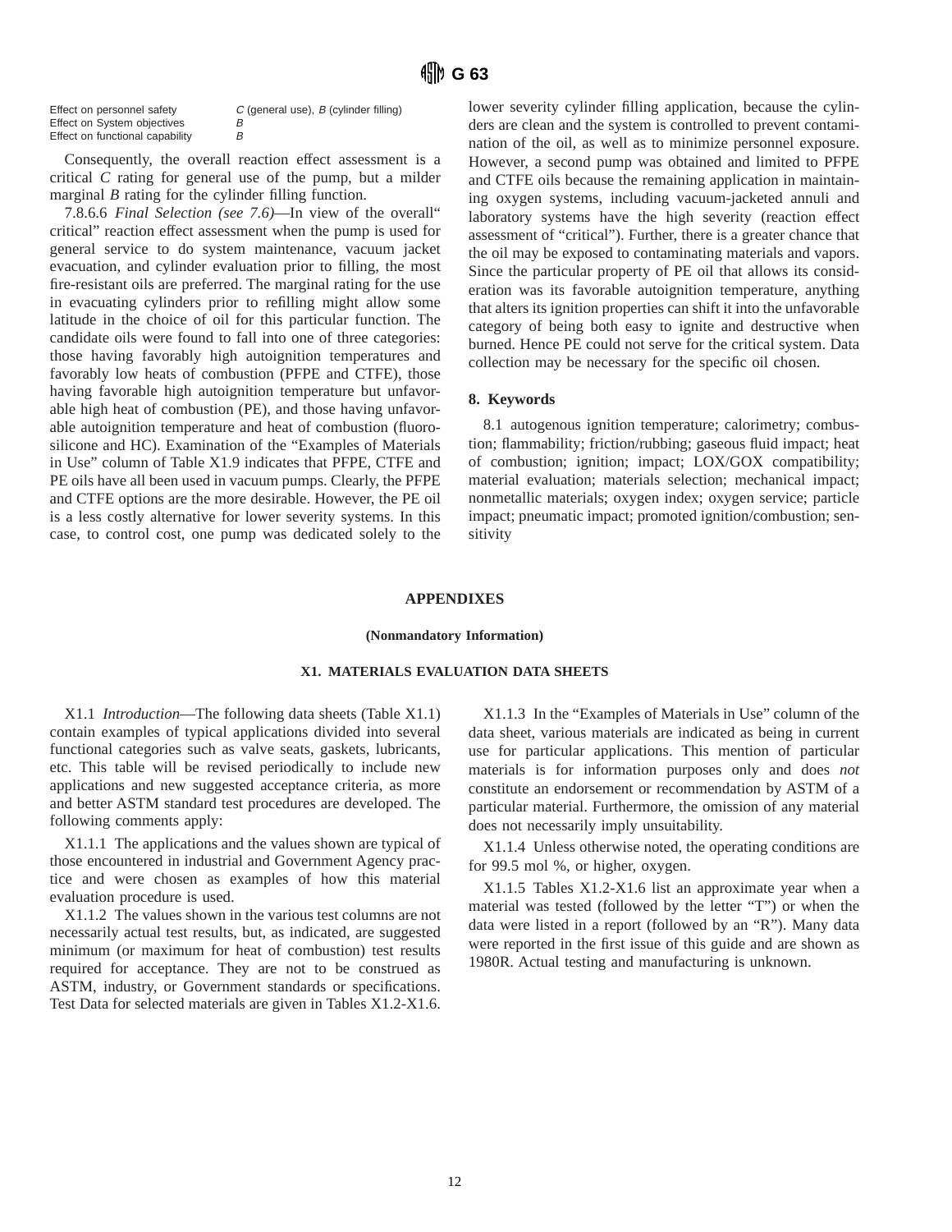| | |
|---|---|
| Effect on personnel safety | *C* (general use), *B* (cylinder filling) |
| Effect on System objectives | *B* |
| Effect on functional capability | *B* |

Consequently, the overall reaction effect assessment is a critical *C* rating for general use of the pump, but a milder marginal *B* rating for the cylinder filling function.

7.8.6.6 *Final Selection (see 7.6)*—In view of the overall" critical" reaction effect assessment when the pump is used for general service to do system maintenance, vacuum jacket evacuation, and cylinder evaluation prior to filling, the most fire-resistant oils are preferred. The marginal rating for the use in evacuating cylinders prior to refilling might allow some latitude in the choice of oil for this particular function. The candidate oils were found to fall into one of three categories: those having favorably high autoignition temperatures and favorably low heats of combustion (PFPE and CTFE), those having favorable high autoignition temperature but unfavorable high heat of combustion (PE), and those having unfavorable autoignition temperature and heat of combustion (fluorosilicone and HC). Examination of the "Examples of Materials in Use" column of Table X1.9 indicates that PFPE, CTFE and PE oils have all been used in vacuum pumps. Clearly, the PFPE and CTFE options are the more desirable. However, the PE oil is a less costly alternative for lower severity systems. In this case, to control cost, one pump was dedicated solely to the lower severity cylinder filling application, because the cylinders are clean and the system is controlled to prevent contamination of the oil, as well as to minimize personnel exposure. However, a second pump was obtained and limited to PFPE and CTFE oils because the remaining application in maintaining oxygen systems, including vacuum-jacketed annuli and laboratory systems have the high severity (reaction effect assessment of "critical"). Further, there is a greater chance that the oil may be exposed to contaminating materials and vapors. Since the particular property of PE oil that allows its consideration was its favorable autoignition temperature, anything that alters its ignition properties can shift it into the unfavorable category of being both easy to ignite and destructive when burned. Hence PE could not serve for the critical system. Data collection may be necessary for the specific oil chosen.

## 8. Keywords

8.1 autogenous ignition temperature; calorimetry; combustion; flammability; friction/rubbing; gaseous fluid impact; heat of combustion; ignition; impact; LOX/GOX compatibility; material evaluation; materials selection; mechanical impact; nonmetallic materials; oxygen index; oxygen service; particle impact; pneumatic impact; promoted ignition/combustion; sensitivity

# APPENDIXES

**(Nonmandatory Information)**

## X1. MATERIALS EVALUATION DATA SHEETS

X1.1 *Introduction*—The following data sheets (Table X1.1) contain examples of typical applications divided into several functional categories such as valve seats, gaskets, lubricants, etc. This table will be revised periodically to include new applications and new suggested acceptance criteria, as more and better ASTM standard test procedures are developed. The following comments apply:

X1.1.1 The applications and the values shown are typical of those encountered in industrial and Government Agency practice and were chosen as examples of how this material evaluation procedure is used.

X1.1.2 The values shown in the various test columns are not necessarily actual test results, but, as indicated, are suggested minimum (or maximum for heat of combustion) test results required for acceptance. They are not to be construed as ASTM, industry, or Government standards or specifications. Test Data for selected materials are given in Tables X1.2-X1.6.

X1.1.3 In the "Examples of Materials in Use" column of the data sheet, various materials are indicated as being in current use for particular applications. This mention of particular materials is for information purposes only and does *not* constitute an endorsement or recommendation by ASTM of a particular material. Furthermore, the omission of any material does not necessarily imply unsuitability.

X1.1.4 Unless otherwise noted, the operating conditions are for 99.5 mol %, or higher, oxygen.

X1.1.5 Tables X1.2-X1.6 list an approximate year when a material was tested (followed by the letter "T") or when the data were listed in a report (followed by an "R"). Many data were reported in the first issue of this guide and are shown as 1980R. Actual testing and manufacturing is unknown.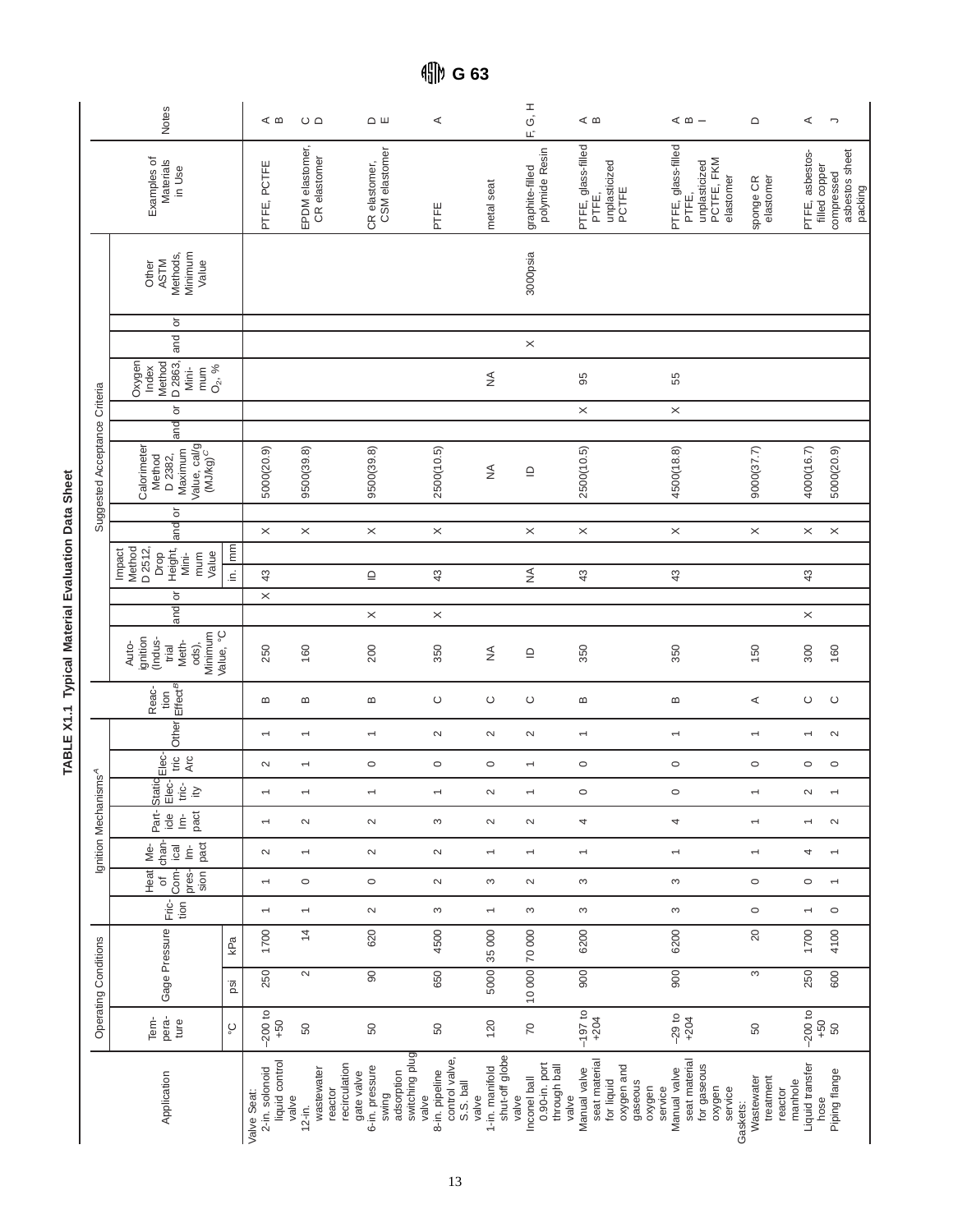**TABLE X1.1 Typical Material Evaluation Data Sheet**

| Application | Operating Conditions | | | Ignition Mechanisms[A] | | | | | | | Reaction Effect[B] | Suggested Acceptance Criteria | | | | | | | | | | | | | Examples of Materials in Use | Notes |
|---|---|---|---|---|---|---|---|---|---|---|---|---|---|---|---|---|---|---|---|---|---|---|---|---|---|---|
| | Temperature | Gage Pressure | | Friction | Heat of Compression | Mechanical Impact | Particle Impact | Static Electricity | Electric Arc | Other | | Autoignition (Industrial Methods), Minimum Value, °C | and | or | Impact Method D2512, Drop Height, Minimum Value | | and | or | Calorimeter Method D2382, Maximum Value, cal/g (MJ/kg)[C] | and | or | Oxygen Index Method D2863, Minimum $O_2$, % | and | or | Other ASTM Methods, Minimum Value | | |
| | °C | psi | kPa | | | | | | | | | | | | in. | mm | | | | | | | | | | | |
| Valve Seat: | | | | | | | | | | | | | | | | | | | | | | | | | | | |
| 2-in. solonoid liquid control valve | −200 to +50 | 250 | 1700 | 1 | 1 | 2 | 1 | 1 | 2 | 1 | B | 250 | | X | 43 | | X | | 5000(20.9) | | | | | | | PTFE, PCTFE | A B |
| 12-in. wastewater reactor recirculation gate valve | 50 | 2 | 14 | 1 | 0 | 1 | 2 | 1 | 1 | 1 | B | 160 | | | | | X | | 9500(39.8) | | | | | | | EPDM elastomer, CR elastomer | C D |
| 6-in. pressure swing adsorption switching plug valve | 50 | 90 | 620 | 2 | 0 | 2 | 2 | 1 | 0 | 1 | B | 200 | X | | ID | | X | | 9500(39.8) | | | | | | | CR elastomer, CSM elastomer | D E |
| 8-in. pipeline control valve, S.S. ball valve | 50 | 650 | 4500 | 3 | 2 | 2 | 3 | 1 | 0 | 2 | C | 350 | X | | 43 | | X | | 2500(10.5) | | | | | | | PTFE | A |
| 1-in. manifold shut-off globe valve | 120 | 5000 | 35 000 | 1 | 3 | 1 | 2 | 2 | 0 | 2 | C | NA | | | | | | | NA | | | NA | | | | metal seat | |
| Inconel ball 0.90-in. port through ball valve | 70 | 10 000 | 70 000 | 3 | 2 | 1 | 2 | 1 | 1 | 2 | C | ID | | | NA | | X | | ID | | | | X | | 3000psia | graphite-filled polymide Resin | F, G, H |
| Manual valve seat material for liquid oxygen and gaseous oxygen service | −197 to +204 | 900 | 6200 | 3 | 3 | 1 | 4 | 0 | 0 | 1 | B | 350 | | | 43 | | X | | 2500(10.5) | | X | 95 | | | | PTFE, glass-filled PTFE, unplasticized PCTFE | A B |
| Manual valve seat material for gaseous oxygen service | −29 to +204 | 900 | 6200 | 3 | 3 | 1 | 4 | 0 | 0 | 1 | B | 350 | | | 43 | | X | | 4500(18.8) | | X | 55 | | | | PTFE, glass-filled PTFE, unplasticized PCTFE, FKM elastomer | A B I |
| Gaskets: | | | | | | | | | | | | | | | | | | | | | | | | | | | |
| Wastewater treatment reactor manhole | 50 | 3 | 20 | 0 | 0 | 1 | 1 | 1 | 0 | 1 | A | 150 | | | | | X | | 9000(37.7) | | | | | | | sponge CR elastomer | D |
| Liquid transfer hose | −200 to +50 | 250 | 1700 | 1 | 0 | 4 | 1 | 2 | 0 | 1 | C | 300 | X | | 43 | | X | | 4000(16.7) | | | | | | | PTFE, asbestos-filled copper | A |
| Piping flange | 50 | 600 | 4100 | 0 | 1 | 1 | 2 | 1 | 0 | 2 | C | 160 | | | | | X | | 5000(20.9) | | | | | | | compressed asbestos sheet packing | J |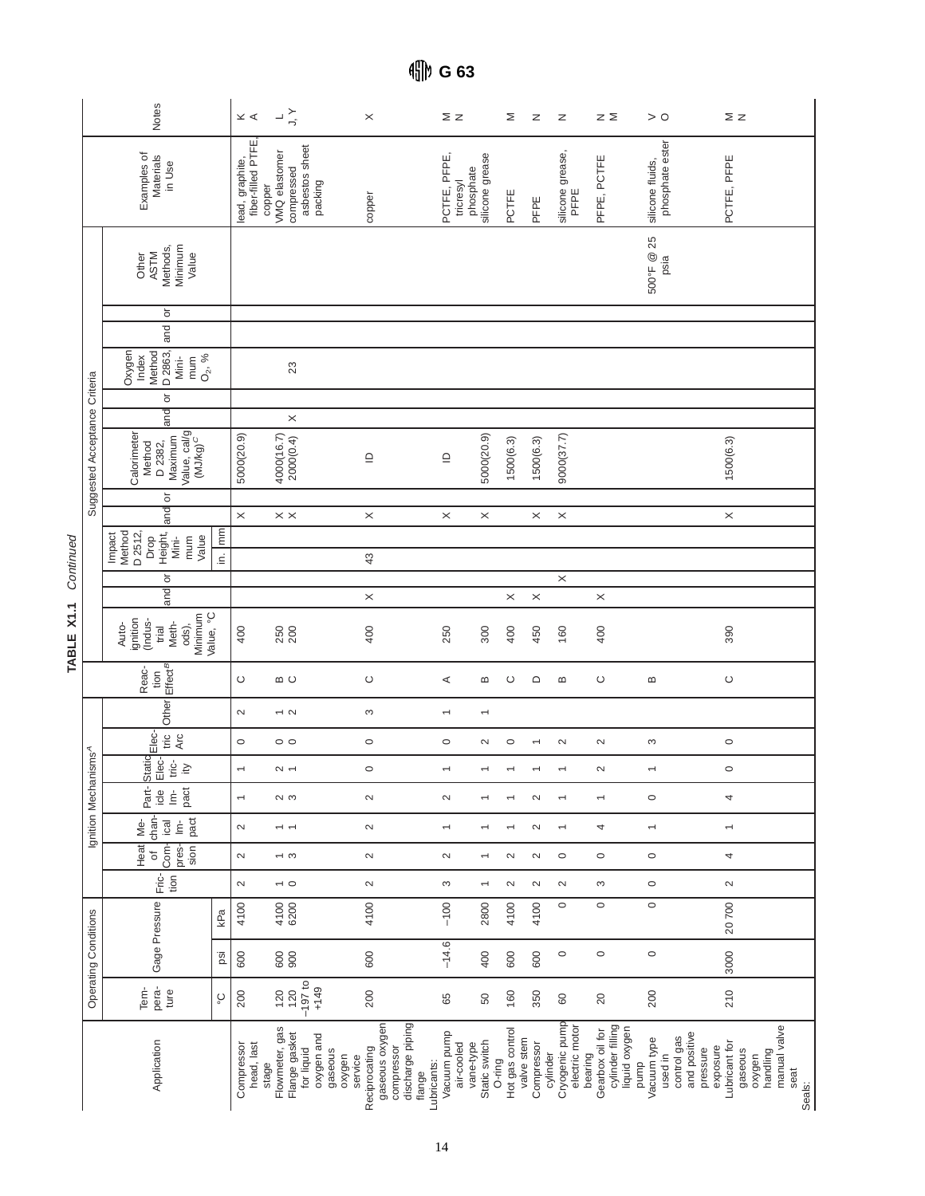**TABLE X1.1** *Continued*

| Application | Operating Conditions: Temperature, °C | Gage Pressure, psi | Gage Pressure, kPa | Ignition Mechanisms[A]: Friction | Heat of Compression | Mechanical Impact | Particle Impact | Static Electricity | Electric Arc | Other | Reaction Effect[B] | Suggested Acceptance Criteria: Autoignition (Industrial Methods), Minimum Value, °C | and | or | Impact Method D 2512, Drop Height, Minimum Value, in. | mm | and | or | Calorimeter Method D 2382, Maximum Value, cal/g (MJ/kg)[C] | and | or | Oxygen Index Method D 2863, Minimum $O_2$, % | and | or | Other ASTM Methods, Minimum Value | Examples of Materials in Use | Notes |
|---|---|---|---|---|---|---|---|---|---|---|---|---|---|---|---|---|---|---|---|---|---|---|---|---|---|---|---|
| Compressor head, last stage | 200 | 600 | 4100 | 2 | 2 | 2 | 1 | 1 | 0 | 2 | C | 400 | | | | | X | | 5000(20.9) | | | | | | | lead, graphite, fiber-filled PTFE, copper | K A |
| Flowmeter, gas | 120 | 600 | 4100 | 1 | 1 | 1 | 2 | 2 | 0 | 1 | B | 250 | | | | | X | | 4000(16.7) | | | 23 | | | | VMQ elastomer | L |
| Flange gasket for liquid oxygen and gaseous oxygen service | 120 −197 to +149 | 900 | 6200 | 0 | 3 | 1 | 3 | 1 | 0 | 2 | C | 200 | | | | | X | | 2000(0.4) | X | | | | | | compressed asbestos sheet packing | J, Y |
| Reciprocating gaseous oxygen compressor discharge piping flange | 200 | 600 | 4100 | 2 | 2 | 2 | 2 | 0 | 0 | 3 | C | 400 | X | | 43 | | X | | ID | | | | | | | copper | X |
| Lubricants: | | | | | | | | | | | | | | | | | | | | | | | | | | | |
| Vacuum pump air-cooled vane-type | 65 | −14.6 | −100 | 3 | 2 | 1 | 2 | 1 | 0 | 1 | A | 250 | | | | | X | | ID | | | | | | | PCTFE, PFPE, tricresyl phosphate | M N |
| Static switch O-ring | 50 | 400 | 2800 | 1 | 1 | 1 | 1 | 1 | 2 | 1 | B | 300 | | | | | X | | 5000(20.9) | | | | | | | silicone grease | |
| Hot gas control valve stem | 160 | 600 | 4100 | 2 | 2 | 1 | 1 | 1 | 0 | | C | 400 | X | | | | | | 1500(6.3) | | | | | | | PCTFE | M |
| Compressor cylinder | 350 | 600 | 4100 | 2 | 2 | 2 | 2 | 1 | 1 | | D | 450 | X | | | | X | | 1500(6.3) | | | | | | | PFPE | N |
| Cryogenic pump electric motor bearing | 60 | 0 | 0 | 2 | 0 | 1 | 1 | 1 | 2 | | B | 160 | | X | | | X | | 9000(37.7) | | | | | | | silicone grease, PFPE | N |
| Gearbox oil for cylinder filling liquid oxygen pump | 20 | 0 | 0 | 3 | 0 | 4 | 1 | 2 | 2 | | C | 400 | X | | | | | | | | | | | | | PFPE, PCTFE | N M |
| Vacuum type used in control gas and positive pressure exposure | 200 | 0 | 0 | 0 | 0 | 1 | 0 | 1 | 3 | | B | | | | | | | | | | | | | | 500°F @ 25 psia | silicone fluids, phosphate ester | V O |
| Lubricant for gaseous oxygen handling manual valve seat | 210 | 3000 | 20 700 | 2 | 4 | 1 | 4 | 0 | 0 | | C | 390 | | | | | X | | 1500(6.3) | | | | | | | PCTFE, PFPE | M N |
| Seals: | | | | | | | | | | | | | | | | | | | | | | | | | | | |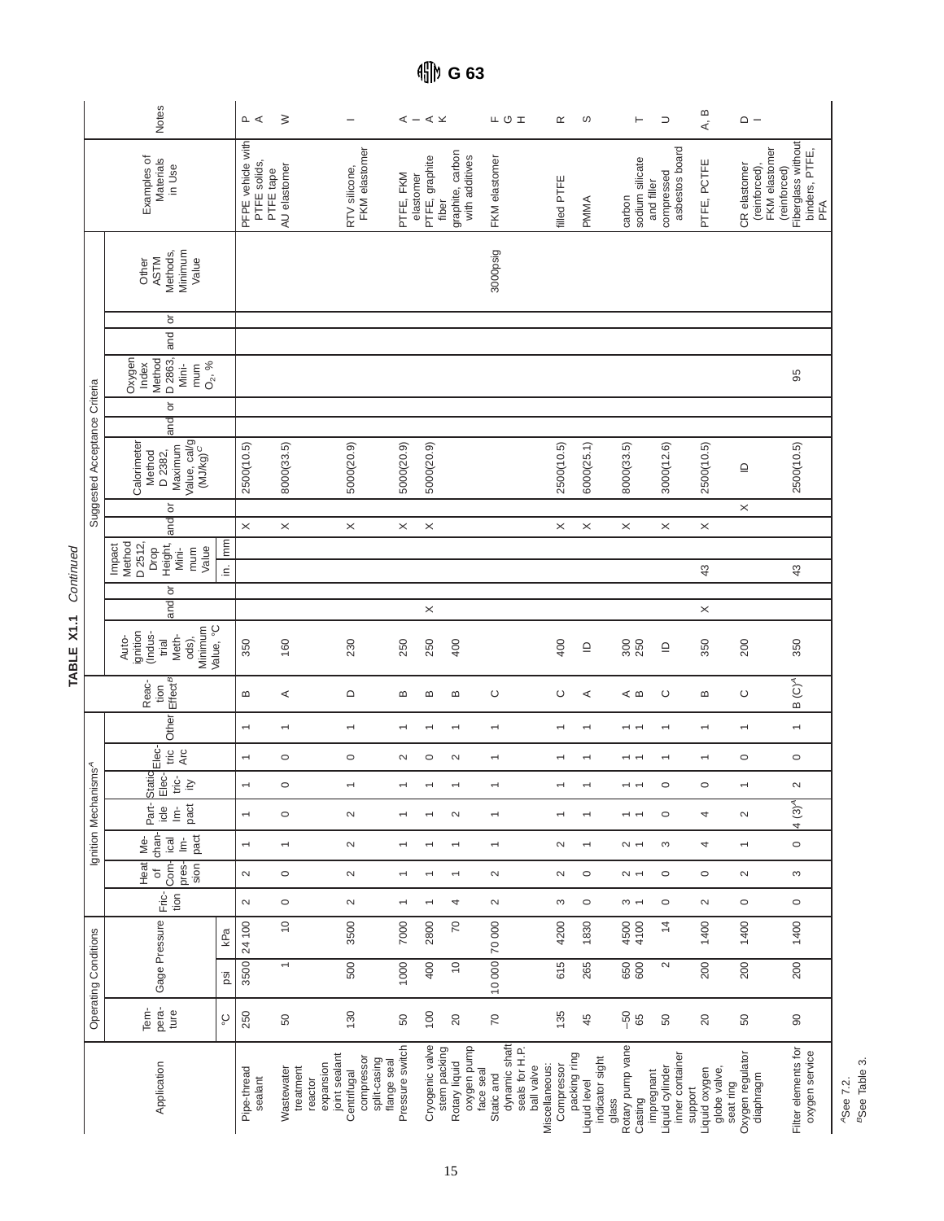**TABLE X1.1** *Continued*

| Application | Operating Conditions | | | Ignition Mechanisms[A] | | | | | | | Reaction Effect[B] | Suggested Acceptance Criteria | | | | | | | | | | | | | | Examples of Materials in Use | Notes |
|---|---|---|---|---|---|---|---|---|---|---|---|---|---|---|---|---|---|---|---|---|---|---|---|---|---|---|---|
| | Temperature | Gage Pressure | | Friction | Heat of Compression | Mechanical Impact | Particle Impact | Static Electricity | Electric Arc | Other | | Autoignition (Industrial Methods), Minimum Value, °C | and | or | Impact Method D 2512, Drop Height, Minimum Value | | and | or | Calorimeter Method D 2382, Maximum Value, cal/g (MJ/kg)[C] | and | or | Oxygen Index Method D 2863, Minimum $O_2$, % | and | or | Other ASTM Methods, Minimum Value | | |
| | °C | psi | kPa | | | | | | | | | | | | in. | mm | | | | | | | | | | | |
| Pipe-thread sealant | 250 | 3500 | 24 100 | 2 | 2 | 1 | 1 | 1 | 1 | 1 | B | 350 | | | | | × | | 2500(10.5) | | | | | | | PFPE vehicle with PTFE solids, PTFE tape | P, A |
| Wastewater treatment reactor expansion joint sealant | 50 | 1 | 10 | 0 | 0 | 1 | 0 | 0 | 0 | 1 | A | 160 | | | | | × | | 8000(33.5) | | | | | | | AU elastomer | W |
| Centrifugal compressor split-casing flange seal | 130 | 500 | 3500 | 2 | 2 | 2 | 2 | 1 | 0 | 1 | D | 230 | | | | | × | | 5000(20.9) | | | | | | | RTV silicone, FKM elastomer | I |
| Pressure switch | 50 | 1000 | 7000 | 1 | 1 | 1 | 1 | 1 | 2 | 1 | B | 250 | | | | | × | | 5000(20.9) | | | | | | | PTFE, FKM elastomer | A, I |
| Cryogenic valve stem packing | 100 | 400 | 2800 | 1 | 1 | 1 | 1 | 1 | 0 | 1 | B | 250 | × | | | | × | | 5000(20.9) | | | | | | | PTFE, graphite fiber | A, K |
| Rotary liquid oxygen pump face seal | 20 | 10 | 70 | 4 | 1 | 1 | 2 | 1 | 2 | 1 | B | 400 | | | | | | | | | | | | | | graphite, carbon with additives | |
| Static and dynamic shaft seals for H.P. ball valve | 70 | 10 000 | 70 000 | 2 | 2 | 1 | 1 | 1 | 1 | 1 | C | | | | | | | | | | | | | | 3000psig | FKM elastomer | F, G, H |
| Miscellaneous: Compressor packing ring | 135 | 615 | 4200 | 3 | 2 | 2 | 1 | 1 | 1 | 1 | C | 400 | | | | | × | | 2500(10.5) | | | | | | | filled PTFE | R |
| Liquid level indicator sight glass | 45 | 265 | 1830 | 0 | 0 | 1 | 1 | 1 | 1 | 1 | A | D | | | | | × | | 6000(25.1) | | | | | | | PMMA | S |
| Rotary pump vane | −50 | 650 | 4500 | 3 | 2 | 2 | 1 | 1 | 1 | 1 | A | 300 | | | | | × | | 8000(33.5) | | | | | | | carbon | T |
| Casing impregnant | 65 | 600 | 4100 | 1 | 1 | 1 | 1 | 1 | 1 | 1 | B | 250 | | | | | | | | | | | | | | sodium silicate and filler | |
| Liquid cylinder inner container support | 50 | 2 | 14 | 0 | 0 | 3 | 0 | 0 | 1 | 1 | C | D | | | | | × | | 3000(12.6) | | | | | | | compressed asbestos board | U |
| Liquid oxygen globe valve, seat ring | 20 | 200 | 1400 | 2 | 0 | 4 | 4 | 0 | 1 | 1 | B | 350 | × | | 43 | | × | | 2500(10.5) | | | | | | | PTFE, PCTFE | A, B |
| Oxygen regulator diaphragm | 50 | 200 | 1400 | 0 | 2 | 1 | 2 | 1 | 0 | 1 | C | 200 | | | | | | × | D | | | | | | | CR elastomer (reinforced), FKM elastomer (reinforced) | D, I |
| Filter elements for oxygen service | 90 | 200 | 1400 | 0 | 3 | 0 | 4 (3)[A] | 2 | 0 | 1 | B (C)[A] | 350 | | | 43 | | | | 2500(10.5) | | | 95 | | | | Fiberglass without binders, PTFE, PFA | |

[A] See 7.2.
[B] See Table 3.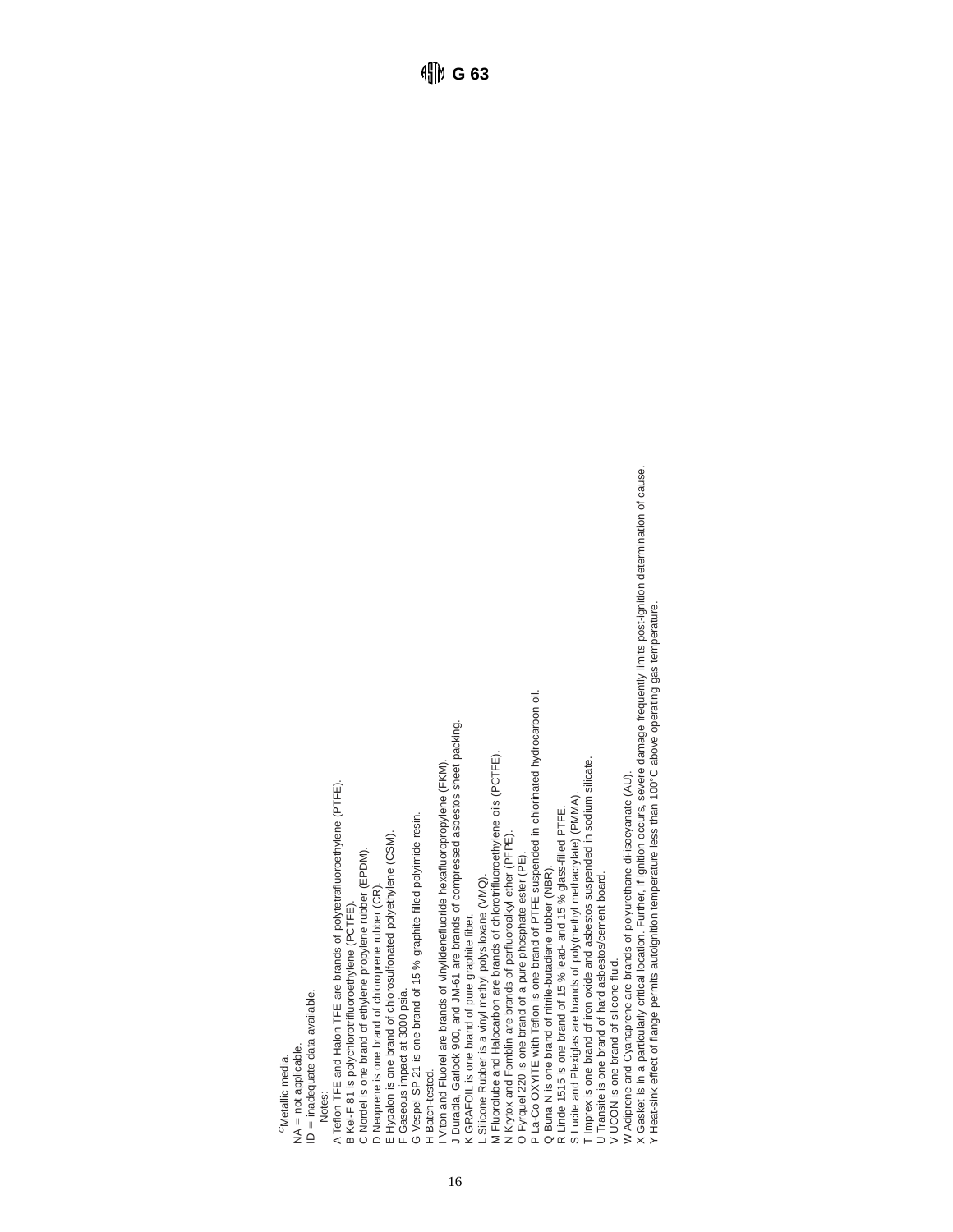[C]Metallic media.

NA = not applicable.

ID = inadequate data available.

Notes:

A Teflon TFE and Halon TFE are brands of polytetrafluoroethylene (PTFE).

B Kel-F 81 is polychlorotrifluoroethylene (PCTFE).

C Nordel is one brand of ethylene propylene rubber (EPDM).

D Neoprene is one brand of chloroprene rubber (CR).

E Hypalon is one brand of chlorosulfonated polyethylene (CSM).

F Gaseous impact at 3000 psia.

G Vespel SP-21 is one brand of 15 % graphite-filled polyimide resin.

H Batch-tested.

I Viton and Fluorel are brands of vinylidenefluoride hexafluoropropylene (FKM).

J Durabla, Garlock 900, and JM-61 are brands of compressed asbestos sheet packing.

K GRAFOIL is one brand of pure graphite fiber.

L Silicone Rubber is a vinyl methyl polysiloxane (VMQ).

M Fluorolube and Halocarbon are brands of chlorotrifluoroethylene oils (PCTFE).

N Krytox and Fomblin are brands of perfluoroalkyl ether (PFPE).

O Fyrquel 220 is one brand of a pure phosphate ester (PE).

P La-Co OXYITE with Teflon is one brand of PTFE suspended in chlorinated hydrocarbon oil.

Q Buna N is one brand of nitrile-butadiene rubber (NBR).

R Linde 1515 is one brand of 15 % lead- and 15 % glass-filled PTFE.

S Lucite and Plexiglas are brands of poly(methyl methacrylate) (PMMA).

T Imprex is one brand of iron oxide and asbestos suspended in sodium silicate.

U Transite is one brand of hard asbestos/cement board.

V UCON is one brand of silicone fluid.

W Adiprene and Cyanaprene are brands of polyurethane di-isocyanate (AU).

X Gasket is in a particularly critical location. Further, if ignition occurs, severe damage frequently limits post-ignition determination of cause.

Y Heat-sink effect of flange permits autoignition temperature less than 100°C above operating gas temperature.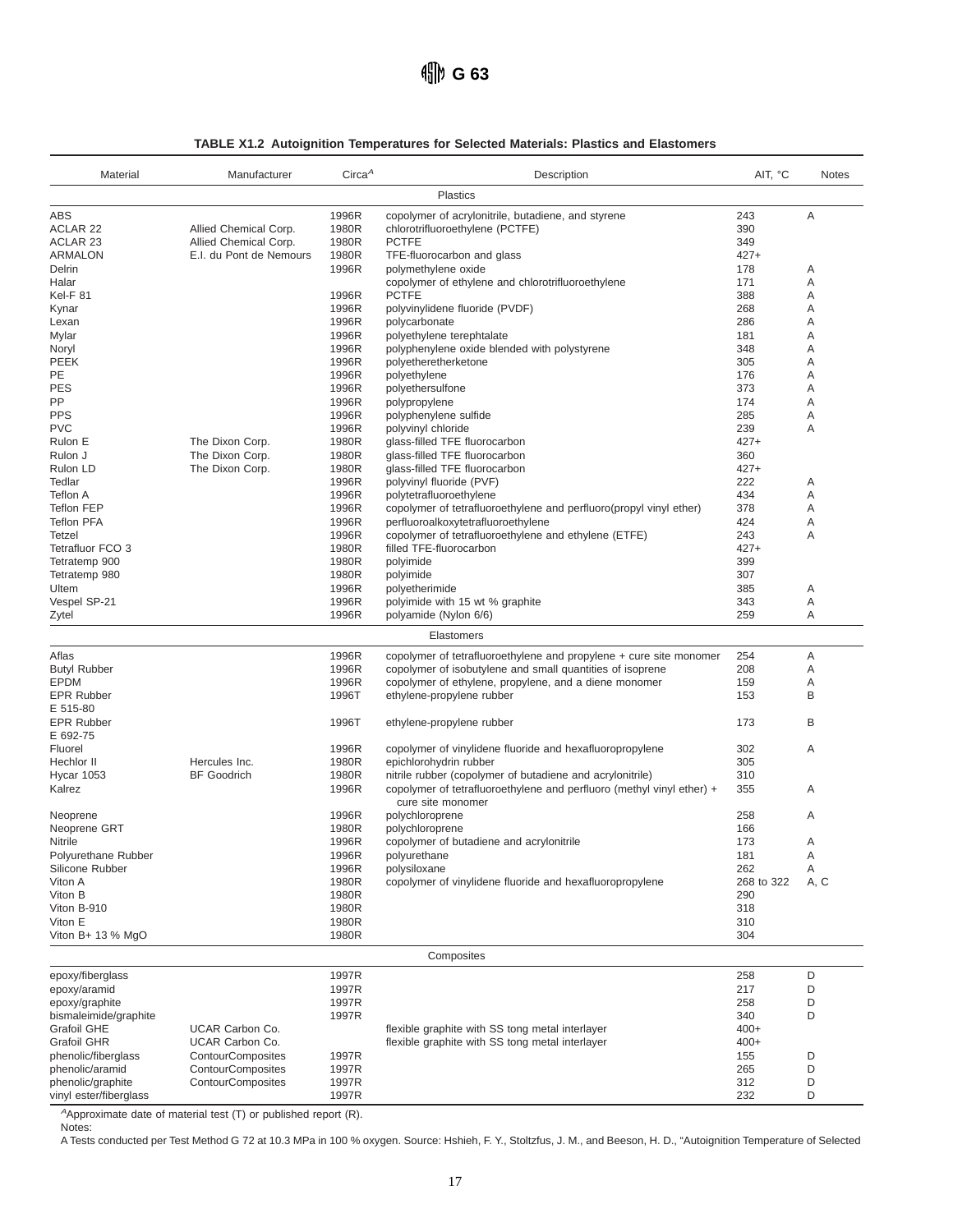**TABLE X1.2 Autoignition Temperatures for Selected Materials: Plastics and Elastomers**

| Material | Manufacturer | Circa[A] | Description | AIT, °C | Notes |
|---|---|---|---|---|---|
| | | | Plastics | | |
| ABS | | 1996R | copolymer of acrylonitrile, butadiene, and styrene | 243 | A |
| ACLAR 22 | Allied Chemical Corp. | 1980R | chlorotrifluoroethylene (PCTFE) | 390 | |
| ACLAR 23 | Allied Chemical Corp. | 1980R | PCTFE | 349 | |
| ARMALON | E.I. du Pont de Nemours | 1980R | TFE-fluorocarbon and glass | 427+ | |
| Delrin | | 1996R | polymethylene oxide | 178 | A |
| Halar | | | copolymer of ethylene and chlorotrifluoroethylene | 171 | A |
| Kel-F 81 | | 1996R | PCTFE | 388 | A |
| Kynar | | 1996R | polyvinylidene fluoride (PVDF) | 268 | A |
| Lexan | | 1996R | polycarbonate | 286 | A |
| Mylar | | 1996R | polyethylene terephtalate | 181 | A |
| Noryl | | 1996R | polyphenylene oxide blended with polystyrene | 348 | A |
| PEEK | | 1996R | polyetheretherketone | 305 | A |
| PE | | 1996R | polyethylene | 176 | A |
| PES | | 1996R | polyethersulfone | 373 | A |
| PP | | 1996R | polypropylene | 174 | A |
| PPS | | 1996R | polyphenylene sulfide | 285 | A |
| PVC | | 1996R | polyvinyl chloride | 239 | A |
| Rulon E | The Dixon Corp. | 1980R | glass-filled TFE fluorocarbon | 427+ | |
| Rulon J | The Dixon Corp. | 1980R | glass-filled TFE fluorocarbon | 360 | |
| Rulon LD | The Dixon Corp. | 1980R | glass-filled TFE fluorocarbon | 427+ | |
| Tedlar | | 1996R | polyvinyl fluoride (PVF) | 222 | A |
| Teflon A | | 1996R | polytetrafluoroethylene | 434 | A |
| Teflon FEP | | 1996R | copolymer of tetrafluoroethylene and perfluoro(propyl vinyl ether) | 378 | A |
| Teflon PFA | | 1996R | perfluoroalkoxytetrafluoroethylene | 424 | A |
| Tetzel | | 1996R | copolymer of tetrafluoroethylene and ethylene (ETFE) | 243 | A |
| Tetrafluor FCO 3 | | 1980R | filled TFE-fluorocarbon | 427+ | |
| Tetratemp 900 | | 1980R | polyimide | 399 | |
| Tetratemp 980 | | 1980R | polyimide | 307 | |
| Ultem | | 1996R | polyetherimide | 385 | A |
| Vespel SP-21 | | 1996R | polyimide with 15 wt % graphite | 343 | A |
| Zytel | | 1996R | polyamide (Nylon 6/6) | 259 | A |
| | | | Elastomers | | |
| Aflas | | 1996R | copolymer of tetrafluoroethylene and propylene + cure site monomer | 254 | A |
| Butyl Rubber | | 1996R | copolymer of isobutylene and small quantities of isoprene | 208 | A |
| EPDM | | 1996R | copolymer of ethylene, propylene, and a diene monomer | 159 | A |
| EPR Rubber E 515-80 | | 1996T | ethylene-propylene rubber | 153 | B |
| EPR Rubber E 692-75 | | 1996T | ethylene-propylene rubber | 173 | B |
| Fluorel | | 1996R | copolymer of vinylidene fluoride and hexafluoropropylene | 302 | A |
| Hechlor II | Hercules Inc. | 1980R | epichlorohydrin rubber | 305 | |
| Hycar 1053 | BF Goodrich | 1980R | nitrile rubber (copolymer of butadiene and acrylonitrile) | 310 | |
| Kalrez | | 1996R | copolymer of tetrafluoroethylene and perfluoro (methyl vinyl ether) + cure site monomer | 355 | A |
| Neoprene | | 1996R | polychloroprene | 258 | A |
| Neoprene GRT | | 1980R | polychloroprene | 166 | |
| Nitrile | | 1996R | copolymer of butadiene and acrylonitrile | 173 | A |
| Polyurethane Rubber | | 1996R | polyurethane | 181 | A |
| Silicone Rubber | | 1996R | polysiloxane | 262 | A |
| Viton A | | 1980R | copolymer of vinylidene fluoride and hexafluoropropylene | 268 to 322 | A, C |
| Viton B | | 1980R | | 290 | |
| Viton B-910 | | 1980R | | 318 | |
| Viton E | | 1980R | | 310 | |
| Viton B+ 13 % MgO | | 1980R | | 304 | |
| | | | Composites | | |
| epoxy/fiberglass | | 1997R | | 258 | D |
| epoxy/aramid | | 1997R | | 217 | D |
| epoxy/graphite | | 1997R | | 258 | D |
| bismaleimide/graphite | | 1997R | | 340 | D |
| Grafoil GHE | UCAR Carbon Co. | | flexible graphite with SS tong metal interlayer | 400+ | |
| Grafoil GHR | UCAR Carbon Co. | | flexible graphite with SS tong metal interlayer | 400+ | |
| phenolic/fiberglass | ContourComposites | 1997R | | 155 | D |
| phenolic/aramid | ContourComposites | 1997R | | 265 | D |
| phenolic/graphite | ContourComposites | 1997R | | 312 | D |
| vinyl ester/fiberglass | | 1997R | | 232 | D |

[A]Approximate date of material test (T) or published report (R).

Notes:

A Tests conducted per Test Method G 72 at 10.3 MPa in 100 % oxygen. Source: Hshieh, F. Y., Stoltzfus, J. M., and Beeson, H. D., "Autoignition Temperature of Selected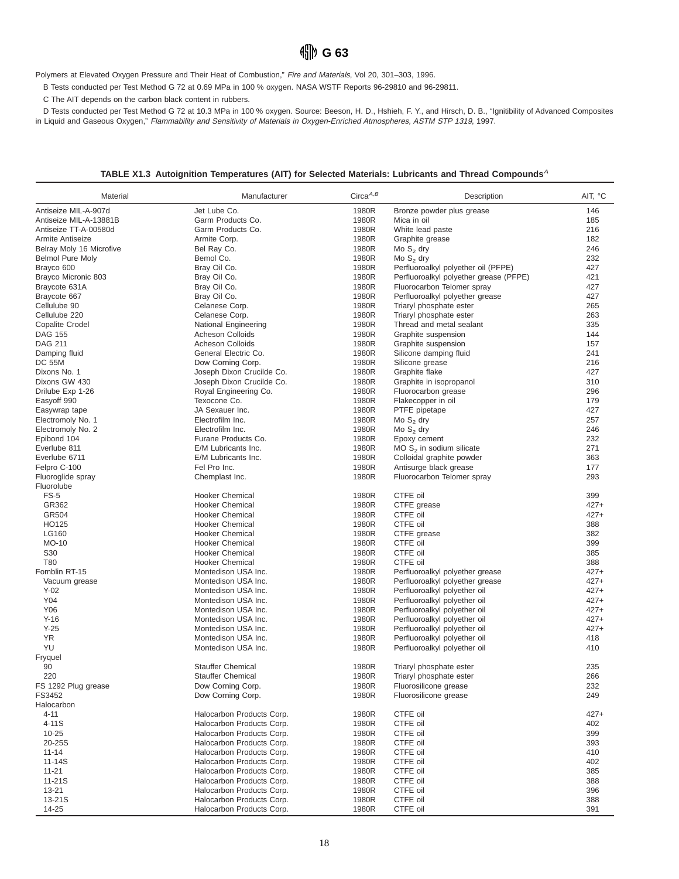Polymers at Elevated Oxygen Pressure and Their Heat of Combustion," *Fire and Materials*, Vol 20, 301–303, 1996.

B Tests conducted per Test Method G 72 at 0.69 MPa in 100 % oxygen. NASA WSTF Reports 96-29810 and 96-29811.

C The AIT depends on the carbon black content in rubbers.

D Tests conducted per Test Method G 72 at 10.3 MPa in 100 % oxygen. Source: Beeson, H. D., Hshieh, F. Y., and Hirsch, D. B., "Ignitibility of Advanced Composites in Liquid and Gaseous Oxygen," *Flammability and Sensitivity of Materials in Oxygen-Enriched Atmospheres, ASTM STP 1319*, 1997.

**TABLE X1.3 Autoignition Temperatures (AIT) for Selected Materials: Lubricants and Thread Compounds[A]**

| Material | Manufacturer | Circa[A,B] | Description | AIT, °C |
|---|---|---|---|---|
| Antiseize MIL-A-907d | Jet Lube Co. | 1980R | Bronze powder plus grease | 146 |
| Antiseize MIL-A-13881B | Garm Products Co. | 1980R | Mica in oil | 185 |
| Antiseize TT-A-00580d | Garm Products Co. | 1980R | White lead paste | 216 |
| Armite Antiseize | Armite Corp. | 1980R | Graphite grease | 182 |
| Belray Moly 16 Microfive | Bel Ray Co. | 1980R | Mo $S_2$ dry | 246 |
| Belmol Pure Moly | Bemol Co. | 1980R | Mo $S_2$ dry | 232 |
| Brayco 600 | Bray Oil Co. | 1980R | Perfluoroalkyl polyether oil (PFPE) | 427 |
| Brayco Micronic 803 | Bray Oil Co. | 1980R | Perfluoroalkyl polyether grease (PFPE) | 421 |
| Braycote 631A | Bray Oil Co. | 1980R | Fluorocarbon Telomer spray | 427 |
| Braycote 667 | Bray Oil Co. | 1980R | Perfluoroalkyl polyether grease | 427 |
| Cellulube 90 | Celanese Corp. | 1980R | Triaryl phosphate ester | 265 |
| Cellulube 220 | Celanese Corp. | 1980R | Triaryl phosphate ester | 263 |
| Copalite Crodel | National Engineering | 1980R | Thread and metal sealant | 335 |
| DAG 155 | Acheson Colloids | 1980R | Graphite suspension | 144 |
| DAG 211 | Acheson Colloids | 1980R | Graphite suspension | 157 |
| Damping fluid | General Electric Co. | 1980R | Silicone damping fluid | 241 |
| DC 55M | Dow Corning Corp. | 1980R | Silicone grease | 216 |
| Dixons No. 1 | Joseph Dixon Crucilde Co. | 1980R | Graphite flake | 427 |
| Dixons GW 430 | Joseph Dixon Crucilde Co. | 1980R | Graphite in isopropanol | 310 |
| Drilube Exp 1-26 | Royal Engineering Co. | 1980R | Fluorocarbon grease | 296 |
| Easyoff 990 | Texocone Co. | 1980R | Flakecopper in oil | 179 |
| Easywrap tape | JA Sexauer Inc. | 1980R | PTFE pipetape | 427 |
| Electromoly No. 1 | Electrofilm Inc. | 1980R | Mo $S_2$ dry | 257 |
| Electromoly No. 2 | Electrofilm Inc. | 1980R | Mo $S_2$ dry | 246 |
| Epibond 104 | Furane Products Co. | 1980R | Epoxy cement | 232 |
| Everlube 811 | E/M Lubricants Inc. | 1980R | MO $S_2$ in sodium silicate | 271 |
| Everlube 6711 | E/M Lubricants Inc. | 1980R | Colloidal graphite powder | 363 |
| Felpro C-100 | Fel Pro Inc. | 1980R | Antisurge black grease | 177 |
| Fluoroglide spray | Chemplast Inc. | 1980R | Fluorocarbon Telomer spray | 293 |
| Fluorolube | | | | |
| FS-5 | Hooker Chemical | 1980R | CTFE oil | 399 |
| GR362 | Hooker Chemical | 1980R | CTFE grease | 427+ |
| GR504 | Hooker Chemical | 1980R | CTFE oil | 427+ |
| HO125 | Hooker Chemical | 1980R | CTFE oil | 388 |
| LG160 | Hooker Chemical | 1980R | CTFE grease | 382 |
| MO-10 | Hooker Chemical | 1980R | CTFE oil | 399 |
| S30 | Hooker Chemical | 1980R | CTFE oil | 385 |
| T80 | Hooker Chemical | 1980R | CTFE oil | 388 |
| Fomblin RT-15 | Montedison USA Inc. | 1980R | Perfluoroalkyl polyether grease | 427+ |
| Vacuum grease | Montedison USA Inc. | 1980R | Perfluoroalkyl polyether grease | 427+ |
| Y-02 | Montedison USA Inc. | 1980R | Perfluoroalkyl polyether oil | 427+ |
| Y04 | Montedison USA Inc. | 1980R | Perfluoroalkyl polyether oil | 427+ |
| Y06 | Montedison USA Inc. | 1980R | Perfluoroalkyl polyether oil | 427+ |
| Y-16 | Montedison USA Inc. | 1980R | Perfluoroalkyl polyether oil | 427+ |
| Y-25 | Montedison USA Inc. | 1980R | Perfluoroalkyl polyether oil | 427+ |
| YR | Montedison USA Inc. | 1980R | Perfluoroalkyl polyether oil | 418 |
| YU | Montedison USA Inc. | 1980R | Perfluoroalkyl polyether oil | 410 |
| Fryquel | | | | |
| 90 | Stauffer Chemical | 1980R | Triaryl phosphate ester | 235 |
| 220 | Stauffer Chemical | 1980R | Triaryl phosphate ester | 266 |
| FS 1292 Plug grease | Dow Corning Corp. | 1980R | Fluorosilicone grease | 232 |
| FS3452 | Dow Corning Corp. | 1980R | Fluorosilicone grease | 249 |
| Halocarbon | | | | |
| 4-11 | Halocarbon Products Corp. | 1980R | CTFE oil | 427+ |
| 4-11S | Halocarbon Products Corp. | 1980R | CTFE oil | 402 |
| 10-25 | Halocarbon Products Corp. | 1980R | CTFE oil | 399 |
| 20-25S | Halocarbon Products Corp. | 1980R | CTFE oil | 393 |
| 11-14 | Halocarbon Products Corp. | 1980R | CTFE oil | 410 |
| 11-14S | Halocarbon Products Corp. | 1980R | CTFE oil | 402 |
| 11-21 | Halocarbon Products Corp. | 1980R | CTFE oil | 385 |
| 11-21S | Halocarbon Products Corp. | 1980R | CTFE oil | 388 |
| 13-21 | Halocarbon Products Corp. | 1980R | CTFE oil | 396 |
| 13-21S | Halocarbon Products Corp. | 1980R | CTFE oil | 388 |
| 14-25 | Halocarbon Products Corp. | 1980R | CTFE oil | 391 |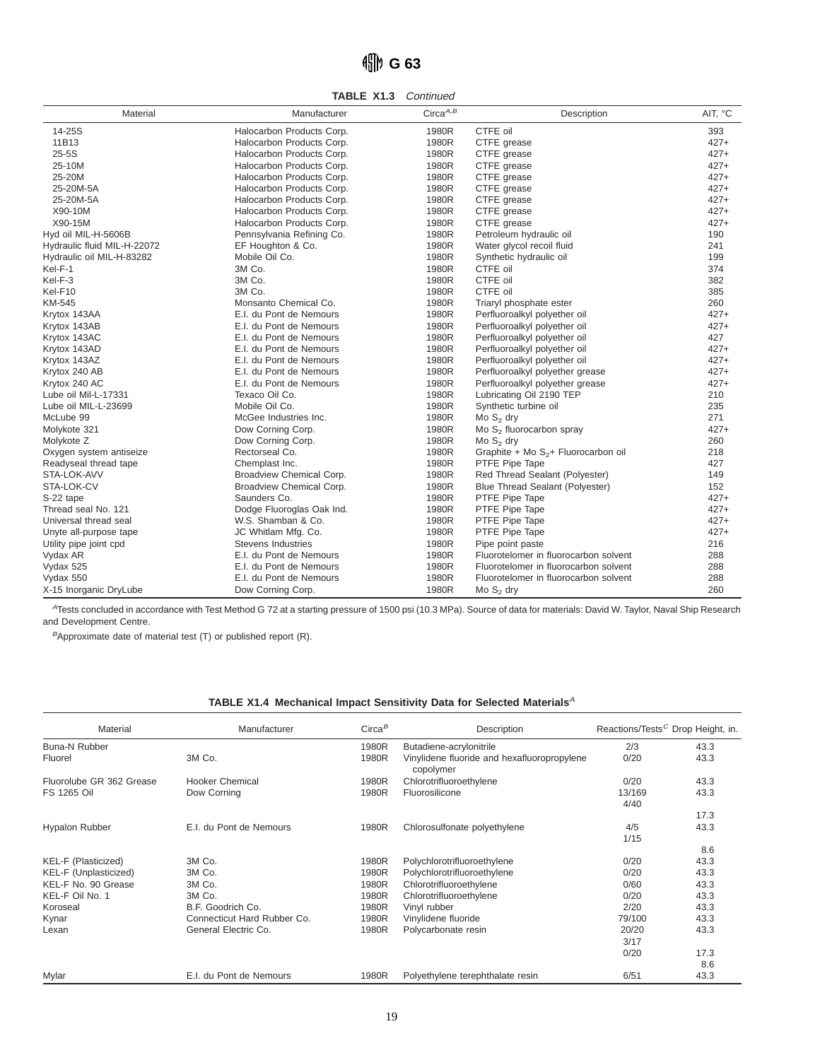**TABLE X1.3** *Continued*

| Material | Manufacturer | Circa[A,B] | Description | AIT, °C |
|---|---|---|---|---|
| 14-25S | Halocarbon Products Corp. | 1980R | CTFE oil | 393 |
| 11B13 | Halocarbon Products Corp. | 1980R | CTFE grease | 427+ |
| 25-5S | Halocarbon Products Corp. | 1980R | CTFE grease | 427+ |
| 25-10M | Halocarbon Products Corp. | 1980R | CTFE grease | 427+ |
| 25-20M | Halocarbon Products Corp. | 1980R | CTFE grease | 427+ |
| 25-20M-5A | Halocarbon Products Corp. | 1980R | CTFE grease | 427+ |
| 25-20M-5A | Halocarbon Products Corp. | 1980R | CTFE grease | 427+ |
| X90-10M | Halocarbon Products Corp. | 1980R | CTFE grease | 427+ |
| X90-15M | Halocarbon Products Corp. | 1980R | CTFE grease | 427+ |
| Hyd oil MIL-H-5606B | Pennsylvania Refining Co. | 1980R | Petroleum hydraulic oil | 190 |
| Hydraulic fluid MIL-H-22072 | EF Houghton & Co. | 1980R | Water glycol recoil fluid | 241 |
| Hydraulic oil MIL-H-83282 | Mobile Oil Co. | 1980R | Synthetic hydraulic oil | 199 |
| Kel-F-1 | 3M Co. | 1980R | CTFE oil | 374 |
| Kel-F-3 | 3M Co. | 1980R | CTFE oil | 382 |
| Kel-F10 | 3M Co. | 1980R | CTFE oil | 385 |
| KM-545 | Monsanto Chemical Co. | 1980R | Triaryl phosphate ester | 260 |
| Krytox 143AA | E.I. du Pont de Nemours | 1980R | Perfluoroalkyl polyether oil | 427+ |
| Krytox 143AB | E.I. du Pont de Nemours | 1980R | Perfluoroalkyl polyether oil | 427+ |
| Krytox 143AC | E.I. du Pont de Nemours | 1980R | Perfluoroalkyl polyether oil | 427 |
| Krytox 143AD | E.I. du Pont de Nemours | 1980R | Perfluoroalkyl polyether oil | 427+ |
| Krytox 143AZ | E.I. du Pont de Nemours | 1980R | Perfluoroalkyl polyether oil | 427+ |
| Krytox 240 AB | E.I. du Pont de Nemours | 1980R | Perfluoroalkyl polyether grease | 427+ |
| Krytox 240 AC | E.I. du Pont de Nemours | 1980R | Perfluoroalkyl polyether grease | 427+ |
| Lube oil Mil-L-17331 | Texaco Oil Co. | 1980R | Lubricating Oil 2190 TEP | 210 |
| Lube oil MIL-L-23699 | Mobile Oil Co. | 1980R | Synthetic turbine oil | 235 |
| McLube 99 | McGee Industries Inc. | 1980R | Mo $S_2$ dry | 271 |
| Molykote 321 | Dow Corning Corp. | 1980R | Mo $S_2$ fluorocarbon spray | 427+ |
| Molykote Z | Dow Corning Corp. | 1980R | Mo $S_2$ dry | 260 |
| Oxygen system antiseize | Rectorseal Co. | 1980R | Graphite + Mo $S_2$+ Fluorocarbon oil | 218 |
| Readyseal thread tape | Chemplast Inc. | 1980R | PTFE Pipe Tape | 427 |
| STA-LOK-AVV | Broadview Chemical Corp. | 1980R | Red Thread Sealant (Polyester) | 149 |
| STA-LOK-CV | Broadview Chemical Corp. | 1980R | Blue Thread Sealant (Polyester) | 152 |
| S-22 tape | Saunders Co. | 1980R | PTFE Pipe Tape | 427+ |
| Thread seal No. 121 | Dodge Fluoroglas Oak Ind. | 1980R | PTFE Pipe Tape | 427+ |
| Universal thread seal | W.S. Shamban & Co. | 1980R | PTFE Pipe Tape | 427+ |
| Unyte all-purpose tape | JC Whitlam Mfg. Co. | 1980R | PTFE Pipe Tape | 427+ |
| Utility pipe joint cpd | Stevens Industries | 1980R | Pipe point paste | 216 |
| Vydax AR | E.I. du Pont de Nemours | 1980R | Fluorotelomer in fluorocarbon solvent | 288 |
| Vydax 525 | E.I. du Pont de Nemours | 1980R | Fluorotelomer in fluorocarbon solvent | 288 |
| Vydax 550 | E.I. du Pont de Nemours | 1980R | Fluorotelomer in fluorocarbon solvent | 288 |
| X-15 Inorganic DryLube | Dow Corning Corp. | 1980R | Mo $S_2$ dry | 260 |

[A]Tests concluded in accordance with Test Method G 72 at a starting pressure of 1500 psi (10.3 MPa). Source of data for materials: David W. Taylor, Naval Ship Research and Development Centre.

[B]Approximate date of material test (T) or published report (R).

**TABLE X1.4 Mechanical Impact Sensitivity Data for Selected Materials[A]**

| Material | Manufacturer | Circa[B] | Description | Reactions/Tests[C] | Drop Height, in. |
|---|---|---|---|---|---|
| Buna-N Rubber | | 1980R | Butadiene-acrylonitrile | 2/3 | 43.3 |
| Fluorel | 3M Co. | 1980R | Vinylidene fluoride and hexafluoropropylene copolymer | 0/20 | 43.3 |
| Fluorolube GR 362 Grease | Hooker Chemical | 1980R | Chlorotrifluoroethylene | 0/20 | 43.3 |
| FS 1265 Oil | Dow Corning | 1980R | Fluorosilicone | 13/169 | 43.3 |
| | | | | 4/40 | 17.3 |
| Hypalon Rubber | E.I. du Pont de Nemours | 1980R | Chlorosulfonate polyethylene | 4/5 | 43.3 |
| | | | | 1/15 | 8.6 |
| KEL-F (Plasticized) | 3M Co. | 1980R | Polychlorotrifluoroethylene | 0/20 | 43.3 |
| KEL-F (Unplasticized) | 3M Co. | 1980R | Polychlorotrifluoroethylene | 0/20 | 43.3 |
| KEL-F No. 90 Grease | 3M Co. | 1980R | Chlorotrifluoroethylene | 0/60 | 43.3 |
| KEL-F Oil No. 1 | 3M Co. | 1980R | Chlorotrifluoroethylene | 0/20 | 43.3 |
| Koroseal | B.F. Goodrich Co. | 1980R | Vinyl rubber | 2/20 | 43.3 |
| Kynar | Connecticut Hard Rubber Co. | 1980R | Vinylidene fluoride | 79/100 | 43.3 |
| Lexan | General Electric Co. | 1980R | Polycarbonate resin | 20/20 | 43.3 |
| | | | | 3/17 | |
| | | | | 0/20 | 17.3 |
| | | | | | 8.6 |
| Mylar | E.I. du Pont de Nemours | 1980R | Polyethylene terephthalate resin | 6/51 | 43.3 |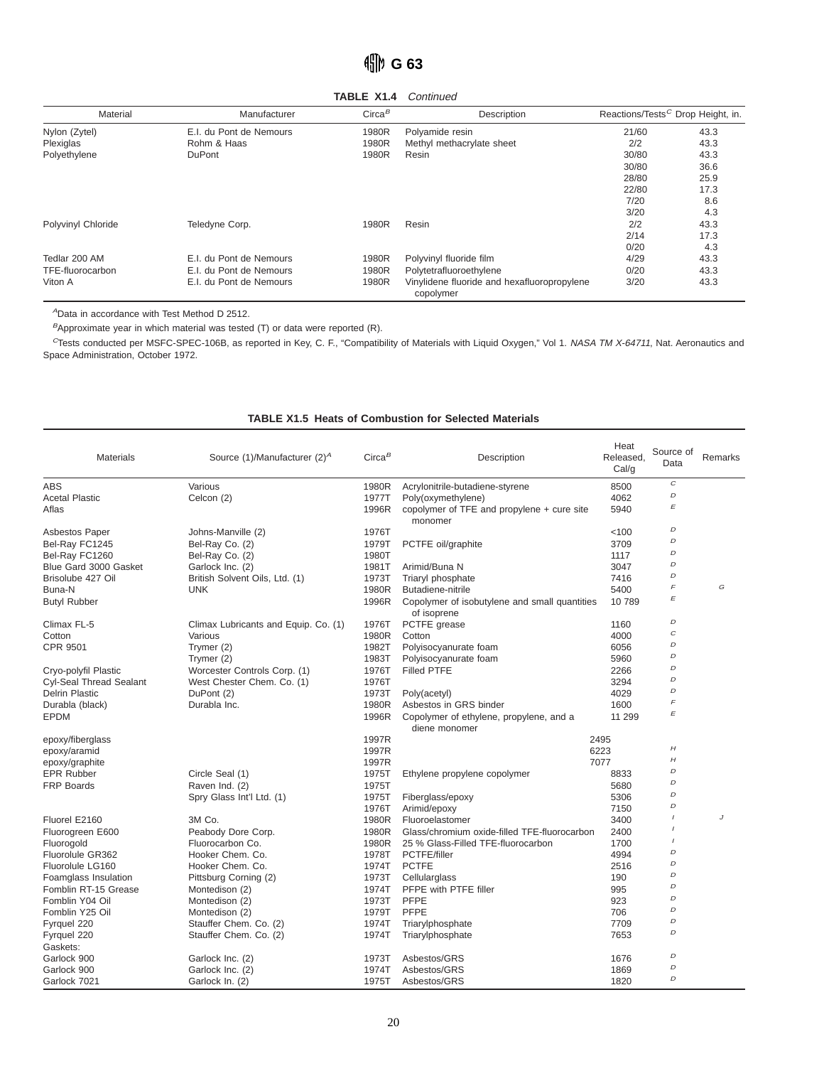**TABLE X1.4** *Continued*

| Material | Manufacturer | Circa[B] | Description | Reactions/Tests[C] | Drop Height, in. |
|---|---|---|---|---|---|
| Nylon (Zytel) | E.I. du Pont de Nemours | 1980R | Polyamide resin | 21/60 | 43.3 |
| Plexiglas | Rohm & Haas | 1980R | Methyl methacrylate sheet | 2/2 | 43.3 |
| Polyethylene | DuPont | 1980R | Resin | 30/80 | 43.3 |
| | | | | 30/80 | 36.6 |
| | | | | 28/80 | 25.9 |
| | | | | 22/80 | 17.3 |
| | | | | 7/20 | 8.6 |
| | | | | 3/20 | 4.3 |
| Polyvinyl Chloride | Teledyne Corp. | 1980R | Resin | 2/2 | 43.3 |
| | | | | 2/14 | 17.3 |
| | | | | 0/20 | 4.3 |
| Tedlar 200 AM | E.I. du Pont de Nemours | 1980R | Polyvinyl fluoride film | 4/29 | 43.3 |
| TFE-fluorocarbon | E.I. du Pont de Nemours | 1980R | Polytetrafluoroethylene | 0/20 | 43.3 |
| Viton A | E.I. du Pont de Nemours | 1980R | Vinylidene fluoride and hexafluoropropylene copolymer | 3/20 | 43.3 |

[A]Data in accordance with Test Method D 2512.

[B]Approximate year in which material was tested (T) or data were reported (R).

[C]Tests conducted per MSFC-SPEC-106B, as reported in Key, C. F., "Compatibility of Materials with Liquid Oxygen," Vol 1. *NASA TM X-64711*, Nat. Aeronautics and Space Administration, October 1972.

**TABLE X1.5 Heats of Combustion for Selected Materials**

| Materials | Source (1)/Manufacturer (2)[A] | Circa[B] | Description | Heat Released, Cal/g | Source of Data | Remarks |
|---|---|---|---|---|---|---|
| ABS | Various | 1980R | Acrylonitrile-butadiene-styrene | 8500 | C | |
| Acetal Plastic | Celcon (2) | 1977T | Poly(oxymethylene) | 4062 | D | |
| Aflas | | 1996R | copolymer of TFE and propylene + cure site monomer | 5940 | E | |
| Asbestos Paper | Johns-Manville (2) | 1976T | | <100 | D | |
| Bel-Ray FC1245 | Bel-Ray Co. (2) | 1979T | PCTFE oil/graphite | 3709 | D | |
| Bel-Ray FC1260 | Bel-Ray Co. (2) | 1980T | | 1117 | D | |
| Blue Gard 3000 Gasket | Garlock Inc. (2) | 1981T | Arimid/Buna N | 3047 | D | |
| Brisolube 427 Oil | British Solvent Oils, Ltd. (1) | 1973T | Triaryl phosphate | 7416 | D | |
| Buna-N | UNK | 1980R | Butadiene-nitrile | 5400 | F | G |
| Butyl Rubber | | 1996R | Copolymer of isobutylene and small quantities of isoprene | 10 789 | E | |
| Climax FL-5 | Climax Lubricants and Equip. Co. (1) | 1976T | PCTFE grease | 1160 | D | |
| Cotton | Various | 1980R | Cotton | 4000 | C | |
| CPR 9501 | Trymer (2) | 1982T | Polyisocyanurate foam | 6056 | D | |
| | Trymer (2) | 1983T | Polyisocyanurate foam | 5960 | D | |
| Cryo-polyfil Plastic | Worcester Controls Corp. (1) | 1976T | Filled PTFE | 2266 | D | |
| Cyl-Seal Thread Sealant | West Chester Chem. Co. (1) | 1976T | | 3294 | D | |
| Delrin Plastic | DuPont (2) | 1973T | Poly(acetyl) | 4029 | D | |
| Durabla (black) | Durabla Inc. | 1980R | Asbestos in GRS binder | 1600 | F | |
| EPDM | | 1996R | Copolymer of ethylene, propylene, and a diene monomer | 11 299 | E | |
| epoxy/fiberglass | | 1997R | | 2495 | | |
| epoxy/aramid | | 1997R | | 6223 | H | |
| epoxy/graphite | | 1997R | | 7077 | H | |
| EPR Rubber | Circle Seal (1) | 1975T | Ethylene propylene copolymer | 8833 | D | |
| FRP Boards | Raven Ind. (2) | 1975T | | 5680 | D | |
| | Spry Glass Int'l Ltd. (1) | 1975T | Fiberglass/epoxy | 5306 | D | |
| | | 1976T | Arimid/epoxy | 7150 | D | |
| Fluorel E2160 | 3M Co. | 1980R | Fluoroelastomer | 3400 | I | J |
| Fluorogreen E600 | Peabody Dore Corp. | 1980R | Glass/chromium oxide-filled TFE-fluorocarbon | 2400 | I | |
| Fluorogold | Fluorocarbon Co. | 1980R | 25 % Glass-Filled TFE-fluorocarbon | 1700 | I | |
| Fluorolule GR362 | Hooker Chem. Co. | 1978T | PCTFE/filler | 4994 | D | |
| Fluorolule LG160 | Hooker Chem. Co. | 1974T | PCTFE | 2516 | D | |
| Foamglass Insulation | Pittsburg Corning (2) | 1973T | Cellularglass | 190 | D | |
| Fomblin RT-15 Grease | Montedison (2) | 1974T | PFPE with PTFE filler | 995 | D | |
| Fomblin Y04 Oil | Montedison (2) | 1973T | PFPE | 923 | D | |
| Fomblin Y25 Oil | Montedison (2) | 1979T | PFPE | 706 | D | |
| Fyrquel 220 | Stauffer Chem. Co. (2) | 1974T | Triarylphosphate | 7709 | D | |
| Fyrquel 220 | Stauffer Chem. Co. (2) | 1974T | Triarylphosphate | 7653 | D | |
| Gaskets: | | | | | | |
| Garlock 900 | Garlock Inc. (2) | 1973T | Asbestos/GRS | 1676 | D | |
| Garlock 900 | Garlock Inc. (2) | 1974T | Asbestos/GRS | 1869 | D | |
| Garlock 7021 | Garlock In. (2) | 1975T | Asbestos/GRS | 1820 | D | |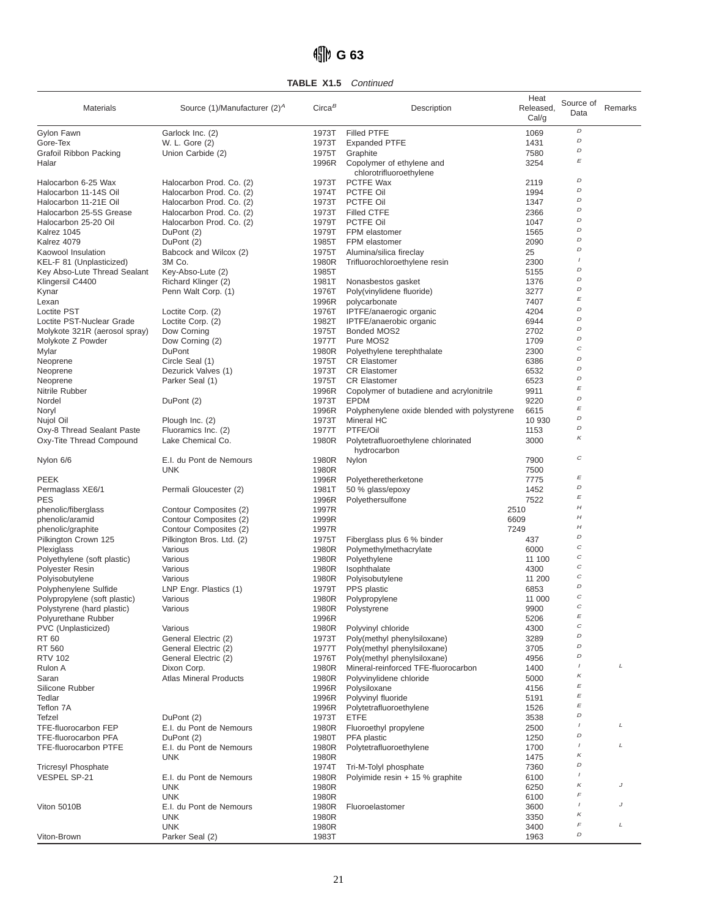**TABLE X1.5** *Continued*

| Materials | Source (1)/Manufacturer (2)[A] | Circa[B] | Description | Heat Released, Cal/g | Source of Data | Remarks |
|---|---|---|---|---|---|---|
| Gylon Fawn | Garlock Inc. (2) | 1973T | Filled PTFE | 1069 | D | |
| Gore-Tex | W. L. Gore (2) | 1973T | Expanded PTFE | 1431 | D | |
| Grafoil Ribbon Packing | Union Carbide (2) | 1975T | Graphite | 7580 | D | |
| Halar | | 1996R | Copolymer of ethylene and chlorotrifluoroethylene | 3254 | E | |
| Halocarbon 6-25 Wax | Halocarbon Prod. Co. (2) | 1973T | PCTFE Wax | 2119 | D | |
| Halocarbon 11-14S Oil | Halocarbon Prod. Co. (2) | 1974T | PCTFE Oil | 1994 | D | |
| Halocarbon 11-21E Oil | Halocarbon Prod. Co. (2) | 1973T | PCTFE Oil | 1347 | D | |
| Halocarbon 25-5S Grease | Halocarbon Prod. Co. (2) | 1973T | Filled CTFE | 2366 | D | |
| Halocarbon 25-20 Oil | Halocarbon Prod. Co. (2) | 1979T | PCTFE Oil | 1047 | D | |
| Kalrez 1045 | DuPont (2) | 1979T | FPM elastomer | 1565 | D | |
| Kalrez 4079 | DuPont (2) | 1985T | FPM elastomer | 2090 | D | |
| Kaowool Insulation | Babcock and Wilcox (2) | 1975T | Alumina/silica fireclay | 25 | D | |
| KEL-F 81 (Unplasticized) | 3M Co. | 1980R | Trifluorochloroethylene resin | 2300 | I | |
| Key Abso-Lute Thread Sealant | Key-Abso-Lute (2) | 1985T | | 5155 | D | |
| Klingersil C4400 | Richard Klinger (2) | 1981T | Nonasbestos gasket | 1376 | D | |
| Kynar | Penn Walt Corp. (1) | 1976T | Poly(vinylidene fluoride) | 3277 | D | |
| Lexan | | 1996R | polycarbonate | 7407 | E | |
| Loctite PST | Loctite Corp. (2) | 1976T | IPTFE/anaerogic organic | 4204 | D | |
| Loctite PST-Nuclear Grade | Loctite Corp. (2) | 1982T | IPTFE/anaerobic organic | 6944 | D | |
| Molykote 321R (aerosol spray) | Dow Corning | 1975T | Bonded MOS2 | 2702 | D | |
| Molykote Z Powder | Dow Corning (2) | 1977T | Pure MOS2 | 1709 | D | |
| Mylar | DuPont | 1980R | Polyethylene terephthalate | 2300 | C | |
| Neoprene | Circle Seal (1) | 1975T | CR Elastomer | 6386 | D | |
| Neoprene | Dezurick Valves (1) | 1973T | CR Elastomer | 6532 | D | |
| Neoprene | Parker Seal (1) | 1975T | CR Elastomer | 6523 | D | |
| Nitrile Rubber | | 1996R | Copolymer of butadiene and acrylonitrile | 9911 | E | |
| Nordel | DuPont (2) | 1973T | EPDM | 9220 | D | |
| Noryl | | 1996R | Polyphenylene oxide blended with polystyrene | 6615 | E | |
| Nujol Oil | Plough Inc. (2) | 1973T | Mineral HC | 10 930 | D | |
| Oxy-8 Thread Sealant Paste | Fluoramics Inc. (2) | 1977T | PTFE/Oil | 1153 | D | |
| Oxy-Tite Thread Compound | Lake Chemical Co. | 1980R | Polytetrafluoroethylene chlorinated hydrocarbon | 3000 | K | |
| Nylon 6/6 | E.I. du Pont de Nemours | 1980R | Nylon | 7900 | C | |
| | UNK | 1980R | | 7500 | | |
| PEEK | | 1996R | Polyetheretherketone | 7775 | E | |
| Permaglass XE6/1 | Permali Gloucester (2) | 1981T | 50 % glass/epoxy | 1452 | D | |
| PES | | 1996R | Polyethersulfone | 7522 | E | |
| phenolic/fiberglass | Contour Composites (2) | 1997R | | 2510 | H | |
| phenolic/aramid | Contour Composites (2) | 1999R | | 6609 | H | |
| phenolic/graphite | Contour Composites (2) | 1997R | | 7249 | H | |
| Pilkington Crown 125 | Pilkington Bros. Ltd. (2) | 1975T | Fiberglass plus 6 % binder | 437 | D | |
| Plexiglass | Various | 1980R | Polymethylmethacrylate | 6000 | C | |
| Polyethylene (soft plastic) | Various | 1980R | Polyethylene | 11 100 | C | |
| Polyester Resin | Various | 1980R | Isophthalate | 4300 | C | |
| Polyisobutylene | Various | 1980R | Polyisobutylene | 11 200 | C | |
| Polyphenylene Sulfide | LNP Engr. Plastics (1) | 1979T | PPS plastic | 6853 | D | |
| Polypropylene (soft plastic) | Various | 1980R | Polypropylene | 11 000 | C | |
| Polystyrene (hard plastic) | Various | 1980R | Polystyrene | 9900 | C | |
| Polyurethane Rubber | | 1996R | | 5206 | E | |
| PVC (Unplasticized) | Various | 1980R | Polyvinyl chloride | 4300 | C | |
| RT 60 | General Electric (2) | 1973T | Poly(methyl phenylsiloxane) | 3289 | D | |
| RT 560 | General Electric (2) | 1977T | Poly(methyl phenylsiloxane) | 3705 | D | |
| RTV 102 | General Electric (2) | 1976T | Poly(methyl phenylsiloxane) | 4956 | D | |
| Rulon A | Dixon Corp. | 1980R | Mineral-reinforced TFE-fluorocarbon | 1400 | I | L |
| Saran | Atlas Mineral Products | 1980R | Polyvinylidene chloride | 5000 | K | |
| Silicone Rubber | | 1996R | Polysiloxane | 4156 | E | |
| Tedlar | | 1996R | Polyvinyl fluoride | 5191 | E | |
| Teflon 7A | | 1996R | Polytetrafluoroethylene | 1526 | E | |
| Tefzel | DuPont (2) | 1973T | ETFE | 3538 | D | |
| TFE-fluorocarbon FEP | E.I. du Pont de Nemours | 1980R | Fluoroethyl propylene | 2500 | I | L |
| TFE-fluorocarbon PFA | DuPont (2) | 1980T | PFA plastic | 1250 | D | |
| TFE-fluorocarbon PTFE | E.I. du Pont de Nemours | 1980R | Polytetrafluoroethylene | 1700 | I | L |
| | UNK | 1980R | | 1475 | K | |
| Tricresyl Phosphate | | 1974T | Tri-M-Tolyl phosphate | 7360 | D | |
| VESPEL SP-21 | E.I. du Pont de Nemours | 1980R | Polyimide resin + 15 % graphite | 6100 | I | |
| | UNK | 1980R | | 6250 | K | J |
| | UNK | 1980R | | 6100 | F | |
| Viton 5010B | E.I. du Pont de Nemours | 1980R | Fluoroelastomer | 3600 | I | J |
| | UNK | 1980R | | 3350 | K | |
| | UNK | 1980R | | 3400 | F | L |
| Viton-Brown | Parker Seal (2) | 1983T | | 1963 | D | |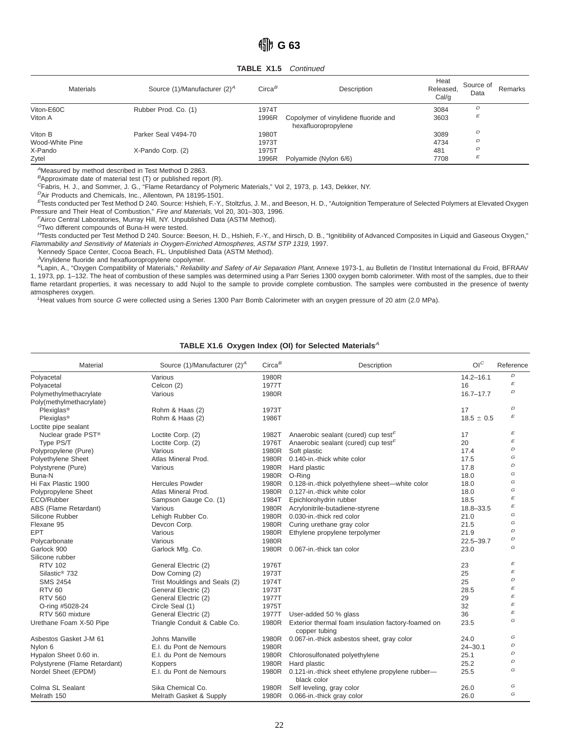**TABLE X1.5** *Continued*

| Materials | Source (1)/Manufacturer (2)[A] | Circa[B] | Description | Heat Released, Cal/g | Source of Data | Remarks |
|---|---|---|---|---|---|---|
| Viton-E60C | Rubber Prod. Co. (1) | 1974T | | 3084 | D | |
| Viton A | | 1996R | Copolymer of vinylidene fluoride and hexafluoropropylene | 3603 | E | |
| Viton B | Parker Seal V494-70 | 1980T | | 3089 | D | |
| Wood-White Pine | | 1973T | | 4734 | D | |
| X-Pando | X-Pando Corp. (2) | 1975T | | 481 | D | |
| Zytel | | 1996R | Polyamide (Nylon 6/6) | 7708 | E | |

[A]Measured by method described in Test Method D 2863.

[B]Approximate date of material test (T) or published report (R).

[C]Fabris, H. J., and Sommer, J. G., "Flame Retardancy of Polymeric Materials," Vol 2, 1973, p. 143, Dekker, NY.

[D]Air Products and Chemicals, Inc., Allentown, PA 18195-1501.

[E]Tests conducted per Test Method D 240. Source: Hshieh, F.-Y., Stoltzfus, J. M., and Beeson, H. D., "Autoignition Temperature of Selected Polymers at Elevated Oxygen Pressure and Their Heat of Combustion," *Fire and Materials*, Vol 20, 301–303, 1996.

[F]Airco Central Laboratories, Murray Hill, NY. Unpublished Data (ASTM Method).

[G]Two different compounds of Buna-H were tested.

[H]Tests conducted per Test Method D 240. Source: Beeson, H. D., Hshieh, F.-Y., and Hirsch, D. B., "Ignitibility of Advanced Composites in Liquid and Gaseous Oxygen," *Flammability and Sensitivity of Materials in Oxygen-Enriched Atmospheres, ASTM STP 1319*, 1997.

[I]Kennedy Space Center, Cocoa Beach, FL. Unpublished Data (ASTM Method).

[J]Vinylidene fluoride and hexafluoropropylene copolymer.

[K]Lapin, A., "Oxygen Compatibility of Materials," *Reliability and Safety of Air Separation Plant*, Annexe 1973-1, au Bulletin de l'Institut International du Froid, BFRAAV 1, 1973, pp. 1–132. The heat of combustion of these samples was determined using a Parr Series 1300 oxygen bomb calorimeter. With most of the samples, due to their flame retardant properties, it was necessary to add Nujol to the sample to provide complete combustion. The samples were combusted in the presence of twenty atmospheres oxygen.

[L]Heat values from source *G* were collected using a Series 1300 Parr Bomb Calorimeter with an oxygen pressure of 20 atm (2.0 MPa).

**TABLE X1.6 Oxygen Index (OI) for Selected Materials[A]**

| Material | Source (1)/Manufacturer (2)[A] | Circa[B] | Description | OI[C] | Reference |
|---|---|---|---|---|---|
| Polyacetal | Various | 1980R | | 14.2–16.1 | D |
| Polyacetal | Celcon (2) | 1977T | | 16 | E |
| Polymethylmethacrylate | Various | 1980R | | 16.7–17.7 | D |
| Poly(methylmethacrylate) | | | | | |
| Plexiglas® | Rohm & Haas (2) | 1973T | | 17 | D |
| Plexiglas® | Rohm & Haas (2) | 1986T | | 18.5 ± 0.5 | E |
| Loctite pipe sealant | | | | | |
| Nuclear grade PST® | Loctite Corp. (2) | 1982T | Anaerobic sealant (cured) cup test[F] | 17 | E |
| Type PS/T | Loctite Corp. (2) | 1976T | Anaerobic sealant (cured) cup test[F] | 20 | E |
| Polypropylene (Pure) | Various | 1980R | Soft plastic | 17.4 | D |
| Polyethylene Sheet | Atlas Mineral Prod. | 1980R | 0.140-in.-thick white color | 17.5 | G |
| Polystyrene (Pure) | Various | 1980R | Hard plastic | 17.8 | D |
| Buna-N | | 1980R | O-Ring | 18.0 | G |
| Hi Fax Plastic 1900 | Hercules Powder | 1980R | 0.128-in.-thick polyethylene sheet—white color | 18.0 | G |
| Polypropylene Sheet | Atlas Mineral Prod. | 1980R | 0.127-in.-thick white color | 18.0 | G |
| ECO/Rubber | Sampson Gauge Co. (1) | 1984T | Epichlorohydrin rubber | 18.5 | E |
| ABS (Flame Retardant) | Various | 1980R | Acrylonitrile-butadiene-styrene | 18.8–33.5 | E |
| Silicone Rubber | Lehigh Rubber Co. | 1980R | 0.030-in.-thick red color | 21.0 | G |
| Flexane 95 | Devcon Corp. | 1980R | Curing urethane gray color | 21.5 | G |
| EPT | Various | 1980R | Ethylene propylene terpolymer | 21.9 | D |
| Polycarbonate | Various | 1980R | | 22.5–39.7 | D |
| Garlock 900 | Garlock Mfg. Co. | 1980R | 0.067-in.-thick tan color | 23.0 | G |
| Silicone rubber | | | | | |
| RTV 102 | General Electric (2) | 1976T | | 23 | E |
| Silastic® 732 | Dow Corning (2) | 1973T | | 25 | E |
| SMS 2454 | Trist Mouldings and Seals (2) | 1974T | | 25 | D |
| RTV 60 | General Electric (2) | 1973T | | 28.5 | E |
| RTV 560 | General Electric (2) | 1977T | | 29 | E |
| O-ring #5028-24 | Circle Seal (1) | 1975T | | 32 | E |
| RTV 560 mixture | General Electric (2) | 1977T | User-added 50 % glass | 36 | E |
| Urethane Foam X-50 Pipe | Triangle Conduit & Cable Co. | 1980R | Exterior thermal foam insulation factory-foamed on copper tubing | 23.5 | G |
| Asbestos Gasket J-M 61 | Johns Manville | 1980R | 0.067-in.-thick asbestos sheet, gray color | 24.0 | G |
| Nylon 6 | E.I. du Pont de Nemours | 1980R | | 24–30.1 | D |
| Hypalon Sheet 0.60 in. | E.I. du Pont de Nemours | 1980R | Chlorosulfonated polyethylene | 25.1 | D |
| Polystyrene (Flame Retardant) | Koppers | 1980R | Hard plastic | 25.2 | D |
| Nordel Sheet (EPDM) | E.I. du Pont de Nemours | 1980R | 0.121-in.-thick sheet ethylene propylene rubber—black color | 25.5 | G |
| Colma SL Sealant | Sika Chemical Co. | 1980R | Self leveling, gray color | 26.0 | G |
| Melrath 150 | Melrath Gasket & Supply | 1980R | 0.066-in.-thick gray color | 26.0 | G |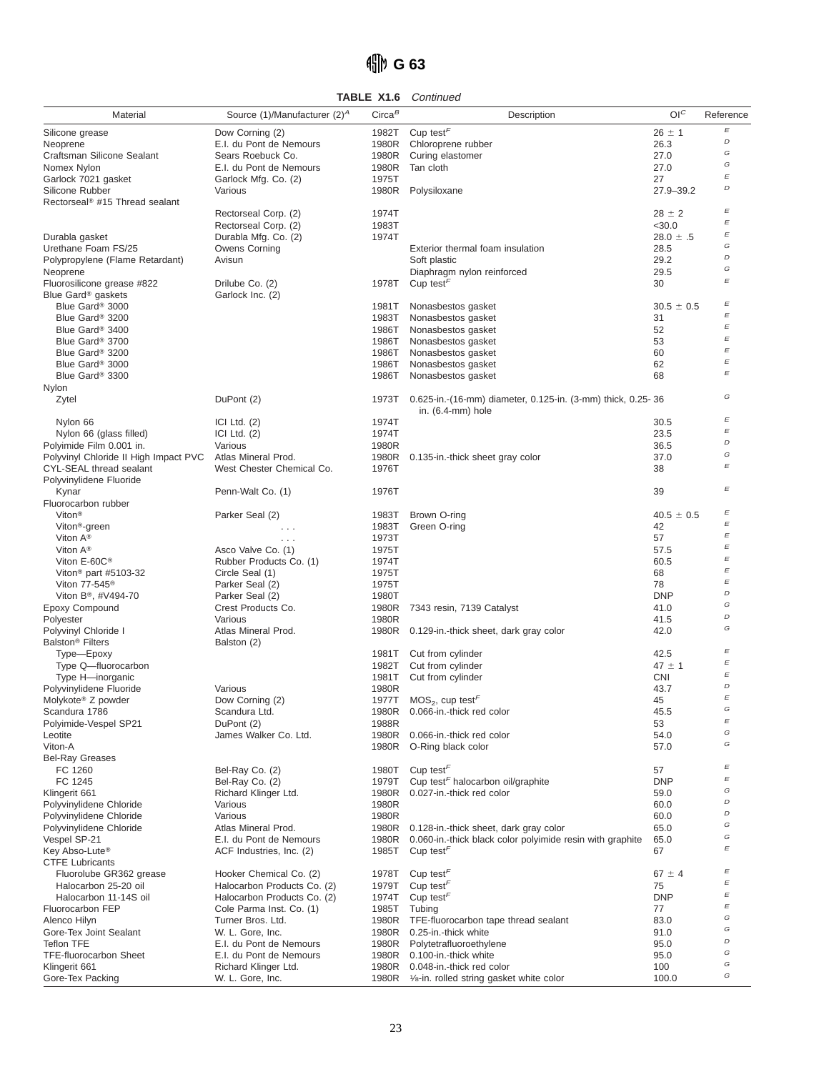**TABLE X1.6** *Continued*

| Material | Source (1)/Manufacturer (2)[A] | Circa[B] | Description | OI[C] | Reference |
|---|---|---|---|---|---|
| Silicone grease | Dow Corning (2) | 1982T | Cup test[F] | 26 ± 1 | E |
| Neoprene | E.I. du Pont de Nemours | 1980R | Chloroprene rubber | 26.3 | D |
| Craftsman Silicone Sealant | Sears Roebuck Co. | 1980R | Curing elastomer | 27.0 | G |
| Nomex Nylon | E.I. du Pont de Nemours | 1980R | Tan cloth | 27.0 | G |
| Garlock 7021 gasket | Garlock Mfg. Co. (2) | 1975T | | 27 | E |
| Silicone Rubber | Various | 1980R | Polysiloxane | 27.9–39.2 | D |
| Rectorseal® #15 Thread sealant | | | | | |
| | Rectorseal Corp. (2) | 1974T | | 28 ± 2 | E |
| | Rectorseal Corp. (2) | 1983T | | <30.0 | E |
| Durabla gasket | Durabla Mfg. Co. (2) | 1974T | | 28.0 ± .5 | E |
| Urethane Foam FS/25 | Owens Corning | | Exterior thermal foam insulation | 28.5 | G |
| Polypropylene (Flame Retardant) | Avisun | | Soft plastic | 29.2 | D |
| Neoprene | | | Diaphragm nylon reinforced | 29.5 | G |
| Fluorosilicone grease #822 | Drilube Co. (2) | 1978T | Cup test[F] | 30 | E |
| Blue Gard® gaskets | Garlock Inc. (2) | | | | |
| Blue Gard® 3000 | | 1981T | Nonasbestos gasket | 30.5 ± 0.5 | E |
| Blue Gard® 3200 | | 1983T | Nonasbestos gasket | 31 | E |
| Blue Gard® 3400 | | 1986T | Nonasbestos gasket | 52 | E |
| Blue Gard® 3700 | | 1986T | Nonasbestos gasket | 53 | E |
| Blue Gard® 3200 | | 1986T | Nonasbestos gasket | 60 | E |
| Blue Gard® 3000 | | 1986T | Nonasbestos gasket | 62 | E |
| Blue Gard® 3300 | | 1986T | Nonasbestos gasket | 68 | E |
| Nylon | | | | | |
| Zytel | DuPont (2) | 1973T | 0.625-in.-(16-mm) diameter, 0.125-in. (3-mm) thick, 0.25-in. (6.4-mm) hole | 36 | G |
| Nylon 66 | ICI Ltd. (2) | 1974T | | 30.5 | E |
| Nylon 66 (glass filled) | ICI Ltd. (2) | 1974T | | 23.5 | E |
| Polyimide Film 0.001 in. | Various | 1980R | | 36.5 | D |
| Polyvinyl Chloride II High Impact PVC | Atlas Mineral Prod. | 1980R | 0.135-in.-thick sheet gray color | 37.0 | G |
| CYL-SEAL thread sealant | West Chester Chemical Co. | 1976T | | 38 | E |
| Polyvinylidene Fluoride | | | | | |
| Kynar | Penn-Walt Co. (1) | 1976T | | 39 | E |
| Fluorocarbon rubber | | | | | |
| Viton® | Parker Seal (2) | 1983T | Brown O-ring | 40.5 ± 0.5 | E |
| Viton®-green | . . . | 1983T | Green O-ring | 42 | E |
| Viton A® | . . . | 1973T | | 57 | E |
| Viton A® | Asco Valve Co. (1) | 1975T | | 57.5 | E |
| Viton E-60C® | Rubber Products Co. (1) | 1974T | | 60.5 | E |
| Viton® part #5103-32 | Circle Seal (1) | 1975T | | 68 | E |
| Viton 77-545® | Parker Seal (2) | 1975T | | 78 | E |
| Viton B®, #V494-70 | Parker Seal (2) | 1980T | | DNP | D |
| Epoxy Compound | Crest Products Co. | 1980R | 7343 resin, 7139 Catalyst | 41.0 | G |
| Polyester | Various | 1980R | | 41.5 | D |
| Polyvinyl Chloride I | Atlas Mineral Prod. | 1980R | 0.129-in.-thick sheet, dark gray color | 42.0 | G |
| Balston® Filters | Balston (2) | | | | |
| Type—Epoxy | | 1981T | Cut from cylinder | 42.5 | E |
| Type Q—fluorocarbon | | 1982T | Cut from cylinder | 47 ± 1 | E |
| Type H—inorganic | | 1981T | Cut from cylinder | CNI | E |
| Polyvinylidene Fluoride | Various | 1980R | | 43.7 | D |
| Molykote® Z powder | Dow Corning (2) | 1977T | $MOS_2$, cup test[F] | 45 | E |
| Scandura 1786 | Scandura Ltd. | 1980R | 0.066-in.-thick red color | 45.5 | G |
| Polyimide-Vespel SP21 | DuPont (2) | 1988R | | 53 | E |
| Leotite | James Walker Co. Ltd. | 1980R | 0.066-in.-thick red color | 54.0 | G |
| Viton-A | | 1980R | O-Ring black color | 57.0 | G |
| Bel-Ray Greases | | | | | |
| FC 1260 | Bel-Ray Co. (2) | 1980T | Cup test[F] | 57 | E |
| FC 1245 | Bel-Ray Co. (2) | 1979T | Cup test[F] halocarbon oil/graphite | DNP | E |
| Klingerit 661 | Richard Klinger Ltd. | 1980R | 0.027-in.-thick red color | 59.0 | G |
| Polyvinylidene Chloride | Various | 1980R | | 60.0 | D |
| Polyvinylidene Chloride | Various | 1980R | | 60.0 | D |
| Polyvinylidene Chloride | Atlas Mineral Prod. | 1980R | 0.128-in.-thick sheet, dark gray color | 65.0 | G |
| Vespel SP-21 | E.I. du Pont de Nemours | 1980R | 0.060-in.-thick black color polyimide resin with graphite | 65.0 | G |
| Key Abso-Lute® | ACF Industries, Inc. (2) | 1985T | Cup test[F] | 67 | E |
| CTFE Lubricants | | | | | |
| Fluorolube GR362 grease | Hooker Chemical Co. (2) | 1978T | Cup test[F] | 67 ± 4 | E |
| Halocarbon 25-20 oil | Halocarbon Products Co. (2) | 1979T | Cup test[F] | 75 | E |
| Halocarbon 11-14S oil | Halocarbon Products Co. (2) | 1974T | Cup test[F] | DNP | E |
| Fluorocarbon FEP | Cole Parma Inst. Co. (1) | 1985T | Tubing | 77 | E |
| Alenco Hilyn | Turner Bros. Ltd. | 1980R | TFE-fluorocarbon tape thread sealant | 83.0 | G |
| Gore-Tex Joint Sealant | W. L. Gore, Inc. | 1980R | 0.25-in.-thick white | 91.0 | G |
| Teflon TFE | E.I. du Pont de Nemours | 1980R | Polytetrafluoroethylene | 95.0 | D |
| TFE-fluorocarbon Sheet | E.I. du Pont de Nemours | 1980R | 0.100-in.-thick white | 95.0 | G |
| Klingerit 661 | Richard Klinger Ltd. | 1980R | 0.048-in.-thick red color | 100 | G |
| Gore-Tex Packing | W. L. Gore, Inc. | 1980R | ⅛-in. rolled string gasket white color | 100.0 | G |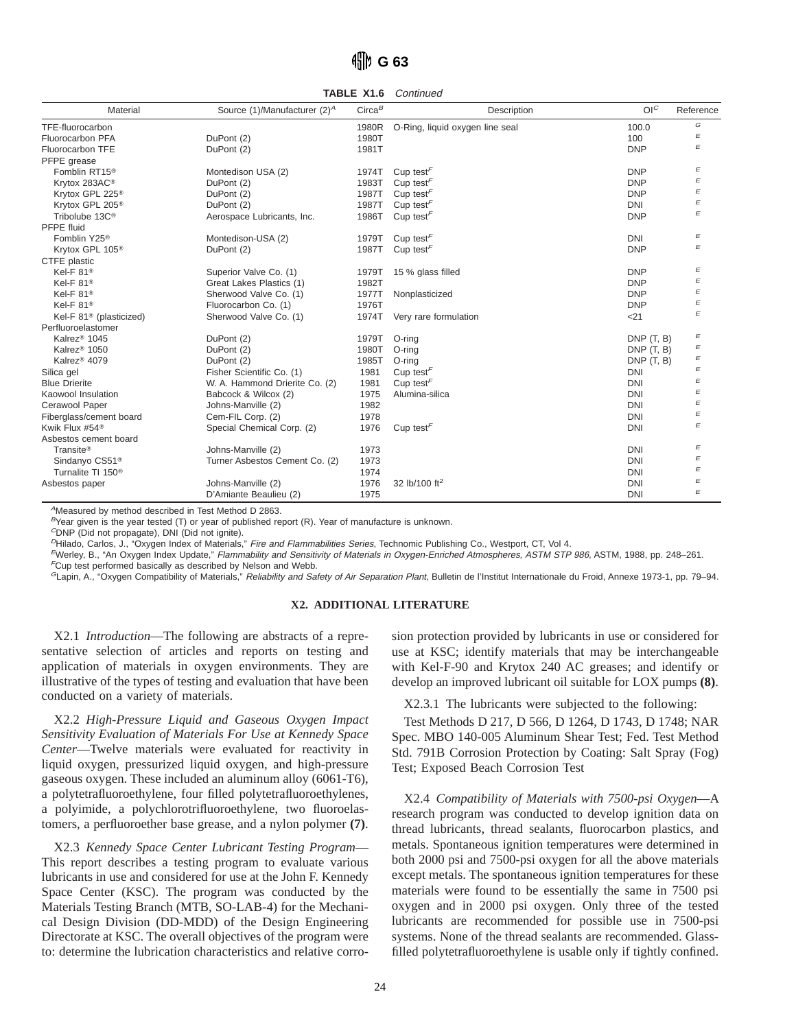**TABLE X1.6** *Continued*

| Material | Source (1)/Manufacturer (2)[A] | Circa[B] | Description | OI[C] | Reference |
|---|---|---|---|---|---|
| TFE-fluorocarbon | | 1980R | O-Ring, liquid oxygen line seal | 100.0 | G |
| Fluorocarbon PFA | DuPont (2) | 1980T | | 100 | E |
| Fluorocarbon TFE | DuPont (2) | 1981T | | DNP | E |
| PFPE grease | | | | | |
| Fomblin RT15® | Montedison USA (2) | 1974T | Cup test[F] | DNP | E |
| Krytox 283AC® | DuPont (2) | 1983T | Cup test[F] | DNP | E |
| Krytox GPL 225® | DuPont (2) | 1987T | Cup test[F] | DNP | E |
| Krytox GPL 205® | DuPont (2) | 1987T | Cup test[F] | DNI | E |
| Tribolube 13C® | Aerospace Lubricants, Inc. | 1986T | Cup test[F] | DNP | E |
| PFPE fluid | | | | | |
| Fomblin Y25® | Montedison-USA (2) | 1979T | Cup test[F] | DNI | E |
| Krytox GPL 105® | DuPont (2) | 1987T | Cup test[F] | DNP | E |
| CTFE plastic | | | | | |
| Kel-F 81® | Superior Valve Co. (1) | 1979T | 15 % glass filled | DNP | E |
| Kel-F 81® | Great Lakes Plastics (1) | 1982T | | DNP | E |
| Kel-F 81® | Sherwood Valve Co. (1) | 1977T | Nonplasticized | DNP | E |
| Kel-F 81® | Fluorocarbon Co. (1) | 1976T | | DNP | E |
| Kel-F 81® (plasticized) | Sherwood Valve Co. (1) | 1974T | Very rare formulation | <21 | E |
| Perfluoroelastomer | | | | | |
| Kalrez® 1045 | DuPont (2) | 1979T | O-ring | DNP (T, B) | E |
| Kalrez® 1050 | DuPont (2) | 1980T | O-ring | DNP (T, B) | E |
| Kalrez® 4079 | DuPont (2) | 1985T | O-ring | DNP (T, B) | E |
| Silica gel | Fisher Scientific Co. (1) | 1981 | Cup test[F] | DNI | E |
| Blue Drierite | W. A. Hammond Drierite Co. (2) | 1981 | Cup test[F] | DNI | E |
| Kaowool Insulation | Babcock & Wilcox (2) | 1975 | Alumina-silica | DNI | E |
| Cerawool Paper | Johns-Manville (2) | 1982 | | DNI | E |
| Fiberglass/cement board | Cem-FIL Corp. (2) | 1978 | | DNI | E |
| Kwik Flux #54® | Special Chemical Corp. (2) | 1976 | Cup test[F] | DNI | E |
| Asbestos cement board | | | | | |
| Transite® | Johns-Manville (2) | 1973 | | DNI | E |
| Sindanyo CS51® | Turner Asbestos Cement Co. (2) | 1973 | | DNI | E |
| Turnalite TI 150® | | 1974 | | DNI | E |
| Asbestos paper | Johns-Manville (2) | 1976 | 32 lb/100 ft$^2$ | DNI | E |
| | D'Amiante Beaulieu (2) | 1975 | | DNI | E |

[A]Measured by method described in Test Method D 2863.
[B]Year given is the year tested (T) or year of published report (R). Year of manufacture is unknown.
[C]DNP (Did not propagate), DNI (Did not ignite).
[D]Hilado, Carlos, J., "Oxygen Index of Materials," *Fire and Flammabilities Series*, Technomic Publishing Co., Westport, CT, Vol 4.
[E]Werley, B., "An Oxygen Index Update," *Flammability and Sensitivity of Materials in Oxygen-Enriched Atmospheres, ASTM STP 986*, ASTM, 1988, pp. 248–261.
[F]Cup test performed basically as described by Nelson and Webb.
[G]Lapin, A., "Oxygen Compatibility of Materials," *Reliability and Safety of Air Separation Plant*, Bulletin de l'Institut Internationale du Froid, Annexe 1973-1, pp. 79–94.

## X2. ADDITIONAL LITERATURE

X2.1 *Introduction*—The following are abstracts of a representative selection of articles and reports on testing and application of materials in oxygen environments. They are illustrative of the types of testing and evaluation that have been conducted on a variety of materials.

X2.2 *High-Pressure Liquid and Gaseous Oxygen Impact Sensitivity Evaluation of Materials For Use at Kennedy Space Center*—Twelve materials were evaluated for reactivity in liquid oxygen, pressurized liquid oxygen, and high-pressure gaseous oxygen. These included an aluminum alloy (6061-T6), a polytetrafluoroethylene, four filled polytetrafluoroethylenes, a polyimide, a polychlorotrifluoroethylene, two fluoroelastomers, a perfluoroether base grease, and a nylon polymer **(7)**.

X2.3 *Kennedy Space Center Lubricant Testing Program*—This report describes a testing program to evaluate various lubricants in use and considered for use at the John F. Kennedy Space Center (KSC). The program was conducted by the Materials Testing Branch (MTB, SO-LAB-4) for the Mechanical Design Division (DD-MDD) of the Design Engineering Directorate at KSC. The overall objectives of the program were to: determine the lubrication characteristics and relative corrosion protection provided by lubricants in use or considered for use at KSC; identify materials that may be interchangeable with Kel-F-90 and Krytox 240 AC greases; and identify or develop an improved lubricant oil suitable for LOX pumps **(8)**.

X2.3.1 The lubricants were subjected to the following:

Test Methods D 217, D 566, D 1264, D 1743, D 1748; NAR Spec. MBO 140-005 Aluminum Shear Test; Fed. Test Method Std. 791B Corrosion Protection by Coating: Salt Spray (Fog) Test; Exposed Beach Corrosion Test

X2.4 *Compatibility of Materials with 7500-psi Oxygen*—A research program was conducted to develop ignition data on thread lubricants, thread sealants, fluorocarbon plastics, and metals. Spontaneous ignition temperatures were determined in both 2000 psi and 7500-psi oxygen for all the above materials except metals. The spontaneous ignition temperatures for these materials were found to be essentially the same in 7500 psi oxygen and in 2000 psi oxygen. Only three of the tested lubricants are recommended for possible use in 7500-psi systems. None of the thread sealants are recommended. Glass-filled polytetrafluoroethylene is usable only if tightly confined.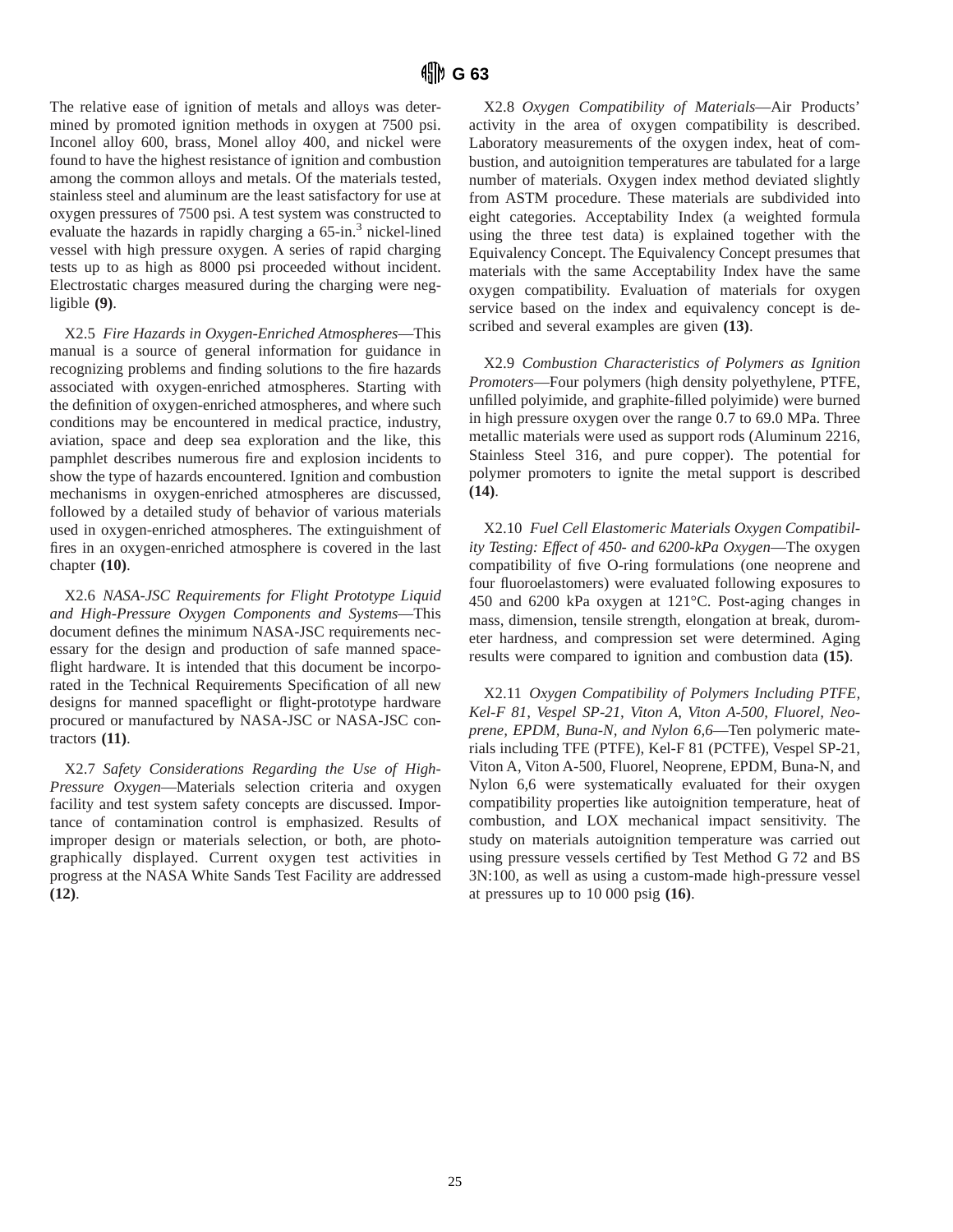The relative ease of ignition of metals and alloys was determined by promoted ignition methods in oxygen at 7500 psi. Inconel alloy 600, brass, Monel alloy 400, and nickel were found to have the highest resistance of ignition and combustion among the common alloys and metals. Of the materials tested, stainless steel and aluminum are the least satisfactory for use at oxygen pressures of 7500 psi. A test system was constructed to evaluate the hazards in rapidly charging a 65-in.$^3$ nickel-lined vessel with high pressure oxygen. A series of rapid charging tests up to as high as 8000 psi proceeded without incident. Electrostatic charges measured during the charging were negligible **(9)**.

X2.5 *Fire Hazards in Oxygen-Enriched Atmospheres*—This manual is a source of general information for guidance in recognizing problems and finding solutions to the fire hazards associated with oxygen-enriched atmospheres. Starting with the definition of oxygen-enriched atmospheres, and where such conditions may be encountered in medical practice, industry, aviation, space and deep sea exploration and the like, this pamphlet describes numerous fire and explosion incidents to show the type of hazards encountered. Ignition and combustion mechanisms in oxygen-enriched atmospheres are discussed, followed by a detailed study of behavior of various materials used in oxygen-enriched atmospheres. The extinguishment of fires in an oxygen-enriched atmosphere is covered in the last chapter **(10)**.

X2.6 *NASA-JSC Requirements for Flight Prototype Liquid and High-Pressure Oxygen Components and Systems*—This document defines the minimum NASA-JSC requirements necessary for the design and production of safe manned spaceflight hardware. It is intended that this document be incorporated in the Technical Requirements Specification of all new designs for manned spaceflight or flight-prototype hardware procured or manufactured by NASA-JSC or NASA-JSC contractors **(11)**.

X2.7 *Safety Considerations Regarding the Use of High-Pressure Oxygen*—Materials selection criteria and oxygen facility and test system safety concepts are discussed. Importance of contamination control is emphasized. Results of improper design or materials selection, or both, are photographically displayed. Current oxygen test activities in progress at the NASA White Sands Test Facility are addressed **(12)**.

X2.8 *Oxygen Compatibility of Materials*—Air Products' activity in the area of oxygen compatibility is described. Laboratory measurements of the oxygen index, heat of combustion, and autoignition temperatures are tabulated for a large number of materials. Oxygen index method deviated slightly from ASTM procedure. These materials are subdivided into eight categories. Acceptability Index (a weighted formula using the three test data) is explained together with the Equivalency Concept. The Equivalency Concept presumes that materials with the same Acceptability Index have the same oxygen compatibility. Evaluation of materials for oxygen service based on the index and equivalency concept is described and several examples are given **(13)**.

X2.9 *Combustion Characteristics of Polymers as Ignition Promoters*—Four polymers (high density polyethylene, PTFE, unfilled polyimide, and graphite-filled polyimide) were burned in high pressure oxygen over the range 0.7 to 69.0 MPa. Three metallic materials were used as support rods (Aluminum 2216, Stainless Steel 316, and pure copper). The potential for polymer promoters to ignite the metal support is described **(14)**.

X2.10 *Fuel Cell Elastomeric Materials Oxygen Compatibility Testing: Effect of 450- and 6200-kPa Oxygen*—The oxygen compatibility of five O-ring formulations (one neoprene and four fluoroelastomers) were evaluated following exposures to 450 and 6200 kPa oxygen at 121°C. Post-aging changes in mass, dimension, tensile strength, elongation at break, durometer hardness, and compression set were determined. Aging results were compared to ignition and combustion data **(15)**.

X2.11 *Oxygen Compatibility of Polymers Including PTFE, Kel-F 81, Vespel SP-21, Viton A, Viton A-500, Fluorel, Neoprene, EPDM, Buna-N, and Nylon 6,6*—Ten polymeric materials including TFE (PTFE), Kel-F 81 (PCTFE), Vespel SP-21, Viton A, Viton A-500, Fluorel, Neoprene, EPDM, Buna-N, and Nylon 6,6 were systematically evaluated for their oxygen compatibility properties like autoignition temperature, heat of combustion, and LOX mechanical impact sensitivity. The study on materials autoignition temperature was carried out using pressure vessels certified by Test Method G 72 and BS 3N:100, as well as using a custom-made high-pressure vessel at pressures up to 10 000 psig **(16)**.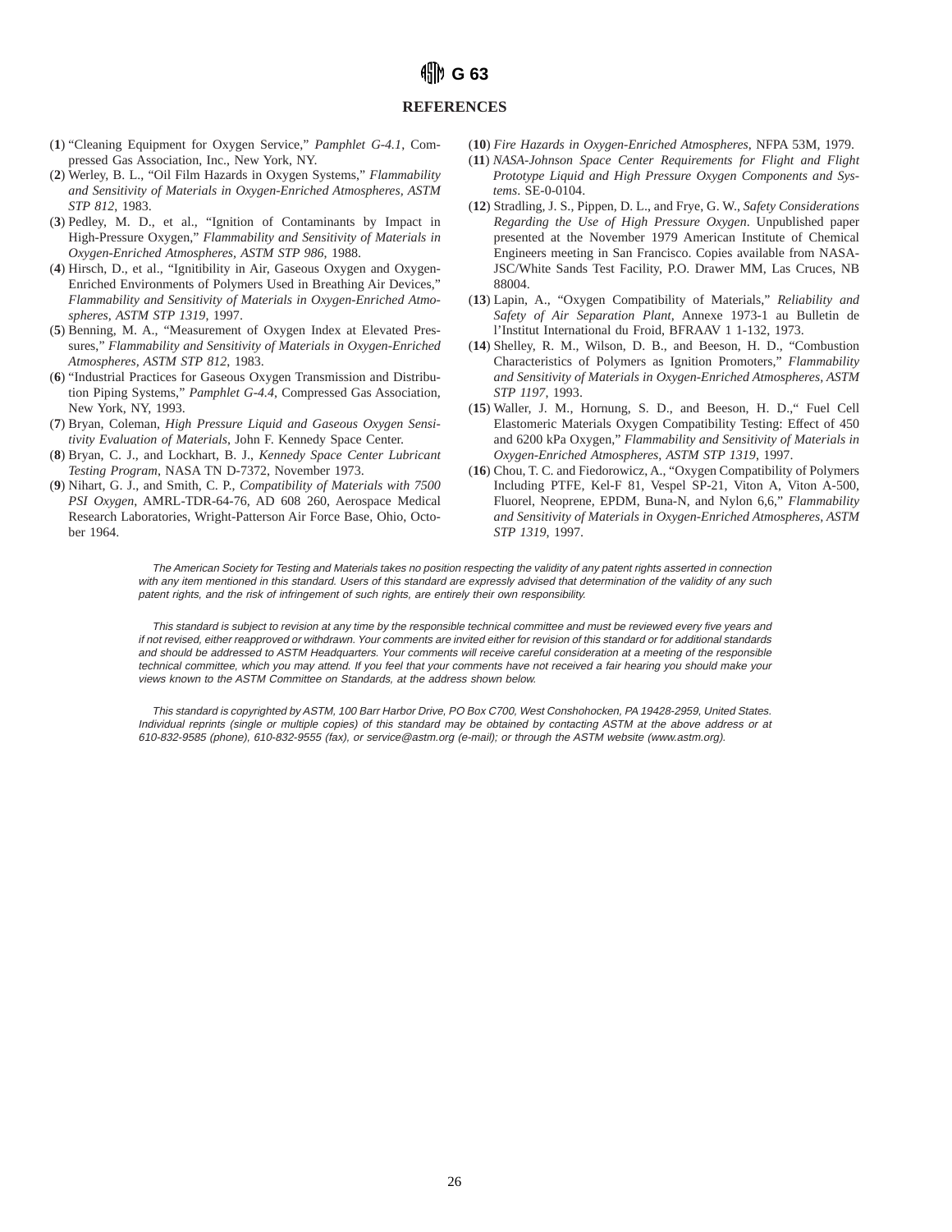## REFERENCES

(**1**) "Cleaning Equipment for Oxygen Service," *Pamphlet G-4.1*, Compressed Gas Association, Inc., New York, NY.

(**2**) Werley, B. L., "Oil Film Hazards in Oxygen Systems," *Flammability and Sensitivity of Materials in Oxygen-Enriched Atmospheres, ASTM STP 812*, 1983.

(**3**) Pedley, M. D., et al., "Ignition of Contaminants by Impact in High-Pressure Oxygen," *Flammability and Sensitivity of Materials in Oxygen-Enriched Atmospheres, ASTM STP 986*, 1988.

(**4**) Hirsch, D., et al., "Ignitibility in Air, Gaseous Oxygen and Oxygen-Enriched Environments of Polymers Used in Breathing Air Devices," *Flammability and Sensitivity of Materials in Oxygen-Enriched Atmospheres, ASTM STP 1319*, 1997.

(**5**) Benning, M. A., "Measurement of Oxygen Index at Elevated Pressures," *Flammability and Sensitivity of Materials in Oxygen-Enriched Atmospheres, ASTM STP 812*, 1983.

(**6**) "Industrial Practices for Gaseous Oxygen Transmission and Distribution Piping Systems," *Pamphlet G-4.4*, Compressed Gas Association, New York, NY, 1993.

(**7**) Bryan, Coleman, *High Pressure Liquid and Gaseous Oxygen Sensitivity Evaluation of Materials*, John F. Kennedy Space Center.

(**8**) Bryan, C. J., and Lockhart, B. J., *Kennedy Space Center Lubricant Testing Program*, NASA TN D-7372, November 1973.

(**9**) Nihart, G. J., and Smith, C. P., *Compatibility of Materials with 7500 PSI Oxygen*, AMRL-TDR-64-76, AD 608 260, Aerospace Medical Research Laboratories, Wright-Patterson Air Force Base, Ohio, October 1964.

(**10**) *Fire Hazards in Oxygen-Enriched Atmospheres*, NFPA 53M, 1979.

(**11**) *NASA-Johnson Space Center Requirements for Flight and Flight Prototype Liquid and High Pressure Oxygen Components and Systems*. SE-0-0104.

(**12**) Stradling, J. S., Pippen, D. L., and Frye, G. W., *Safety Considerations Regarding the Use of High Pressure Oxygen*. Unpublished paper presented at the November 1979 American Institute of Chemical Engineers meeting in San Francisco. Copies available from NASA-JSC/White Sands Test Facility, P.O. Drawer MM, Las Cruces, NB 88004.

(**13**) Lapin, A., "Oxygen Compatibility of Materials," *Reliability and Safety of Air Separation Plant*, Annexe 1973-1 au Bulletin de l'Institut International du Froid, BFRAAV 1 1-132, 1973.

(**14**) Shelley, R. M., Wilson, D. B., and Beeson, H. D., "Combustion Characteristics of Polymers as Ignition Promoters," *Flammability and Sensitivity of Materials in Oxygen-Enriched Atmospheres, ASTM STP 1197*, 1993.

(**15**) Waller, J. M., Hornung, S. D., and Beeson, H. D.," Fuel Cell Elastomeric Materials Oxygen Compatibility Testing: Effect of 450 and 6200 kPa Oxygen," *Flammability and Sensitivity of Materials in Oxygen-Enriched Atmospheres, ASTM STP 1319*, 1997.

(**16**) Chou, T. C. and Fiedorowicz, A., "Oxygen Compatibility of Polymers Including PTFE, Kel-F 81, Vespel SP-21, Viton A, Viton A-500, Fluorel, Neoprene, EPDM, Buna-N, and Nylon 6,6," *Flammability and Sensitivity of Materials in Oxygen-Enriched Atmospheres, ASTM STP 1319*, 1997.

*The American Society for Testing and Materials takes no position respecting the validity of any patent rights asserted in connection with any item mentioned in this standard. Users of this standard are expressly advised that determination of the validity of any such patent rights, and the risk of infringement of such rights, are entirely their own responsibility.*

*This standard is subject to revision at any time by the responsible technical committee and must be reviewed every five years and if not revised, either reapproved or withdrawn. Your comments are invited either for revision of this standard or for additional standards and should be addressed to ASTM Headquarters. Your comments will receive careful consideration at a meeting of the responsible technical committee, which you may attend. If you feel that your comments have not received a fair hearing you should make your views known to the ASTM Committee on Standards, at the address shown below.*

*This standard is copyrighted by ASTM, 100 Barr Harbor Drive, PO Box C700, West Conshohocken, PA 19428-2959, United States. Individual reprints (single or multiple copies) of this standard may be obtained by contacting ASTM at the above address or at 610-832-9585 (phone), 610-832-9555 (fax), or service@astm.org (e-mail); or through the ASTM website (www.astm.org).*